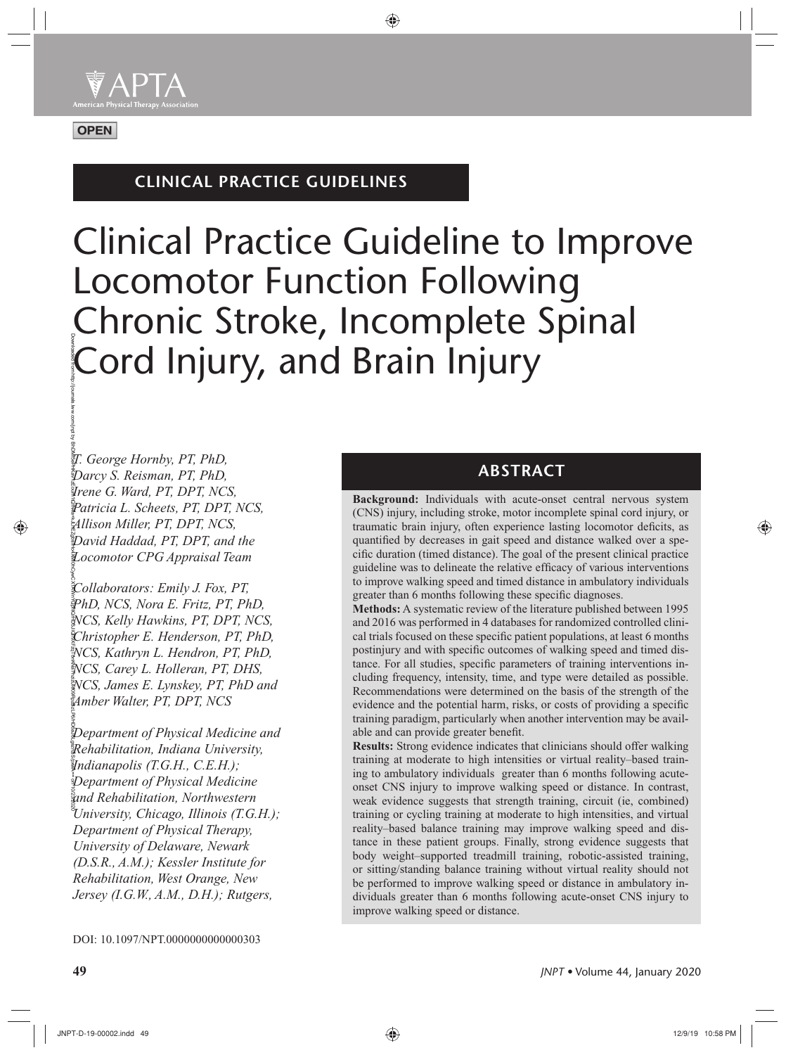APTA

American Physical Therapy Association

OPEN

CLINICAL PRACTICE GUIDELINES

# Clinical Practice Guideline to Improve Locomotor Function Following Chronic Stroke, Incomplete Spinal Cord Injury, and Brain Injury

*T. George Hornby, PT, PhD, Darcy S. Reisman, PT, PhD, Irene G. Ward, PT, DPT, NCS, Patricia L. Scheets, PT, DPT, NCS, Allison Miller, PT, DPT, NCS, David Haddad, PT, DPT, and the Locomotor CPG Appraisal Team*

*Collaborators: Emily J. Fox, PT, PhD, NCS, Nora E. Fritz, PT, PhD, NCS, Kelly Hawkins, PT, DPT, NCS, Christopher E. Henderson, PT, PhD, NCS, Kathryn L. Hendron, PT, PhD, NCS, Carey L. Holleran, PT, DHS, NCS, James E. Lynskey, PT, PhD and Amber Walter, PT, DPT, NCS*

*Department of Physical Medicine and Rehabilitation, Indiana University, Indianapolis (T.G.H., C.E.H.); Department of Physical Medicine and Rehabilitation, Northwestern University, Chicago, Illinois (T.G.H.); Department of Physical Therapy, University of Delaware, Newark (D.S.R., A.M.); Kessler Institute for Rehabilitation, West Orange, New Jersey (I.G.W., A.M., D.H.); Rutgers,*

DOI: 10.1097/NPT.0000000000000303

## ABSTRACT

**Background:** Individuals with acute-onset central nervous system (CNS) injury, including stroke, motor incomplete spinal cord injury, or traumatic brain injury, often experience lasting locomotor deficits, as quantified by decreases in gait speed and distance walked over a specific duration (timed distance). The goal of the present clinical practice guideline was to delineate the relative efficacy of various interventions to improve walking speed and timed distance in ambulatory individuals greater than 6 months following these specific diagnoses.

**Methods:** A systematic review of the literature published between 1995 and 2016 was performed in 4 databases for randomized controlled clinical trials focused on these specific patient populations, at least 6 months postinjury and with specific outcomes of walking speed and timed distance. For all studies, specific parameters of training interventions including frequency, intensity, time, and type were detailed as possible. Recommendations were determined on the basis of the strength of the evidence and the potential harm, risks, or costs of providing a specific training paradigm, particularly when another intervention may be available and can provide greater benefit.

**Results:** Strong evidence indicates that clinicians should offer walking training at moderate to high intensities or virtual reality–based training to ambulatory individuals greater than 6 months following acute-onset CNS injury to improve walking speed or distance. In contrast, weak evidence suggests that strength training, circuit (ie, combined) training or cycling training at moderate to high intensities, and virtual reality–based balance training may improve walking speed and distance in these patient groups. Finally, strong evidence suggests that body weight–supported treadmill training, robotic-assisted training, or sitting/standing balance training without virtual reality should not be performed to improve walking speed or distance in ambulatory individuals greater than 6 months following acute-onset CNS injury to improve walking speed or distance.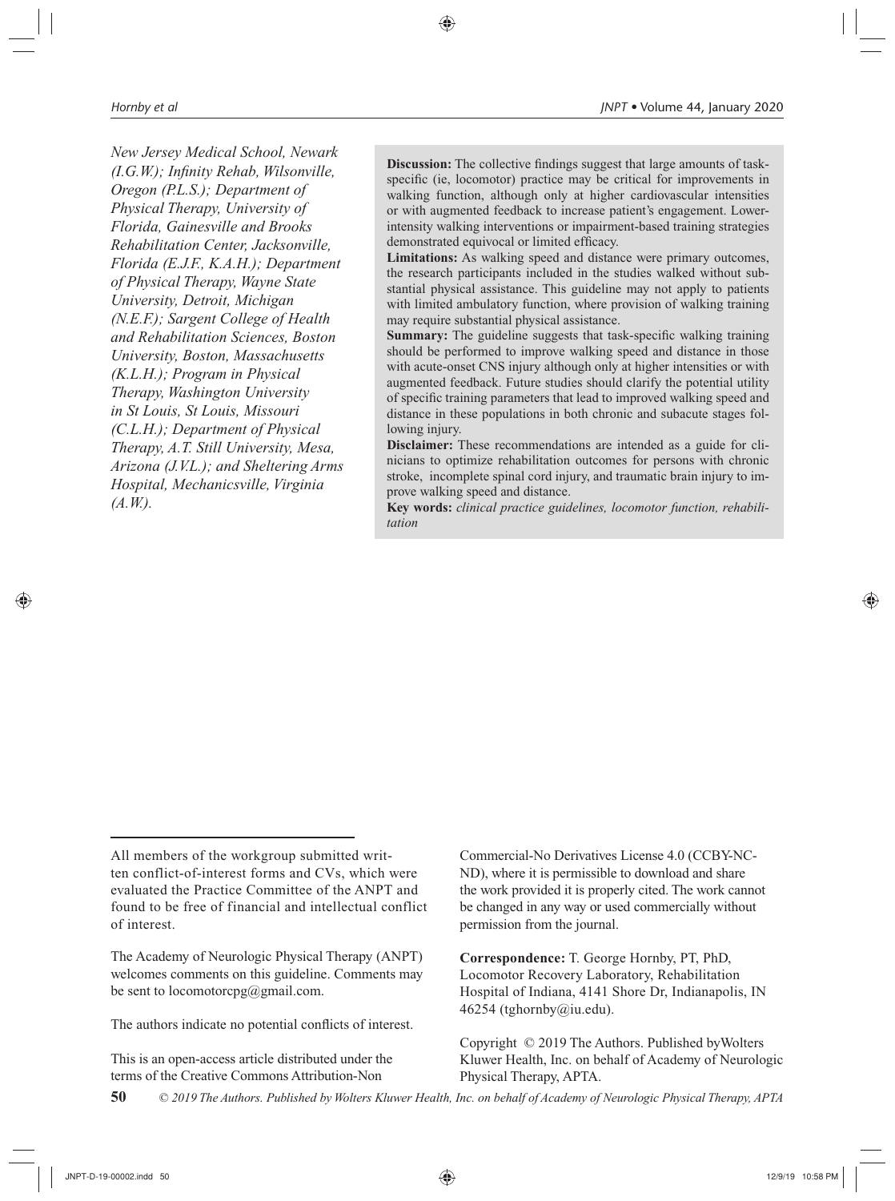New Jersey Medical School, Newark (I.G.W.); Infinity Rehab, Wilsonville, Oregon (P.L.S.); Department of Physical Therapy, University of Florida, Gainesville and Brooks Rehabilitation Center, Jacksonville, Florida (E.J.F., K.A.H.); Department of Physical Therapy, Wayne State University, Detroit, Michigan (N.E.F.); Sargent College of Health and Rehabilitation Sciences, Boston University, Boston, Massachusetts (K.L.H.); Program in Physical Therapy, Washington University in St Louis, St Louis, Missouri (C.L.H.); Department of Physical Therapy, A.T. Still University, Mesa, Arizona (J.V.L.); and Sheltering Arms Hospital, Mechanicsville, Virginia (A.W.).

**Discussion:** The collective findings suggest that large amounts of task-specific (ie, locomotor) practice may be critical for improvements in walking function, although only at higher cardiovascular intensities or with augmented feedback to increase patient's engagement. Lower-intensity walking interventions or impairment-based training strategies demonstrated equivocal or limited efficacy.

**Limitations:** As walking speed and distance were primary outcomes, the research participants included in the studies walked without substantial physical assistance. This guideline may not apply to patients with limited ambulatory function, where provision of walking training may require substantial physical assistance.

**Summary:** The guideline suggests that task-specific walking training should be performed to improve walking speed and distance in those with acute-onset CNS injury although only at higher intensities or with augmented feedback. Future studies should clarify the potential utility of specific training parameters that lead to improved walking speed and distance in these populations in both chronic and subacute stages following injury.

**Disclaimer:** These recommendations are intended as a guide for clinicians to optimize rehabilitation outcomes for persons with chronic stroke, incomplete spinal cord injury, and traumatic brain injury to improve walking speed and distance.

**Key words:** *clinical practice guidelines, locomotor function, rehabilitation*

---

All members of the workgroup submitted written conflict-of-interest forms and CVs, which were evaluated the Practice Committee of the ANPT and found to be free of financial and intellectual conflict of interest.

The Academy of Neurologic Physical Therapy (ANPT) welcomes comments on this guideline. Comments may be sent to locomotorcpg@gmail.com.

The authors indicate no potential conflicts of interest.

This is an open-access article distributed under the terms of the Creative Commons Attribution-Non Commercial-No Derivatives License 4.0 (CCBY-NC-ND), where it is permissible to download and share the work provided it is properly cited. The work cannot be changed in any way or used commercially without permission from the journal.

**Correspondence:** T. George Hornby, PT, PhD, Locomotor Recovery Laboratory, Rehabilitation Hospital of Indiana, 4141 Shore Dr, Indianapolis, IN 46254 (tghornby@iu.edu).

Copyright © 2019 The Authors. Published byWolters Kluwer Health, Inc. on behalf of Academy of Neurologic Physical Therapy, APTA.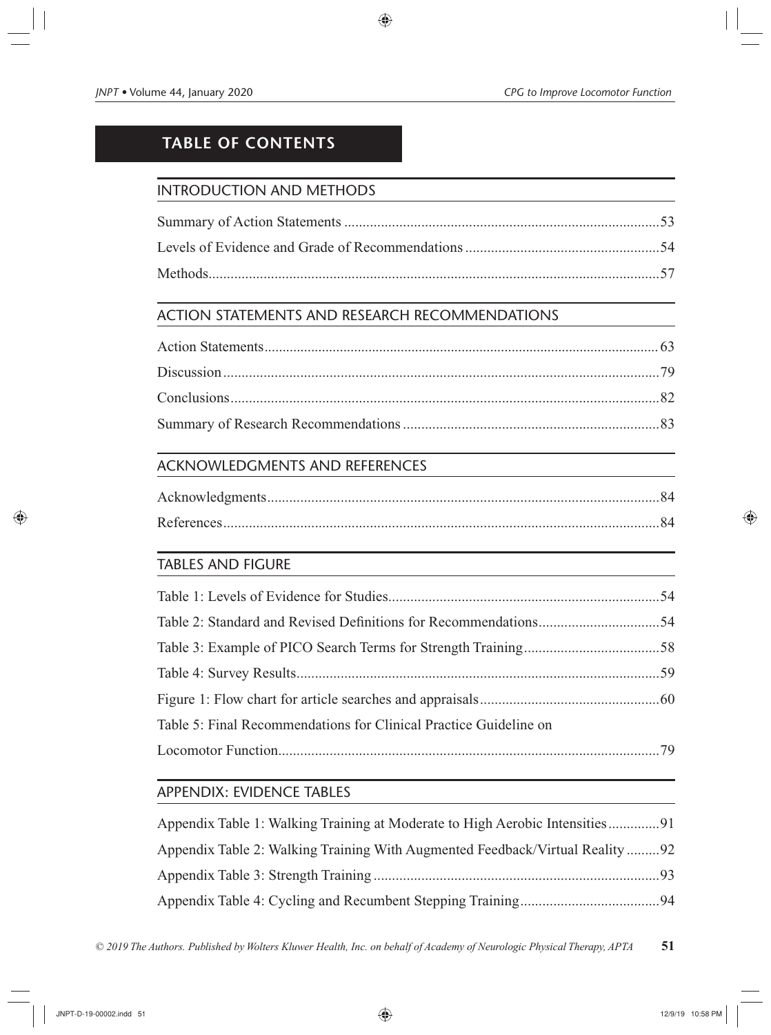# TABLE OF CONTENTS

## INTRODUCTION AND METHODS

Summary of Action Statements ....................................................................................53

Levels of Evidence and Grade of Recommendations ....................................................54

Methods.........................................................................................................................57

## ACTION STATEMENTS AND RESEARCH RECOMMENDATIONS

Action Statements.......................................................................................................... 63

Discussion .....................................................................................................................79

Conclusions...................................................................................................................82

Summary of Research Recommendations ....................................................................83

## ACKNOWLEDGMENTS AND REFERENCES

Acknowledgments.........................................................................................................84

References.....................................................................................................................84

## TABLES AND FIGURE

Table 1: Levels of Evidence for Studies.........................................................................54

Table 2: Standard and Revised Definitions for Recommendations................................54

Table 3: Example of PICO Search Terms for Strength Training....................................58

Table 4: Survey Results..................................................................................................59

Figure 1: Flow chart for article searches and appraisals................................................60

Table 5: Final Recommendations for Clinical Practice Guideline on Locomotor Function......................................................................................................79

## APPENDIX: EVIDENCE TABLES

Appendix Table 1: Walking Training at Moderate to High Aerobic Intensities..............91

Appendix Table 2: Walking Training With Augmented Feedback/Virtual Reality .........92

Appendix Table 3: Strength Training .............................................................................93

Appendix Table 4: Cycling and Recumbent Stepping Training.....................................94

*© 2019 The Authors. Published by Wolters Kluwer Health, Inc. on behalf of Academy of Neurologic Physical Therapy, APTA*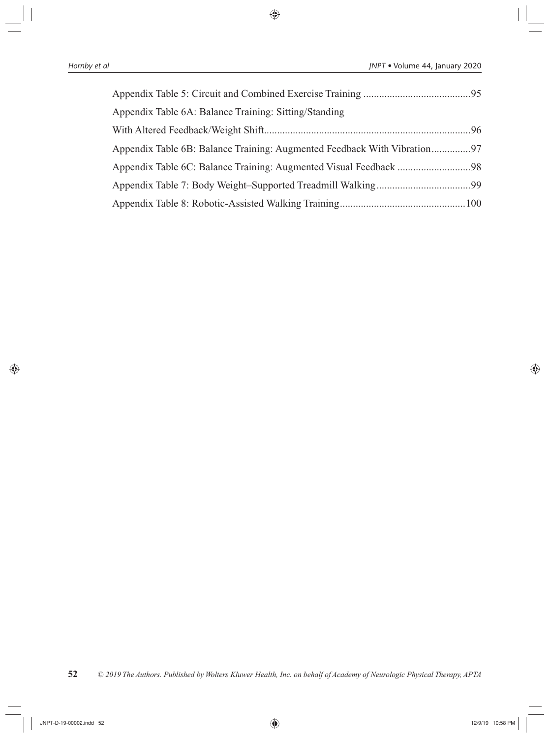Appendix Table 5: Circuit and Combined Exercise Training .........................................95

Appendix Table 6A: Balance Training: Sitting/Standing
With Altered Feedback/Weight Shift...............................................................................96

Appendix Table 6B: Balance Training: Augmented Feedback With Vibration...............97

Appendix Table 6C: Balance Training: Augmented Visual Feedback ............................98

Appendix Table 7: Body Weight–Supported Treadmill Walking....................................99

Appendix Table 8: Robotic-Assisted Walking Training................................................100

© 2019 The Authors. Published by Wolters Kluwer Health, Inc. on behalf of Academy of Neurologic Physical Therapy, APTA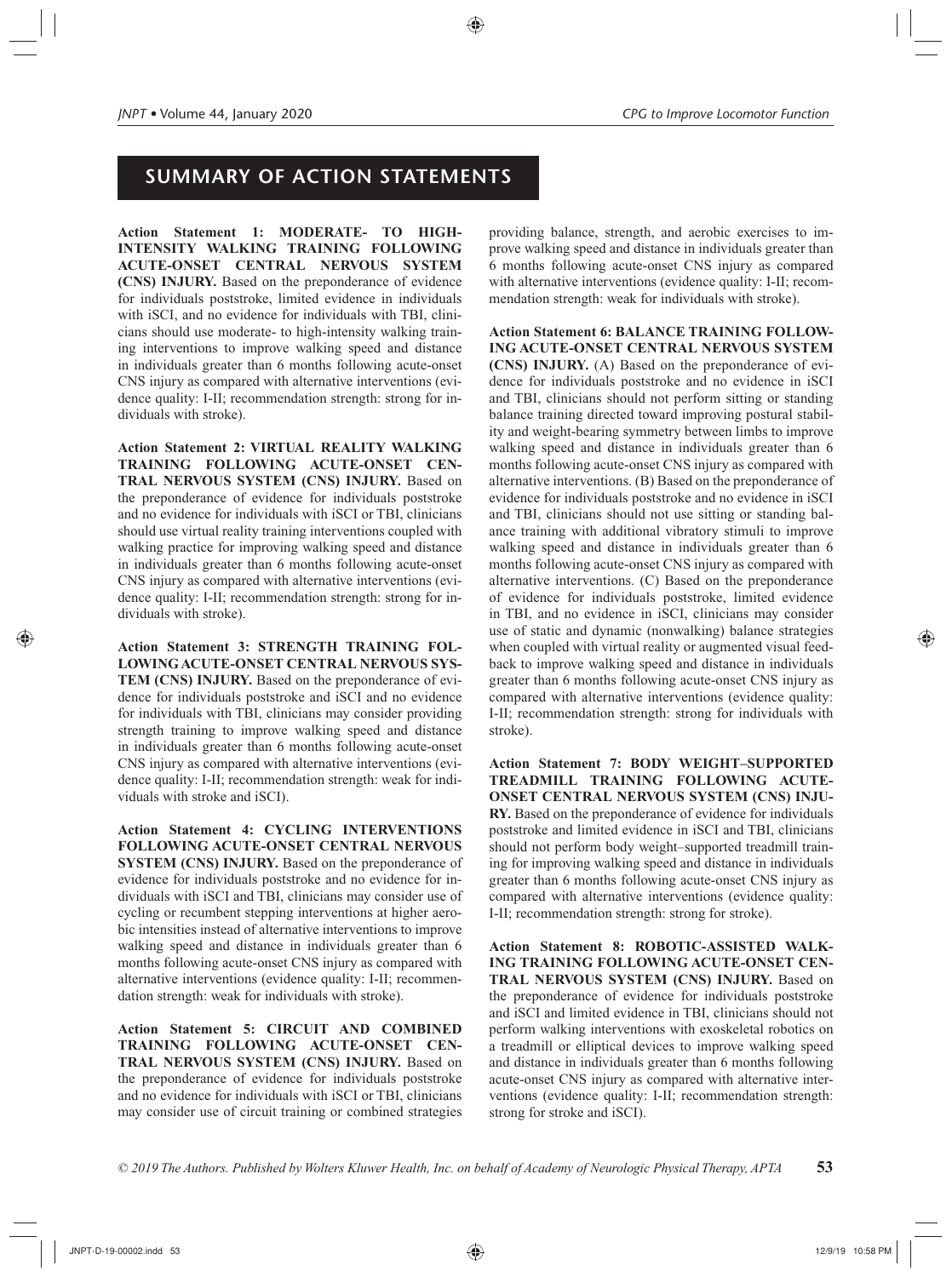## SUMMARY OF ACTION STATEMENTS

**Action Statement 1: MODERATE- TO HIGH-INTENSITY WALKING TRAINING FOLLOWING ACUTE-ONSET CENTRAL NERVOUS SYSTEM (CNS) INJURY.** Based on the preponderance of evidence for individuals poststroke, limited evidence in individuals with iSCI, and no evidence for individuals with TBI, clinicians should use moderate- to high-intensity walking training interventions to improve walking speed and distance in individuals greater than 6 months following acute-onset CNS injury as compared with alternative interventions (evidence quality: I-II; recommendation strength: strong for individuals with stroke).

**Action Statement 2: VIRTUAL REALITY WALKING TRAINING FOLLOWING ACUTE-ONSET CENTRAL NERVOUS SYSTEM (CNS) INJURY.** Based on the preponderance of evidence for individuals poststroke and no evidence for individuals with iSCI or TBI, clinicians should use virtual reality training interventions coupled with walking practice for improving walking speed and distance in individuals greater than 6 months following acute-onset CNS injury as compared with alternative interventions (evidence quality: I-II; recommendation strength: strong for individuals with stroke).

**Action Statement 3: STRENGTH TRAINING FOLLOWING ACUTE-ONSET CENTRAL NERVOUS SYSTEM (CNS) INJURY.** Based on the preponderance of evidence for individuals poststroke and iSCI and no evidence for individuals with TBI, clinicians may consider providing strength training to improve walking speed and distance in individuals greater than 6 months following acute-onset CNS injury as compared with alternative interventions (evidence quality: I-II; recommendation strength: weak for individuals with stroke and iSCI).

**Action Statement 4: CYCLING INTERVENTIONS FOLLOWING ACUTE-ONSET CENTRAL NERVOUS SYSTEM (CNS) INJURY.** Based on the preponderance of evidence for individuals poststroke and no evidence for individuals with iSCI and TBI, clinicians may consider use of cycling or recumbent stepping interventions at higher aerobic intensities instead of alternative interventions to improve walking speed and distance in individuals greater than 6 months following acute-onset CNS injury as compared with alternative interventions (evidence quality: I-II; recommendation strength: weak for individuals with stroke).

**Action Statement 5: CIRCUIT AND COMBINED TRAINING FOLLOWING ACUTE-ONSET CENTRAL NERVOUS SYSTEM (CNS) INJURY.** Based on the preponderance of evidence for individuals poststroke and no evidence for individuals with iSCI or TBI, clinicians may consider use of circuit training or combined strategies providing balance, strength, and aerobic exercises to improve walking speed and distance in individuals greater than 6 months following acute-onset CNS injury as compared with alternative interventions (evidence quality: I-II; recommendation strength: weak for individuals with stroke).

**Action Statement 6: BALANCE TRAINING FOLLOWING ACUTE-ONSET CENTRAL NERVOUS SYSTEM (CNS) INJURY.** (A) Based on the preponderance of evidence for individuals poststroke and no evidence in iSCI and TBI, clinicians should not perform sitting or standing balance training directed toward improving postural stability and weight-bearing symmetry between limbs to improve walking speed and distance in individuals greater than 6 months following acute-onset CNS injury as compared with alternative interventions. (B) Based on the preponderance of evidence for individuals poststroke and no evidence in iSCI and TBI, clinicians should not use sitting or standing balance training with additional vibratory stimuli to improve walking speed and distance in individuals greater than 6 months following acute-onset CNS injury as compared with alternative interventions. (C) Based on the preponderance of evidence for individuals poststroke, limited evidence in TBI, and no evidence in iSCI, clinicians may consider use of static and dynamic (nonwalking) balance strategies when coupled with virtual reality or augmented visual feedback to improve walking speed and distance in individuals greater than 6 months following acute-onset CNS injury as compared with alternative interventions (evidence quality: I-II; recommendation strength: strong for individuals with stroke).

**Action Statement 7: BODY WEIGHT–SUPPORTED TREADMILL TRAINING FOLLOWING ACUTE-ONSET CENTRAL NERVOUS SYSTEM (CNS) INJURY.** Based on the preponderance of evidence for individuals poststroke and limited evidence in iSCI and TBI, clinicians should not perform body weight–supported treadmill training for improving walking speed and distance in individuals greater than 6 months following acute-onset CNS injury as compared with alternative interventions (evidence quality: I-II; recommendation strength: strong for stroke).

**Action Statement 8: ROBOTIC-ASSISTED WALKING TRAINING FOLLOWING ACUTE-ONSET CENTRAL NERVOUS SYSTEM (CNS) INJURY.** Based on the preponderance of evidence for individuals poststroke and iSCI and limited evidence in TBI, clinicians should not perform walking interventions with exoskeletal robotics on a treadmill or elliptical devices to improve walking speed and distance in individuals greater than 6 months following acute-onset CNS injury as compared with alternative interventions (evidence quality: I-II; recommendation strength: strong for stroke and iSCI).

*© 2019 The Authors. Published by Wolters Kluwer Health, Inc. on behalf of Academy of Neurologic Physical Therapy, APTA*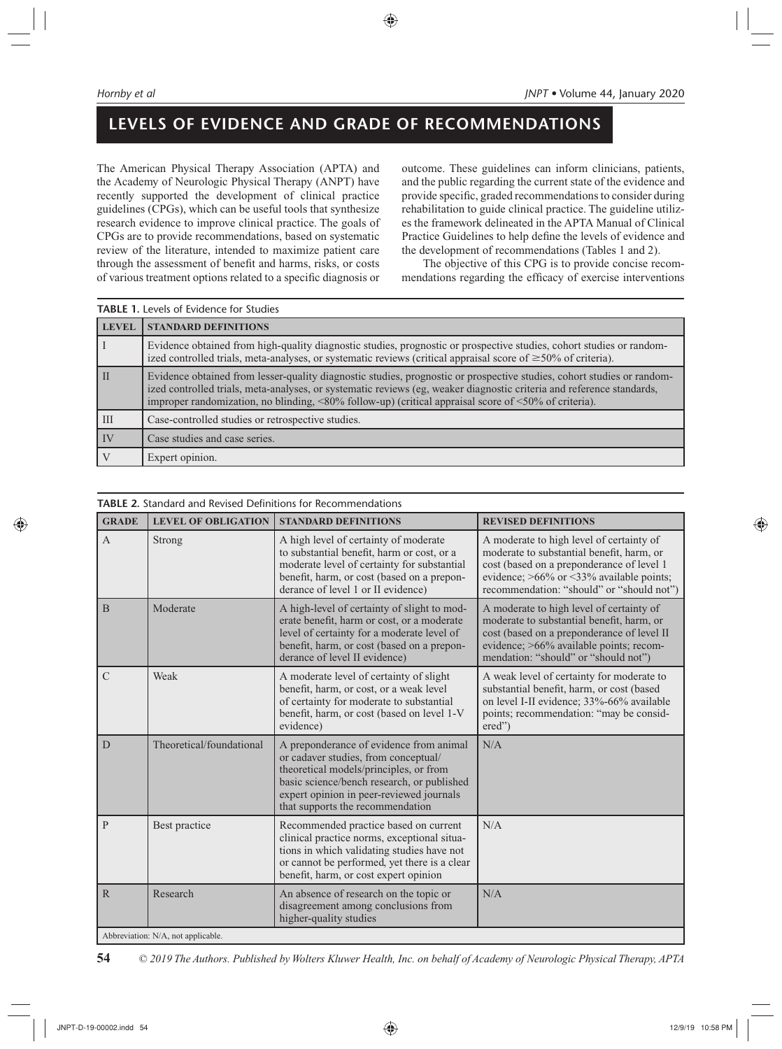## LEVELS OF EVIDENCE AND GRADE OF RECOMMENDATIONS

The American Physical Therapy Association (APTA) and the Academy of Neurologic Physical Therapy (ANPT) have recently supported the development of clinical practice guidelines (CPGs), which can be useful tools that synthesize research evidence to improve clinical practice. The goals of CPGs are to provide recommendations, based on systematic review of the literature, intended to maximize patient care through the assessment of benefit and harms, risks, or costs of various treatment options related to a specific diagnosis or outcome. These guidelines can inform clinicians, patients, and the public regarding the current state of the evidence and provide specific, graded recommendations to consider during rehabilitation to guide clinical practice. The guideline utilizes the framework delineated in the APTA Manual of Clinical Practice Guidelines to help define the levels of evidence and the development of recommendations (Tables 1 and 2).

The objective of this CPG is to provide concise recommendations regarding the efficacy of exercise interventions

**TABLE 1.** Levels of Evidence for Studies

| LEVEL | STANDARD DEFINITIONS |
|---|---|
| I | Evidence obtained from high-quality diagnostic studies, prognostic or prospective studies, cohort studies or randomized controlled trials, meta-analyses, or systematic reviews (critical appraisal score of ≥50% of criteria). |
| II | Evidence obtained from lesser-quality diagnostic studies, prognostic or prospective studies, cohort studies or randomized controlled trials, meta-analyses, or systematic reviews (eg, weaker diagnostic criteria and reference standards, improper randomization, no blinding, <80% follow-up) (critical appraisal score of <50% of criteria). |
| III | Case-controlled studies or retrospective studies. |
| IV | Case studies and case series. |
| V | Expert opinion. |

**TABLE 2.** Standard and Revised Definitions for Recommendations

| GRADE | LEVEL OF OBLIGATION | STANDARD DEFINITIONS | REVISED DEFINITIONS |
|---|---|---|---|
| A | Strong | A high level of certainty of moderate to substantial benefit, harm or cost, or a moderate level of certainty for substantial benefit, harm, or cost (based on a preponderance of level 1 or II evidence) | A moderate to high level of certainty of moderate to substantial benefit, harm, or cost (based on a preponderance of level 1 evidence; >66% or <33% available points; recommendation: "should" or "should not") |
| B | Moderate | A high-level of certainty of slight to moderate benefit, harm or cost, or a moderate level of certainty for a moderate level of benefit, harm, or cost (based on a preponderance of level II evidence) | A moderate to high level of certainty of moderate to substantial benefit, harm, or cost (based on a preponderance of level II evidence; >66% available points; recommendation: "should" or "should not") |
| C | Weak | A moderate level of certainty of slight benefit, harm, or cost, or a weak level of certainty for moderate to substantial benefit, harm, or cost (based on level 1-V evidence) | A weak level of certainty for moderate to substantial benefit, harm, or cost (based on level I-II evidence; 33%-66% available points; recommendation: "may be considered") |
| D | Theoretical/foundational | A preponderance of evidence from animal or cadaver studies, from conceptual/theoretical models/principles, or from basic science/bench research, or published expert opinion in peer-reviewed journals that supports the recommendation | N/A |
| P | Best practice | Recommended practice based on current clinical practice norms, exceptional situations in which validating studies have not or cannot be performed, yet there is a clear benefit, harm, or cost expert opinion | N/A |
| R | Research | An absence of research on the topic or disagreement among conclusions from higher-quality studies | N/A |

Abbreviation: N/A, not applicable.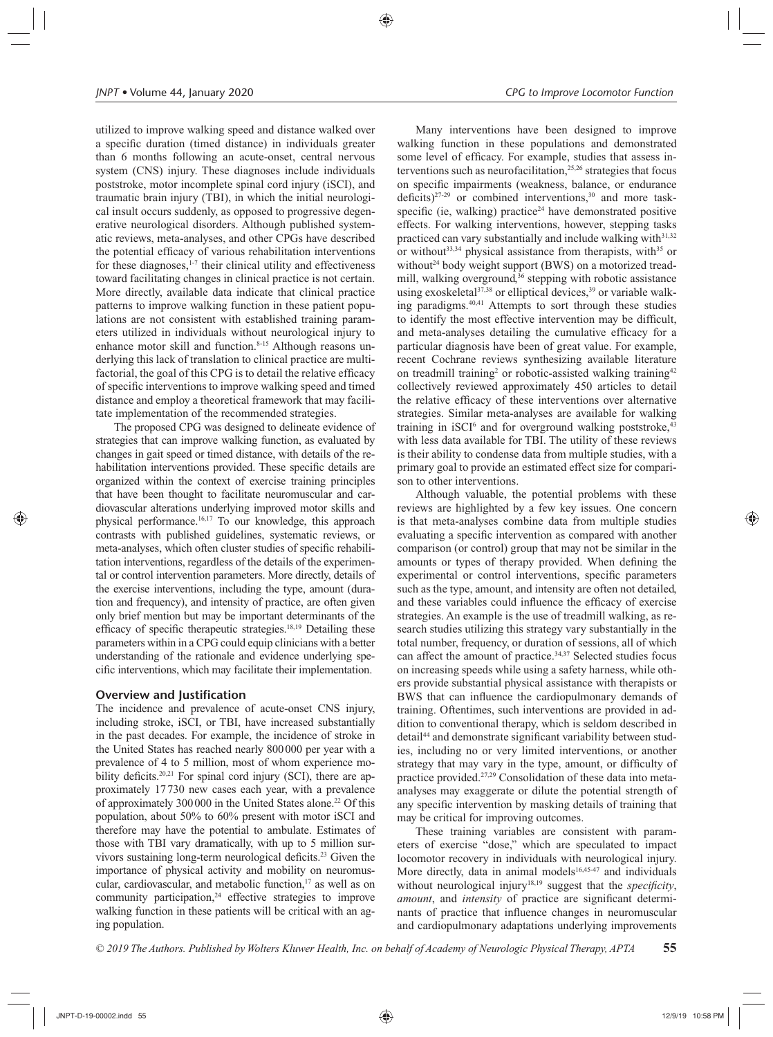utilized to improve walking speed and distance walked over a specific duration (timed distance) in individuals greater than 6 months following an acute-onset, central nervous system (CNS) injury. These diagnoses include individuals poststroke, motor incomplete spinal cord injury (iSCI), and traumatic brain injury (TBI), in which the initial neurological insult occurs suddenly, as opposed to progressive degenerative neurological disorders. Although published systematic reviews, meta-analyses, and other CPGs have described the potential efficacy of various rehabilitation interventions for these diagnoses,[1-7] their clinical utility and effectiveness toward facilitating changes in clinical practice is not certain. More directly, available data indicate that clinical practice patterns to improve walking function in these patient populations are not consistent with established training parameters utilized in individuals without neurological injury to enhance motor skill and function.[8-15] Although reasons underlying this lack of translation to clinical practice are multifactorial, the goal of this CPG is to detail the relative efficacy of specific interventions to improve walking speed and timed distance and employ a theoretical framework that may facilitate implementation of the recommended strategies.

The proposed CPG was designed to delineate evidence of strategies that can improve walking function, as evaluated by changes in gait speed or timed distance, with details of the rehabilitation interventions provided. These specific details are organized within the context of exercise training principles that have been thought to facilitate neuromuscular and cardiovascular alterations underlying improved motor skills and physical performance.[16,17] To our knowledge, this approach contrasts with published guidelines, systematic reviews, or meta-analyses, which often cluster studies of specific rehabilitation interventions, regardless of the details of the experimental or control intervention parameters. More directly, details of the exercise interventions, including the type, amount (duration and frequency), and intensity of practice, are often given only brief mention but may be important determinants of the efficacy of specific therapeutic strategies.[18,19] Detailing these parameters within in a CPG could equip clinicians with a better understanding of the rationale and evidence underlying specific interventions, which may facilitate their implementation.

## Overview and Justification

The incidence and prevalence of acute-onset CNS injury, including stroke, iSCI, or TBI, have increased substantially in the past decades. For example, the incidence of stroke in the United States has reached nearly 800 000 per year with a prevalence of 4 to 5 million, most of whom experience mobility deficits.[20,21] For spinal cord injury (SCI), there are approximately 17 730 new cases each year, with a prevalence of approximately 300 000 in the United States alone.[22] Of this population, about 50% to 60% present with motor iSCI and therefore may have the potential to ambulate. Estimates of those with TBI vary dramatically, with up to 5 million survivors sustaining long-term neurological deficits.[23] Given the importance of physical activity and mobility on neuromuscular, cardiovascular, and metabolic function,[17] as well as on community participation,[24] effective strategies to improve walking function in these patients will be critical with an aging population.

Many interventions have been designed to improve walking function in these populations and demonstrated some level of efficacy. For example, studies that assess interventions such as neurofacilitation,[25,26] strategies that focus on specific impairments (weakness, balance, or endurance deficits)[27-29] or combined interventions,[30] and more task-specific (ie, walking) practice[24] have demonstrated positive effects. For walking interventions, however, stepping tasks practiced can vary substantially and include walking with[31,32] or without[33,34] physical assistance from therapists, with[35] or without[24] body weight support (BWS) on a motorized treadmill, walking overground,[36] stepping with robotic assistance using exoskeletal[37,38] or elliptical devices,[39] or variable walking paradigms.[40,41] Attempts to sort through these studies to identify the most effective intervention may be difficult, and meta-analyses detailing the cumulative efficacy for a particular diagnosis have been of great value. For example, recent Cochrane reviews synthesizing available literature on treadmill training[2] or robotic-assisted walking training[42] collectively reviewed approximately 450 articles to detail the relative efficacy of these interventions over alternative strategies. Similar meta-analyses are available for walking training in iSCI[6] and for overground walking poststroke,[43] with less data available for TBI. The utility of these reviews is their ability to condense data from multiple studies, with a primary goal to provide an estimated effect size for comparison to other interventions.

Although valuable, the potential problems with these reviews are highlighted by a few key issues. One concern is that meta-analyses combine data from multiple studies evaluating a specific intervention as compared with another comparison (or control) group that may not be similar in the amounts or types of therapy provided. When defining the experimental or control interventions, specific parameters such as the type, amount, and intensity are often not detailed, and these variables could influence the efficacy of exercise strategies. An example is the use of treadmill walking, as research studies utilizing this strategy vary substantially in the total number, frequency, or duration of sessions, all of which can affect the amount of practice.[34,37] Selected studies focus on increasing speeds while using a safety harness, while others provide substantial physical assistance with therapists or BWS that can influence the cardiopulmonary demands of training. Oftentimes, such interventions are provided in addition to conventional therapy, which is seldom described in detail[44] and demonstrate significant variability between studies, including no or very limited interventions, or another strategy that may vary in the type, amount, or difficulty of practice provided.[27,29] Consolidation of these data into meta-analyses may exaggerate or dilute the potential strength of any specific intervention by masking details of training that may be critical for improving outcomes.

These training variables are consistent with parameters of exercise "dose," which are speculated to impact locomotor recovery in individuals with neurological injury. More directly, data in animal models[16,45-47] and individuals without neurological injury[18,19] suggest that the *specificity*, *amount*, and *intensity* of practice are significant determinants of practice that influence changes in neuromuscular and cardiopulmonary adaptations underlying improvements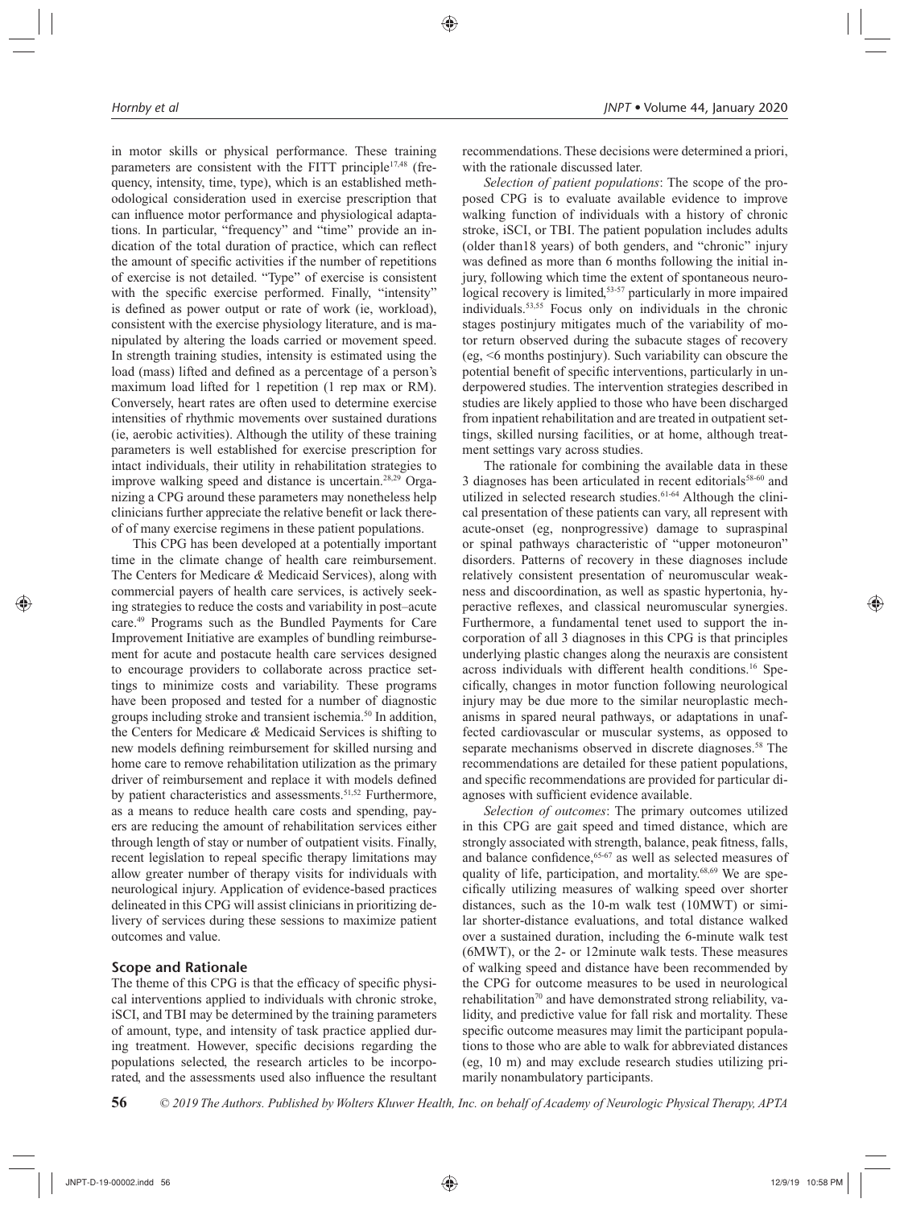in motor skills or physical performance. These training parameters are consistent with the FITT principle[17,48] (frequency, intensity, time, type), which is an established methodological consideration used in exercise prescription that can influence motor performance and physiological adaptations. In particular, "frequency" and "time" provide an indication of the total duration of practice, which can reflect the amount of specific activities if the number of repetitions of exercise is not detailed. "Type" of exercise is consistent with the specific exercise performed. Finally, "intensity" is defined as power output or rate of work (ie, workload), consistent with the exercise physiology literature, and is manipulated by altering the loads carried or movement speed. In strength training studies, intensity is estimated using the load (mass) lifted and defined as a percentage of a person's maximum load lifted for 1 repetition (1 rep max or RM). Conversely, heart rates are often used to determine exercise intensities of rhythmic movements over sustained durations (ie, aerobic activities). Although the utility of these training parameters is well established for exercise prescription for intact individuals, their utility in rehabilitation strategies to improve walking speed and distance is uncertain.[28,29] Organizing a CPG around these parameters may nonetheless help clinicians further appreciate the relative benefit or lack thereof of many exercise regimens in these patient populations.

This CPG has been developed at a potentially important time in the climate change of health care reimbursement. The Centers for Medicare & Medicaid Services), along with commercial payers of health care services, is actively seeking strategies to reduce the costs and variability in post–acute care.[49] Programs such as the Bundled Payments for Care Improvement Initiative are examples of bundling reimbursement for acute and postacute health care services designed to encourage providers to collaborate across practice settings to minimize costs and variability. These programs have been proposed and tested for a number of diagnostic groups including stroke and transient ischemia.[50] In addition, the Centers for Medicare & Medicaid Services is shifting to new models defining reimbursement for skilled nursing and home care to remove rehabilitation utilization as the primary driver of reimbursement and replace it with models defined by patient characteristics and assessments.[51,52] Furthermore, as a means to reduce health care costs and spending, payers are reducing the amount of rehabilitation services either through length of stay or number of outpatient visits. Finally, recent legislation to repeal specific therapy limitations may allow greater number of therapy visits for individuals with neurological injury. Application of evidence-based practices delineated in this CPG will assist clinicians in prioritizing delivery of services during these sessions to maximize patient outcomes and value.

## Scope and Rationale

The theme of this CPG is that the efficacy of specific physical interventions applied to individuals with chronic stroke, iSCI, and TBI may be determined by the training parameters of amount, type, and intensity of task practice applied during treatment. However, specific decisions regarding the populations selected, the research articles to be incorporated, and the assessments used also influence the resultant recommendations. These decisions were determined a priori, with the rationale discussed later.

*Selection of patient populations*: The scope of the proposed CPG is to evaluate available evidence to improve walking function of individuals with a history of chronic stroke, iSCI, or TBI. The patient population includes adults (older than18 years) of both genders, and "chronic" injury was defined as more than 6 months following the initial injury, following which time the extent of spontaneous neurological recovery is limited,[53-57] particularly in more impaired individuals.[53,55] Focus only on individuals in the chronic stages postinjury mitigates much of the variability of motor return observed during the subacute stages of recovery (eg, <6 months postinjury). Such variability can obscure the potential benefit of specific interventions, particularly in underpowered studies. The intervention strategies described in studies are likely applied to those who have been discharged from inpatient rehabilitation and are treated in outpatient settings, skilled nursing facilities, or at home, although treatment settings vary across studies.

The rationale for combining the available data in these 3 diagnoses has been articulated in recent editorials[58-60] and utilized in selected research studies.[61-64] Although the clinical presentation of these patients can vary, all represent with acute-onset (eg, nonprogressive) damage to supraspinal or spinal pathways characteristic of "upper motoneuron" disorders. Patterns of recovery in these diagnoses include relatively consistent presentation of neuromuscular weakness and discoordination, as well as spastic hypertonia, hyperactive reflexes, and classical neuromuscular synergies. Furthermore, a fundamental tenet used to support the incorporation of all 3 diagnoses in this CPG is that principles underlying plastic changes along the neuraxis are consistent across individuals with different health conditions.[16] Specifically, changes in motor function following neurological injury may be due more to the similar neuroplastic mechanisms in spared neural pathways, or adaptations in unaffected cardiovascular or muscular systems, as opposed to separate mechanisms observed in discrete diagnoses.[58] The recommendations are detailed for these patient populations, and specific recommendations are provided for particular diagnoses with sufficient evidence available.

*Selection of outcomes*: The primary outcomes utilized in this CPG are gait speed and timed distance, which are strongly associated with strength, balance, peak fitness, falls, and balance confidence,[65-67] as well as selected measures of quality of life, participation, and mortality.[68,69] We are specifically utilizing measures of walking speed over shorter distances, such as the 10-m walk test (10MWT) or similar shorter-distance evaluations, and total distance walked over a sustained duration, including the 6-minute walk test (6MWT), or the 2- or 12minute walk tests. These measures of walking speed and distance have been recommended by the CPG for outcome measures to be used in neurological rehabilitation[70] and have demonstrated strong reliability, validity, and predictive value for fall risk and mortality. These specific outcome measures may limit the participant populations to those who are able to walk for abbreviated distances (eg, 10 m) and may exclude research studies utilizing primarily nonambulatory participants.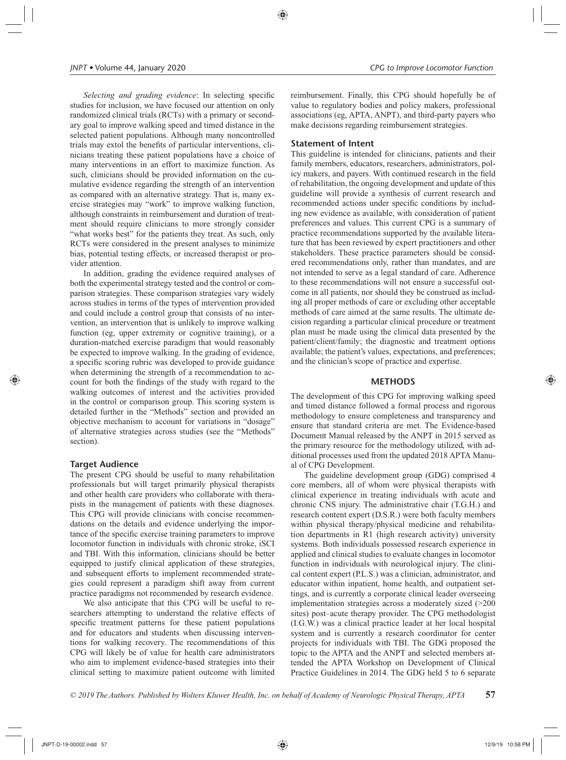*Selecting and grading evidence*: In selecting specific studies for inclusion, we have focused our attention on only randomized clinical trials (RCTs) with a primary or secondary goal to improve walking speed and timed distance in the selected patient populations. Although many noncontrolled trials may extol the benefits of particular interventions, clinicians treating these patient populations have a choice of many interventions in an effort to maximize function. As such, clinicians should be provided information on the cumulative evidence regarding the strength of an intervention as compared with an alternative strategy. That is, many exercise strategies may "work" to improve walking function, although constraints in reimbursement and duration of treatment should require clinicians to more strongly consider "what works best" for the patients they treat. As such, only RCTs were considered in the present analyses to minimize bias, potential testing effects, or increased therapist or provider attention.

In addition, grading the evidence required analyses of both the experimental strategy tested and the control or comparison strategies. These comparison strategies vary widely across studies in terms of the types of intervention provided and could include a control group that consists of no intervention, an intervention that is unlikely to improve walking function (eg, upper extremity or cognitive training), or a duration-matched exercise paradigm that would reasonably be expected to improve walking. In the grading of evidence, a specific scoring rubric was developed to provide guidance when determining the strength of a recommendation to account for both the findings of the study with regard to the walking outcomes of interest and the activities provided in the control or comparison group. This scoring system is detailed further in the "Methods" section and provided an objective mechanism to account for variations in "dosage" of alternative strategies across studies (see the "Methods" section).

### Target Audience

The present CPG should be useful to many rehabilitation professionals but will target primarily physical therapists and other health care providers who collaborate with therapists in the management of patients with these diagnoses. This CPG will provide clinicians with concise recommendations on the details and evidence underlying the importance of the specific exercise training parameters to improve locomotor function in individuals with chronic stroke, iSCI and TBI. With this information, clinicians should be better equipped to justify clinical application of these strategies, and subsequent efforts to implement recommended strategies could represent a paradigm shift away from current practice paradigms not recommended by research evidence.

We also anticipate that this CPG will be useful to researchers attempting to understand the relative effects of specific treatment patterns for these patient populations and for educators and students when discussing interventions for walking recovery. The recommendations of this CPG will likely be of value for health care administrators who aim to implement evidence-based strategies into their clinical setting to maximize patient outcome with limited reimbursement. Finally, this CPG should hopefully be of value to regulatory bodies and policy makers, professional associations (eg, APTA, ANPT), and third-party payers who make decisions regarding reimbursement strategies.

### Statement of Intent

This guideline is intended for clinicians, patients and their family members, educators, researchers, administrators, policy makers, and payers. With continued research in the field of rehabilitation, the ongoing development and update of this guideline will provide a synthesis of current research and recommended actions under specific conditions by including new evidence as available, with consideration of patient preferences and values. This current CPG is a summary of practice recommendations supported by the available literature that has been reviewed by expert practitioners and other stakeholders. These practice parameters should be considered recommendations only, rather than mandates, and are not intended to serve as a legal standard of care. Adherence to these recommendations will not ensure a successful outcome in all patients, nor should they be construed as including all proper methods of care or excluding other acceptable methods of care aimed at the same results. The ultimate decision regarding a particular clinical procedure or treatment plan must be made using the clinical data presented by the patient/client/family; the diagnostic and treatment options available; the patient's values, expectations, and preferences; and the clinician's scope of practice and expertise.

## METHODS

The development of this CPG for improving walking speed and timed distance followed a formal process and rigorous methodology to ensure completeness and transparency and ensure that standard criteria are met. The Evidence-based Document Manual released by the ANPT in 2015 served as the primary resource for the methodology utilized, with additional processes used from the updated 2018 APTA Manual of CPG Development.

The guideline development group (GDG) comprised 4 core members, all of whom were physical therapists with clinical experience in treating individuals with acute and chronic CNS injury. The administrative chair (T.G.H.) and research content expert (D.S.R.) were both faculty members within physical therapy/physical medicine and rehabilitation departments in R1 (high research activity) university systems. Both individuals possessed research experience in applied and clinical studies to evaluate changes in locomotor function in individuals with neurological injury. The clinical content expert (P.L.S.) was a clinician, administrator, and educator within inpatient, home health, and outpatient settings, and is currently a corporate clinical leader overseeing implementation strategies across a moderately sized (>200 sites) post–acute therapy provider. The CPG methodologist (I.G.W.) was a clinical practice leader at her local hospital system and is currently a research coordinator for center projects for individuals with TBI. The GDG proposed the topic to the APTA and the ANPT and selected members attended the APTA Workshop on Development of Clinical Practice Guidelines in 2014. The GDG held 5 to 6 separate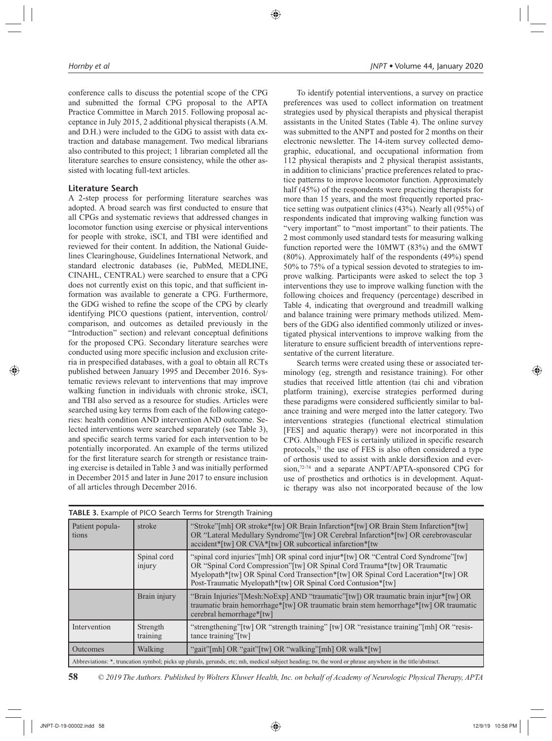conference calls to discuss the potential scope of the CPG and submitted the formal CPG proposal to the APTA Practice Committee in March 2015. Following proposal acceptance in July 2015, 2 additional physical therapists (A.M. and D.H.) were included to the GDG to assist with data extraction and database management. Two medical librarians also contributed to this project; 1 librarian completed all the literature searches to ensure consistency, while the other assisted with locating full-text articles.

### Literature Search

A 2-step process for performing literature searches was adopted. A broad search was first conducted to ensure that all CPGs and systematic reviews that addressed changes in locomotor function using exercise or physical interventions for people with stroke, iSCI, and TBI were identified and reviewed for their content. In addition, the National Guidelines Clearinghouse, Guidelines International Network, and standard electronic databases (ie, PubMed, MEDLINE, CINAHL, CENTRAL) were searched to ensure that a CPG does not currently exist on this topic, and that sufficient information was available to generate a CPG. Furthermore, the GDG wished to refine the scope of the CPG by clearly identifying PICO questions (patient, intervention, control/comparison, and outcomes as detailed previously in the "Introduction" section) and relevant conceptual definitions for the proposed CPG. Secondary literature searches were conducted using more specific inclusion and exclusion criteria in prespecified databases, with a goal to obtain all RCTs published between January 1995 and December 2016. Systematic reviews relevant to interventions that may improve walking function in individuals with chronic stroke, iSCI, and TBI also served as a resource for studies. Articles were searched using key terms from each of the following categories: health condition AND intervention AND outcome. Selected interventions were searched separately (see Table 3), and specific search terms varied for each intervention to be potentially incorporated. An example of the terms utilized for the first literature search for strength or resistance training exercise is detailed in Table 3 and was initially performed in December 2015 and later in June 2017 to ensure inclusion of all articles through December 2016.

To identify potential interventions, a survey on practice preferences was used to collect information on treatment strategies used by physical therapists and physical therapist assistants in the United States (Table 4). The online survey was submitted to the ANPT and posted for 2 months on their electronic newsletter. The 14-item survey collected demographic, educational, and occupational information from 112 physical therapists and 2 physical therapist assistants, in addition to clinicians' practice preferences related to practice patterns to improve locomotor function. Approximately half (45%) of the respondents were practicing therapists for more than 15 years, and the most frequently reported practice setting was outpatient clinics (43%). Nearly all (95%) of respondents indicated that improving walking function was "very important" to "most important" to their patients. The 2 most commonly used standard tests for measuring walking function reported were the 10MWT (83%) and the 6MWT (80%). Approximately half of the respondents (49%) spend 50% to 75% of a typical session devoted to strategies to improve walking. Participants were asked to select the top 3 interventions they use to improve walking function with the following choices and frequency (percentage) described in Table 4, indicating that overground and treadmill walking and balance training were primary methods utilized. Members of the GDG also identified commonly utilized or investigated physical interventions to improve walking from the literature to ensure sufficient breadth of interventions representative of the current literature.

Search terms were created using these or associated terminology (eg, strength and resistance training). For other studies that received little attention (tai chi and vibration platform training), exercise strategies performed during these paradigms were considered sufficiently similar to balance training and were merged into the latter category. Two interventions strategies (functional electrical stimulation [FES] and aquatic therapy) were not incorporated in this CPG. Although FES is certainly utilized in specific research protocols,[71] the use of FES is also often considered a type of orthosis used to assist with ankle dorsiflexion and eversion,[72-74] and a separate ANPT/APTA-sponsored CPG for use of prosthetics and orthotics is in development. Aquatic therapy was also not incorporated because of the low

**TABLE 3.** Example of PICO Search Terms for Strength Training

| | | |
|---|---|---|
| Patient populations | stroke | "Stroke"[mh] OR stroke*[tw] OR Brain Infarction*[tw] OR Brain Stem Infarction*[tw] OR "Lateral Medullary Syndrome"[tw] OR Cerebral Infarction*[tw] OR cerebrovascular accident*[tw] OR CVA*[tw] OR subcortical infarction*[tw |
| | Spinal cord injury | "spinal cord injuries"[mh] OR spinal cord injur*[tw] OR "Central Cord Syndrome"[tw] OR "Spinal Cord Compression"[tw] OR Spinal Cord Trauma*[tw] OR Traumatic Myelopath*[tw] OR Spinal Cord Transection*[tw] OR Spinal Cord Laceration*[tw] OR Post-Traumatic Myelopath*[tw] OR Spinal Cord Contusion*[tw] |
| | Brain injury | "Brain Injuries"[Mesh:NoExp] AND "traumatic"[tw]) OR traumatic brain injur*[tw] OR traumatic brain hemorrhage*[tw] OR traumatic brain stem hemorrhage*[tw] OR traumatic cerebral hemorrhage*[tw] |
| Intervention | Strength training | "strengthening"[tw] OR "strength training" [tw] OR "resistance training"[mh] OR "resistance training"[tw] |
| Outcomes | Walking | "gait"[mh] OR "gait"[tw] OR "walking"[mh] OR walk*[tw] |

Abbreviations: *, truncation symbol; picks up plurals, gerunds, etc; mh, medical subject heading; tw, the word or phrase anywhere in the title/abstract.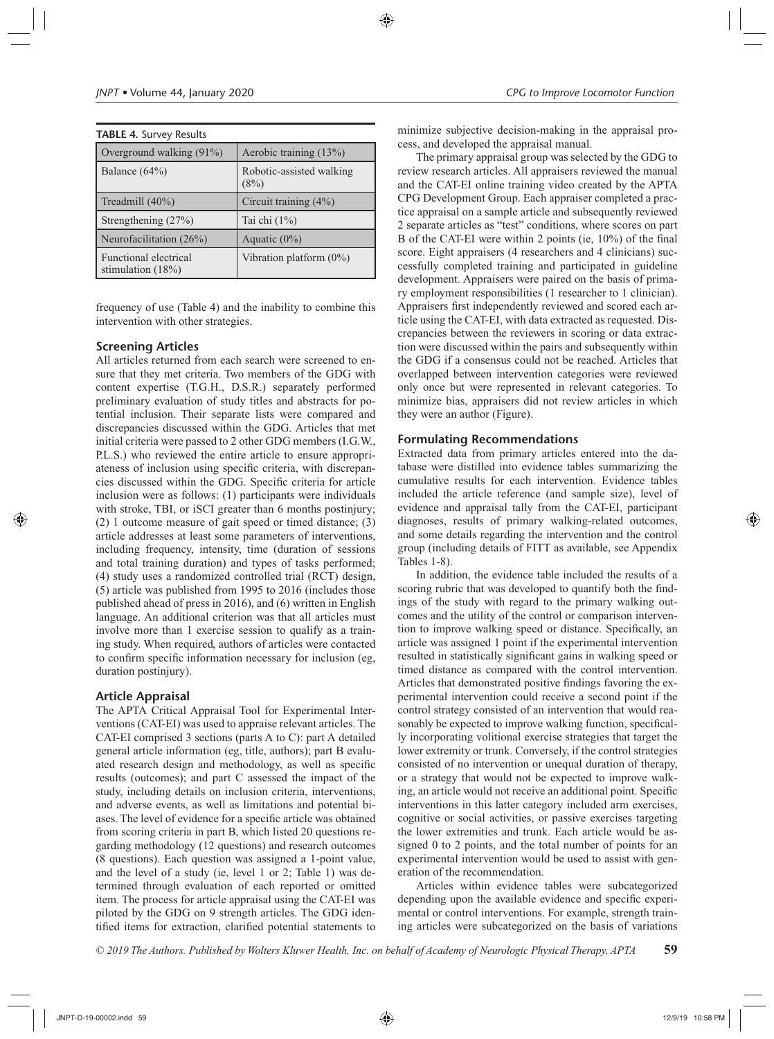**TABLE 4.** Survey Results

| | |
|---|---|
| Overground walking (91%) | Aerobic training (13%) |
| Balance (64%) | Robotic-assisted walking (8%) |
| Treadmill (40%) | Circuit training (4%) |
| Strengthening (27%) | Tai chi (1%) |
| Neurofacilitation (26%) | Aquatic (0%) |
| Functional electrical stimulation (18%) | Vibration platform (0%) |

frequency of use (Table 4) and the inability to combine this intervention with other strategies.

### Screening Articles

All articles returned from each search were screened to ensure that they met criteria. Two members of the GDG with content expertise (T.G.H., D.S.R.) separately performed preliminary evaluation of study titles and abstracts for potential inclusion. Their separate lists were compared and discrepancies discussed within the GDG. Articles that met initial criteria were passed to 2 other GDG members (I.G.W., P.L.S.) who reviewed the entire article to ensure appropriateness of inclusion using specific criteria, with discrepancies discussed within the GDG. Specific criteria for article inclusion were as follows: (1) participants were individuals with stroke, TBI, or iSCI greater than 6 months postinjury; (2) 1 outcome measure of gait speed or timed distance; (3) article addresses at least some parameters of interventions, including frequency, intensity, time (duration of sessions and total training duration) and types of tasks performed; (4) study uses a randomized controlled trial (RCT) design, (5) article was published from 1995 to 2016 (includes those published ahead of press in 2016), and (6) written in English language. An additional criterion was that all articles must involve more than 1 exercise session to qualify as a training study. When required, authors of articles were contacted to confirm specific information necessary for inclusion (eg, duration postinjury).

### Article Appraisal

The APTA Critical Appraisal Tool for Experimental Interventions (CAT-EI) was used to appraise relevant articles. The CAT-EI comprised 3 sections (parts A to C): part A detailed general article information (eg, title, authors); part B evaluated research design and methodology, as well as specific results (outcomes); and part C assessed the impact of the study, including details on inclusion criteria, interventions, and adverse events, as well as limitations and potential biases. The level of evidence for a specific article was obtained from scoring criteria in part B, which listed 20 questions regarding methodology (12 questions) and research outcomes (8 questions). Each question was assigned a 1-point value, and the level of a study (ie, level 1 or 2; Table 1) was determined through evaluation of each reported or omitted item. The process for article appraisal using the CAT-EI was piloted by the GDG on 9 strength articles. The GDG identified items for extraction, clarified potential statements to minimize subjective decision-making in the appraisal process, and developed the appraisal manual.

The primary appraisal group was selected by the GDG to review research articles. All appraisers reviewed the manual and the CAT-EI online training video created by the APTA CPG Development Group. Each appraiser completed a practice appraisal on a sample article and subsequently reviewed 2 separate articles as "test" conditions, where scores on part B of the CAT-EI were within 2 points (ie, 10%) of the final score. Eight appraisers (4 researchers and 4 clinicians) successfully completed training and participated in guideline development. Appraisers were paired on the basis of primary employment responsibilities (1 researcher to 1 clinician). Appraisers first independently reviewed and scored each article using the CAT-EI, with data extracted as requested. Discrepancies between the reviewers in scoring or data extraction were discussed within the pairs and subsequently within the GDG if a consensus could not be reached. Articles that overlapped between intervention categories were reviewed only once but were represented in relevant categories. To minimize bias, appraisers did not review articles in which they were an author (Figure).

### Formulating Recommendations

Extracted data from primary articles entered into the database were distilled into evidence tables summarizing the cumulative results for each intervention. Evidence tables included the article reference (and sample size), level of evidence and appraisal tally from the CAT-EI, participant diagnoses, results of primary walking-related outcomes, and some details regarding the intervention and the control group (including details of FITT as available, see Appendix Tables 1-8).

In addition, the evidence table included the results of a scoring rubric that was developed to quantify both the findings of the study with regard to the primary walking outcomes and the utility of the control or comparison intervention to improve walking speed or distance. Specifically, an article was assigned 1 point if the experimental intervention resulted in statistically significant gains in walking speed or timed distance as compared with the control intervention. Articles that demonstrated positive findings favoring the experimental intervention could receive a second point if the control strategy consisted of an intervention that would reasonably be expected to improve walking function, specifically incorporating volitional exercise strategies that target the lower extremity or trunk. Conversely, if the control strategies consisted of no intervention or unequal duration of therapy, or a strategy that would not be expected to improve walking, an article would not receive an additional point. Specific interventions in this latter category included arm exercises, cognitive or social activities, or passive exercises targeting the lower extremities and trunk. Each article would be assigned 0 to 2 points, and the total number of points for an experimental intervention would be used to assist with generation of the recommendation.

Articles within evidence tables were subcategorized depending upon the available evidence and specific experimental or control interventions. For example, strength training articles were subcategorized on the basis of variations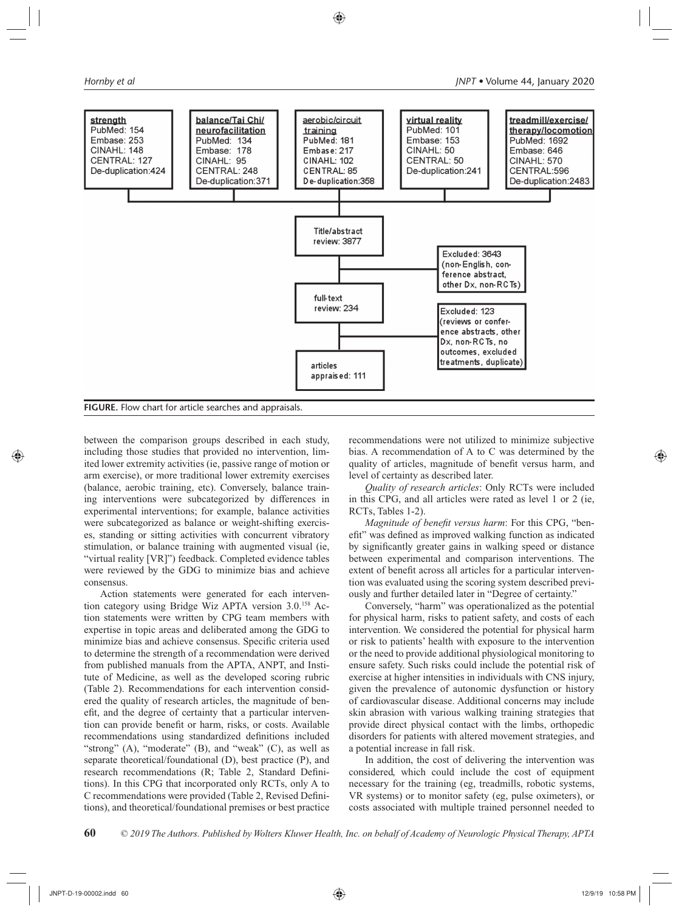strength
PubMed: 154
Embase: 253
CINAHL: 148
CENTRAL: 127
De-duplication:424

balance/Tai Chi/ neurofacilitation
PubMed: 134
Embase: 178
CINAHL: 95
CENTRAL: 248
De-duplication:371

aerobic/circuit training
PubMed: 181
Embase: 217
CINAHL: 102
CENTRAL: 85
De-duplication:358

virtual reality
PubMed: 101
Embase: 153
CINAHL: 50
CENTRAL: 50
De-duplication:241

treadmill/exercise/ therapy/locomotion
PubMed: 1692
Embase: 646
CINAHL: 570
CENTRAL:596
De-duplication:2483

Title/abstract review: 3877

Excluded: 3643 (non-English, conference abstract, other Dx, non-RCTs)

full-text review: 234

Excluded: 123 (reviews or conference abstracts, other Dx, non-RCTs, no outcomes, excluded treatments, duplicate)

articles appraised: 111

**FIGURE.** Flow chart for article searches and appraisals.

between the comparison groups described in each study, including those studies that provided no intervention, limited lower extremity activities (ie, passive range of motion or arm exercise), or more traditional lower extremity exercises (balance, aerobic training, etc). Conversely, balance training interventions were subcategorized by differences in experimental interventions; for example, balance activities were subcategorized as balance or weight-shifting exercises, standing or sitting activities with concurrent vibratory stimulation, or balance training with augmented visual (ie, "virtual reality [VR]") feedback. Completed evidence tables were reviewed by the GDG to minimize bias and achieve consensus.

Action statements were generated for each intervention category using Bridge Wiz APTA version 3.0.[158] Action statements were written by CPG team members with expertise in topic areas and deliberated among the GDG to minimize bias and achieve consensus. Specific criteria used to determine the strength of a recommendation were derived from published manuals from the APTA, ANPT, and Institute of Medicine, as well as the developed scoring rubric (Table 2). Recommendations for each intervention considered the quality of research articles, the magnitude of benefit, and the degree of certainty that a particular intervention can provide benefit or harm, risks, or costs. Available recommendations using standardized definitions included "strong" (A), "moderate" (B), and "weak" (C), as well as separate theoretical/foundational (D), best practice (P), and research recommendations (R; Table 2, Standard Definitions). In this CPG that incorporated only RCTs, only A to C recommendations were provided (Table 2, Revised Definitions), and theoretical/foundational premises or best practice recommendations were not utilized to minimize subjective bias. A recommendation of A to C was determined by the quality of articles, magnitude of benefit versus harm, and level of certainty as described later.

*Quality of research articles*: Only RCTs were included in this CPG, and all articles were rated as level 1 or 2 (ie, RCTs, Tables 1-2).

*Magnitude of benefit versus harm*: For this CPG, "benefit" was defined as improved walking function as indicated by significantly greater gains in walking speed or distance between experimental and comparison interventions. The extent of benefit across all articles for a particular intervention was evaluated using the scoring system described previously and further detailed later in "Degree of certainty."

Conversely, "harm" was operationalized as the potential for physical harm, risks to patient safety, and costs of each intervention. We considered the potential for physical harm or risk to patients' health with exposure to the intervention or the need to provide additional physiological monitoring to ensure safety. Such risks could include the potential risk of exercise at higher intensities in individuals with CNS injury, given the prevalence of autonomic dysfunction or history of cardiovascular disease. Additional concerns may include skin abrasion with various walking training strategies that provide direct physical contact with the limbs, orthopedic disorders for patients with altered movement strategies, and a potential increase in fall risk.

In addition, the cost of delivering the intervention was considered, which could include the cost of equipment necessary for the training (eg, treadmills, robotic systems, VR systems) or to monitor safety (eg, pulse oximeters), or costs associated with multiple trained personnel needed to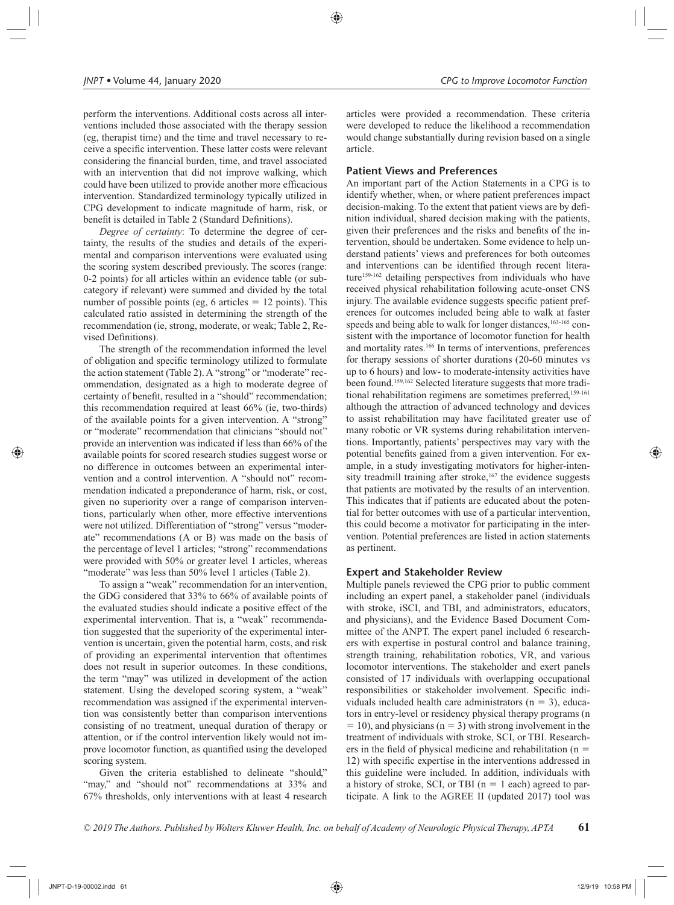perform the interventions. Additional costs across all interventions included those associated with the therapy session (eg, therapist time) and the time and travel necessary to receive a specific intervention. These latter costs were relevant considering the financial burden, time, and travel associated with an intervention that did not improve walking, which could have been utilized to provide another more efficacious intervention. Standardized terminology typically utilized in CPG development to indicate magnitude of harm, risk, or benefit is detailed in Table 2 (Standard Definitions).

*Degree of certainty*: To determine the degree of certainty, the results of the studies and details of the experimental and comparison interventions were evaluated using the scoring system described previously. The scores (range: 0-2 points) for all articles within an evidence table (or subcategory if relevant) were summed and divided by the total number of possible points (eg, 6 articles = 12 points). This calculated ratio assisted in determining the strength of the recommendation (ie, strong, moderate, or weak; Table 2, Revised Definitions).

The strength of the recommendation informed the level of obligation and specific terminology utilized to formulate the action statement (Table 2). A "strong" or "moderate" recommendation, designated as a high to moderate degree of certainty of benefit, resulted in a "should" recommendation; this recommendation required at least 66% (ie, two-thirds) of the available points for a given intervention. A "strong" or "moderate" recommendation that clinicians "should not" provide an intervention was indicated if less than 66% of the available points for scored research studies suggest worse or no difference in outcomes between an experimental intervention and a control intervention. A "should not" recommendation indicated a preponderance of harm, risk, or cost, given no superiority over a range of comparison interventions, particularly when other, more effective interventions were not utilized. Differentiation of "strong" versus "moderate" recommendations (A or B) was made on the basis of the percentage of level 1 articles; "strong" recommendations were provided with 50% or greater level 1 articles, whereas "moderate" was less than 50% level 1 articles (Table 2).

To assign a "weak" recommendation for an intervention, the GDG considered that 33% to 66% of available points of the evaluated studies should indicate a positive effect of the experimental intervention. That is, a "weak" recommendation suggested that the superiority of the experimental intervention is uncertain, given the potential harm, costs, and risk of providing an experimental intervention that oftentimes does not result in superior outcomes. In these conditions, the term "may" was utilized in development of the action statement. Using the developed scoring system, a "weak" recommendation was assigned if the experimental intervention was consistently better than comparison interventions consisting of no treatment, unequal duration of therapy or attention, or if the control intervention likely would not improve locomotor function, as quantified using the developed scoring system.

Given the criteria established to delineate "should," "may," and "should not" recommendations at 33% and 67% thresholds, only interventions with at least 4 research articles were provided a recommendation. These criteria were developed to reduce the likelihood a recommendation would change substantially during revision based on a single article.

### Patient Views and Preferences

An important part of the Action Statements in a CPG is to identify whether, when, or where patient preferences impact decision-making. To the extent that patient views are by definition individual, shared decision making with the patients, given their preferences and the risks and benefits of the intervention, should be undertaken. Some evidence to help understand patients' views and preferences for both outcomes and interventions can be identified through recent literature[159-162] detailing perspectives from individuals who have received physical rehabilitation following acute-onset CNS injury. The available evidence suggests specific patient preferences for outcomes included being able to walk at faster speeds and being able to walk for longer distances,[163-165] consistent with the importance of locomotor function for health and mortality rates.[166] In terms of interventions, preferences for therapy sessions of shorter durations (20-60 minutes vs up to 6 hours) and low- to moderate-intensity activities have been found.[159,162] Selected literature suggests that more traditional rehabilitation regimens are sometimes preferred,[159-161] although the attraction of advanced technology and devices to assist rehabilitation may have facilitated greater use of many robotic or VR systems during rehabilitation interventions. Importantly, patients' perspectives may vary with the potential benefits gained from a given intervention. For example, in a study investigating motivators for higher-intensity treadmill training after stroke,[167] the evidence suggests that patients are motivated by the results of an intervention. This indicates that if patients are educated about the potential for better outcomes with use of a particular intervention, this could become a motivator for participating in the intervention. Potential preferences are listed in action statements as pertinent.

### Expert and Stakeholder Review

Multiple panels reviewed the CPG prior to public comment including an expert panel, a stakeholder panel (individuals with stroke, iSCI, and TBI, and administrators, educators, and physicians), and the Evidence Based Document Committee of the ANPT. The expert panel included 6 researchers with expertise in postural control and balance training, strength training, rehabilitation robotics, VR, and various locomotor interventions. The stakeholder and exert panels consisted of 17 individuals with overlapping occupational responsibilities or stakeholder involvement. Specific individuals included health care administrators (n = 3), educators in entry-level or residency physical therapy programs (n = 10), and physicians (n = 3) with strong involvement in the treatment of individuals with stroke, SCI, or TBI. Researchers in the field of physical medicine and rehabilitation (n = 12) with specific expertise in the interventions addressed in this guideline were included. In addition, individuals with a history of stroke, SCI, or TBI (n = 1 each) agreed to participate. A link to the AGREE II (updated 2017) tool was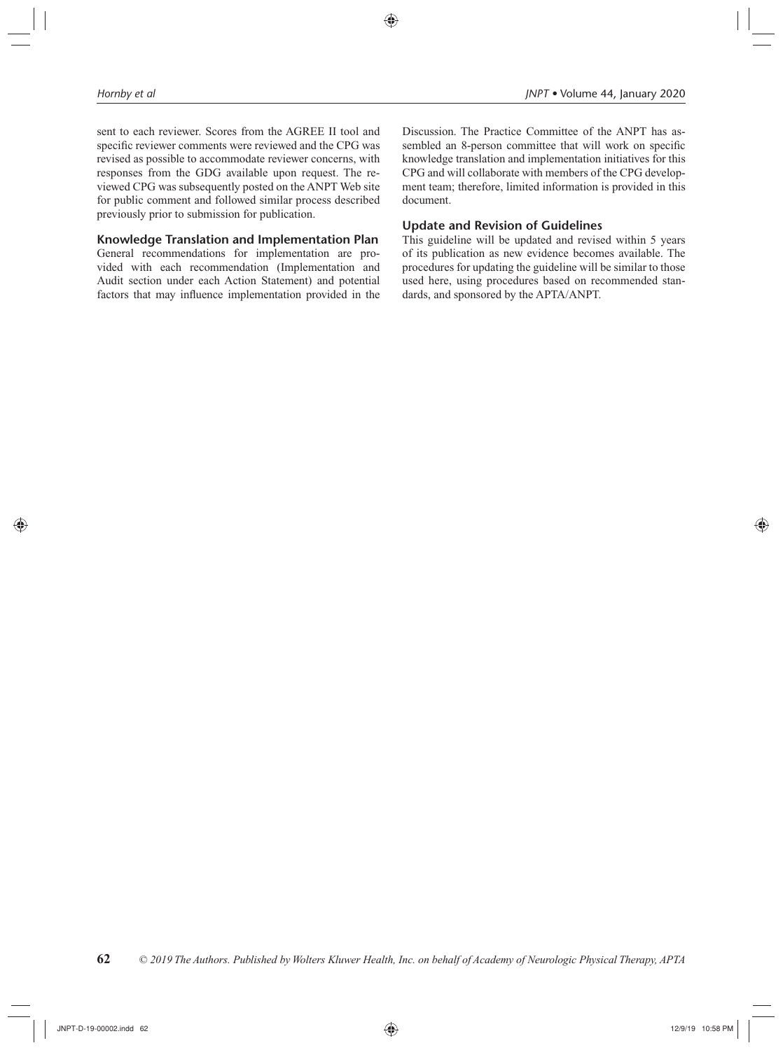sent to each reviewer. Scores from the AGREE II tool and specific reviewer comments were reviewed and the CPG was revised as possible to accommodate reviewer concerns, with responses from the GDG available upon request. The reviewed CPG was subsequently posted on the ANPT Web site for public comment and followed similar process described previously prior to submission for publication.

### Knowledge Translation and Implementation Plan

General recommendations for implementation are provided with each recommendation (Implementation and Audit section under each Action Statement) and potential factors that may influence implementation provided in the Discussion. The Practice Committee of the ANPT has assembled an 8-person committee that will work on specific knowledge translation and implementation initiatives for this CPG and will collaborate with members of the CPG development team; therefore, limited information is provided in this document.

### Update and Revision of Guidelines

This guideline will be updated and revised within 5 years of its publication as new evidence becomes available. The procedures for updating the guideline will be similar to those used here, using procedures based on recommended standards, and sponsored by the APTA/ANPT.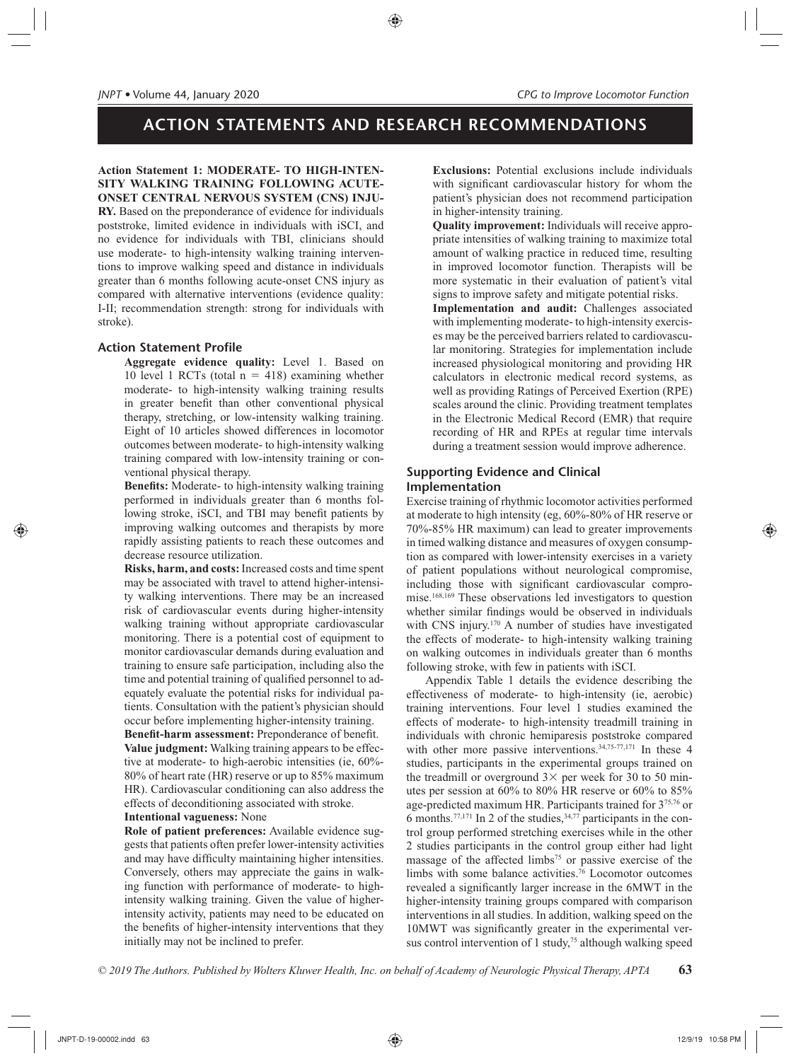# ACTION STATEMENTS AND RESEARCH RECOMMENDATIONS

**Action Statement 1: MODERATE- TO HIGH-INTENSITY WALKING TRAINING FOLLOWING ACUTE-ONSET CENTRAL NERVOUS SYSTEM (CNS) INJURY.** Based on the preponderance of evidence for individuals poststroke, limited evidence in individuals with iSCI, and no evidence for individuals with TBI, clinicians should use moderate- to high-intensity walking training interventions to improve walking speed and distance in individuals greater than 6 months following acute-onset CNS injury as compared with alternative interventions (evidence quality: I-II; recommendation strength: strong for individuals with stroke).

### Action Statement Profile

**Aggregate evidence quality:** Level 1. Based on 10 level 1 RCTs (total n = 418) examining whether moderate- to high-intensity walking training results in greater benefit than other conventional physical therapy, stretching, or low-intensity walking training. Eight of 10 articles showed differences in locomotor outcomes between moderate- to high-intensity walking training compared with low-intensity training or conventional physical therapy.

**Benefits:** Moderate- to high-intensity walking training performed in individuals greater than 6 months following stroke, iSCI, and TBI may benefit patients by improving walking outcomes and therapists by more rapidly assisting patients to reach these outcomes and decrease resource utilization.

**Risks, harm, and costs:** Increased costs and time spent may be associated with travel to attend higher-intensity walking interventions. There may be an increased risk of cardiovascular events during higher-intensity walking training without appropriate cardiovascular monitoring. There is a potential cost of equipment to monitor cardiovascular demands during evaluation and training to ensure safe participation, including also the time and potential training of qualified personnel to adequately evaluate the potential risks for individual patients. Consultation with the patient's physician should occur before implementing higher-intensity training.

**Benefit-harm assessment:** Preponderance of benefit.

**Value judgment:** Walking training appears to be effective at moderate- to high-aerobic intensities (ie, 60%-80% of heart rate (HR) reserve or up to 85% maximum HR). Cardiovascular conditioning can also address the effects of deconditioning associated with stroke.

**Intentional vagueness:** None

**Role of patient preferences:** Available evidence suggests that patients often prefer lower-intensity activities and may have difficulty maintaining higher intensities. Conversely, others may appreciate the gains in walking function with performance of moderate- to high-intensity walking training. Given the value of higher-intensity activity, patients may need to be educated on the benefits of higher-intensity interventions that they initially may not be inclined to prefer.

**Exclusions:** Potential exclusions include individuals with significant cardiovascular history for whom the patient's physician does not recommend participation in higher-intensity training.

**Quality improvement:** Individuals will receive appropriate intensities of walking training to maximize total amount of walking practice in reduced time, resulting in improved locomotor function. Therapists will be more systematic in their evaluation of patient's vital signs to improve safety and mitigate potential risks.

**Implementation and audit:** Challenges associated with implementing moderate- to high-intensity exercises may be the perceived barriers related to cardiovascular monitoring. Strategies for implementation include increased physiological monitoring and providing HR calculators in electronic medical record systems, as well as providing Ratings of Perceived Exertion (RPE) scales around the clinic. Providing treatment templates in the Electronic Medical Record (EMR) that require recording of HR and RPEs at regular time intervals during a treatment session would improve adherence.

### Supporting Evidence and Clinical Implementation

Exercise training of rhythmic locomotor activities performed at moderate to high intensity (eg, 60%-80% of HR reserve or 70%-85% HR maximum) can lead to greater improvements in timed walking distance and measures of oxygen consumption as compared with lower-intensity exercises in a variety of patient populations without neurological compromise, including those with significant cardiovascular compromise.[168,169] These observations led investigators to question whether similar findings would be observed in individuals with CNS injury.[170] A number of studies have investigated the effects of moderate- to high-intensity walking training on walking outcomes in individuals greater than 6 months following stroke, with few in patients with iSCI.

Appendix Table 1 details the evidence describing the effectiveness of moderate- to high-intensity (ie, aerobic) training interventions. Four level 1 studies examined the effects of moderate- to high-intensity treadmill training in individuals with chronic hemiparesis poststroke compared with other more passive interventions.[34,75-77,171] In these 4 studies, participants in the experimental groups trained on the treadmill or overground 3× per week for 30 to 50 minutes per session at 60% to 80% HR reserve or 60% to 85% age-predicted maximum HR. Participants trained for 3[75,76] or 6 months.[77,171] In 2 of the studies,[34,77] participants in the control group performed stretching exercises while in the other 2 studies participants in the control group either had light massage of the affected limbs[75] or passive exercise of the limbs with some balance activities.[76] Locomotor outcomes revealed a significantly larger increase in the 6MWT in the higher-intensity training groups compared with comparison interventions in all studies. In addition, walking speed on the 10MWT was significantly greater in the experimental versus control intervention of 1 study,[75] although walking speed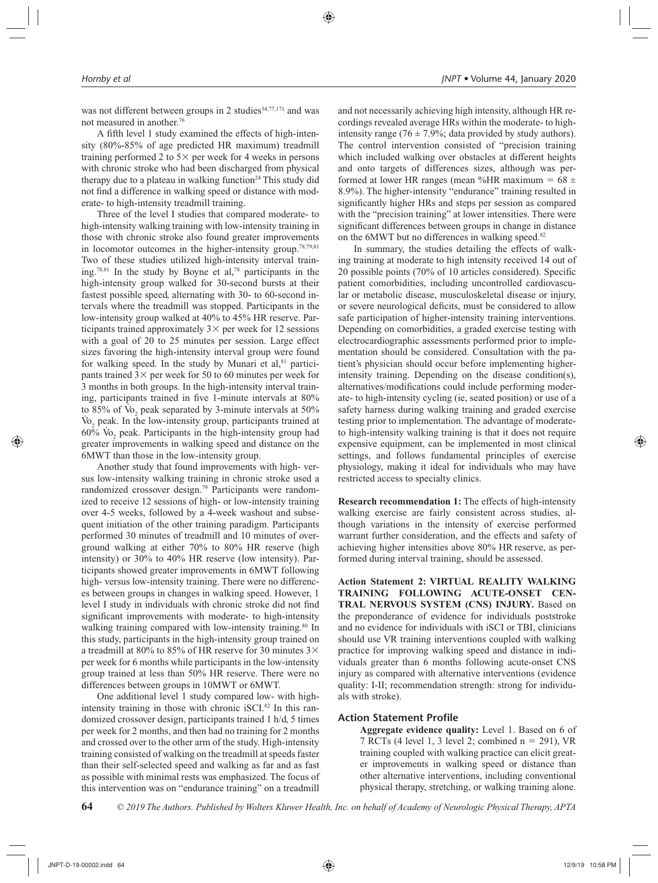was not different between groups in 2 studies[34,77,171] and was not measured in another.[76]

A fifth level 1 study examined the effects of high-intensity (80%-85% of age predicted HR maximum) treadmill training performed 2 to 5× per week for 4 weeks in persons with chronic stroke who had been discharged from physical therapy due to a plateau in walking function[24] This study did not find a difference in walking speed or distance with moderate- to high-intensity treadmill training.

Three of the level I studies that compared moderate- to high-intensity walking training with low-intensity training in those with chronic stroke also found greater improvements in locomotor outcomes in the higher-intensity group.[78,79,81] Two of these studies utilized high-intensity interval training.[78,81] In the study by Boyne et al,[78] participants in the high-intensity group walked for 30-second bursts at their fastest possible speed, alternating with 30- to 60-second intervals where the treadmill was stopped. Participants in the low-intensity group walked at 40% to 45% HR reserve. Participants trained approximately 3× per week for 12 sessions with a goal of 20 to 25 minutes per session. Large effect sizes favoring the high-intensity interval group were found for walking speed. In the study by Munari et al,[81] participants trained 3× per week for 50 to 60 minutes per week for 3 months in both groups. In the high-intensity interval training, participants trained in five 1-minute intervals at 80% to 85% of $\dot{V}O_2$ peak separated by 3-minute intervals at 50% $\dot{V}O_2$ peak. In the low-intensity group, participants trained at 60% $\dot{V}O_2$ peak. Participants in the high-intensity group had greater improvements in walking speed and distance on the 6MWT than those in the low-intensity group.

Another study that found improvements with high- versus low-intensity walking training in chronic stroke used a randomized crossover design.[79] Participants were randomized to receive 12 sessions of high- or low-intensity training over 4-5 weeks, followed by a 4-week washout and subsequent initiation of the other training paradigm. Participants performed 30 minutes of treadmill and 10 minutes of overground walking at either 70% to 80% HR reserve (high intensity) or 30% to 40% HR reserve (low intensity). Participants showed greater improvements in 6MWT following high- versus low-intensity training. There were no differences between groups in changes in walking speed. However, 1 level I study in individuals with chronic stroke did not find significant improvements with moderate- to high-intensity walking training compared with low-intensity training.[80] In this study, participants in the high-intensity group trained on a treadmill at 80% to 85% of HR reserve for 30 minutes 3× per week for 6 months while participants in the low-intensity group trained at less than 50% HR reserve. There were no differences between groups in 10MWT or 6MWT.

One additional level 1 study compared low- with high-intensity training in those with chronic iSCI.[82] In this randomized crossover design, participants trained 1 h/d, 5 times per week for 2 months, and then had no training for 2 months and crossed over to the other arm of the study. High-intensity training consisted of walking on the treadmill at speeds faster than their self-selected speed and walking as far and as fast as possible with minimal rests was emphasized. The focus of this intervention was on "endurance training" on a treadmill and not necessarily achieving high intensity, although HR recordings revealed average HRs within the moderate- to high-intensity range (76 ± 7.9%; data provided by study authors). The control intervention consisted of "precision training which included walking over obstacles at different heights and onto targets of differences sizes, although was performed at lower HR ranges (mean %HR maximum = 68 ± 8.9%). The higher-intensity "endurance" training resulted in significantly higher HRs and steps per session as compared with the "precision training" at lower intensities. There were significant differences between groups in change in distance on the 6MWT but no differences in walking speed.[82]

In summary, the studies detailing the effects of walking training at moderate to high intensity received 14 out of 20 possible points (70% of 10 articles considered). Specific patient comorbidities, including uncontrolled cardiovascular or metabolic disease, musculoskeletal disease or injury, or severe neurological deficits, must be considered to allow safe participation of higher-intensity training interventions. Depending on comorbidities, a graded exercise testing with electrocardiographic assessments performed prior to implementation should be considered. Consultation with the patient's physician should occur before implementing higher-intensity training. Depending on the disease condition(s), alternatives/modifications could include performing moderate- to high-intensity cycling (ie, seated position) or use of a safety harness during walking training and graded exercise testing prior to implementation. The advantage of moderate- to high-intensity walking training is that it does not require expensive equipment, can be implemented in most clinical settings, and follows fundamental principles of exercise physiology, making it ideal for individuals who may have restricted access to specialty clinics.

**Research recommendation 1:** The effects of high-intensity walking exercise are fairly consistent across studies, although variations in the intensity of exercise performed warrant further consideration, and the effects and safety of achieving higher intensities above 80% HR reserve, as performed during interval training, should be assessed.

**Action Statement 2: VIRTUAL REALITY WALKING TRAINING FOLLOWING ACUTE-ONSET CENTRAL NERVOUS SYSTEM (CNS) INJURY.** Based on the preponderance of evidence for individuals poststroke and no evidence for individuals with iSCI or TBI, clinicians should use VR training interventions coupled with walking practice for improving walking speed and distance in individuals greater than 6 months following acute-onset CNS injury as compared with alternative interventions (evidence quality: I-II; recommendation strength: strong for individuals with stroke).

### Action Statement Profile

**Aggregate evidence quality:** Level 1. Based on 6 of 7 RCTs (4 level 1, 3 level 2; combined n = 291), VR training coupled with walking practice can elicit greater improvements in walking speed or distance than other alternative interventions, including conventional physical therapy, stretching, or walking training alone.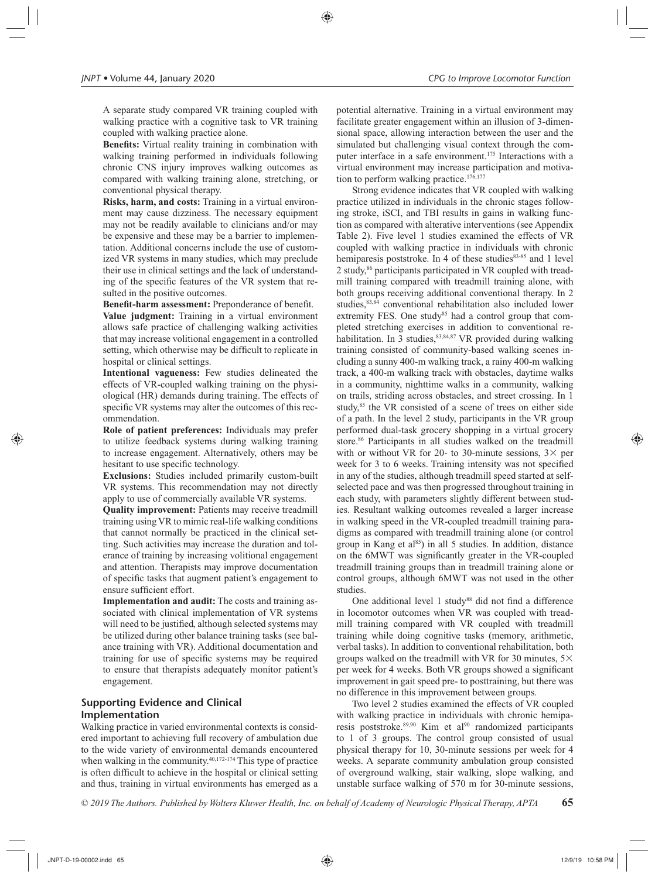A separate study compared VR training coupled with walking practice with a cognitive task to VR training coupled with walking practice alone.

**Benefits:** Virtual reality training in combination with walking training performed in individuals following chronic CNS injury improves walking outcomes as compared with walking training alone, stretching, or conventional physical therapy.

**Risks, harm, and costs:** Training in a virtual environment may cause dizziness. The necessary equipment may not be readily available to clinicians and/or may be expensive and these may be a barrier to implementation. Additional concerns include the use of customized VR systems in many studies, which may preclude their use in clinical settings and the lack of understanding of the specific features of the VR system that resulted in the positive outcomes.

**Benefit-harm assessment:** Preponderance of benefit.

**Value judgment:** Training in a virtual environment allows safe practice of challenging walking activities that may increase volitional engagement in a controlled setting, which otherwise may be difficult to replicate in hospital or clinical settings.

**Intentional vagueness:** Few studies delineated the effects of VR-coupled walking training on the physiological (HR) demands during training. The effects of specific VR systems may alter the outcomes of this recommendation.

**Role of patient preferences:** Individuals may prefer to utilize feedback systems during walking training to increase engagement. Alternatively, others may be hesitant to use specific technology.

**Exclusions:** Studies included primarily custom-built VR systems. This recommendation may not directly apply to use of commercially available VR systems.

**Quality improvement:** Patients may receive treadmill training using VR to mimic real-life walking conditions that cannot normally be practiced in the clinical setting. Such activities may increase the duration and tolerance of training by increasing volitional engagement and attention. Therapists may improve documentation of specific tasks that augment patient's engagement to ensure sufficient effort.

**Implementation and audit:** The costs and training associated with clinical implementation of VR systems will need to be justified, although selected systems may be utilized during other balance training tasks (see balance training with VR). Additional documentation and training for use of specific systems may be required to ensure that therapists adequately monitor patient's engagement.

### Supporting Evidence and Clinical Implementation

Walking practice in varied environmental contexts is considered important to achieving full recovery of ambulation due to the wide variety of environmental demands encountered when walking in the community.[40,172-174] This type of practice is often difficult to achieve in the hospital or clinical setting and thus, training in virtual environments has emerged as a potential alternative. Training in a virtual environment may facilitate greater engagement within an illusion of 3-dimensional space, allowing interaction between the user and the simulated but challenging visual context through the computer interface in a safe environment.[175] Interactions with a virtual environment may increase participation and motivation to perform walking practice.[176,177]

Strong evidence indicates that VR coupled with walking practice utilized in individuals in the chronic stages following stroke, iSCI, and TBI results in gains in walking function as compared with alterative interventions (see Appendix Table 2). Five level 1 studies examined the effects of VR coupled with walking practice in individuals with chronic hemiparesis poststroke. In 4 of these studies[83-85] and 1 level 2 study,[86] participants participated in VR coupled with treadmill training compared with treadmill training alone, with both groups receiving additional conventional therapy. In 2 studies,[83,84] conventional rehabilitation also included lower extremity FES. One study[85] had a control group that completed stretching exercises in addition to conventional rehabilitation. In 3 studies,[83,84,87] VR provided during walking training consisted of community-based walking scenes including a sunny 400-m walking track, a rainy 400-m walking track, a 400-m walking track with obstacles, daytime walks in a community, nighttime walks in a community, walking on trails, striding across obstacles, and street crossing. In 1 study,[85] the VR consisted of a scene of trees on either side of a path. In the level 2 study, participants in the VR group performed dual-task grocery shopping in a virtual grocery store.[86] Participants in all studies walked on the treadmill with or without VR for 20- to 30-minute sessions, 3× per week for 3 to 6 weeks. Training intensity was not specified in any of the studies, although treadmill speed started at self-selected pace and was then progressed throughout training in each study, with parameters slightly different between studies. Resultant walking outcomes revealed a larger increase in walking speed in the VR-coupled treadmill training paradigms as compared with treadmill training alone (or control group in Kang et al[85]) in all 5 studies. In addition, distance on the 6MWT was significantly greater in the VR-coupled treadmill training groups than in treadmill training alone or control groups, although 6MWT was not used in the other studies.

One additional level 1 study[88] did not find a difference in locomotor outcomes when VR was coupled with treadmill training compared with VR coupled with treadmill training while doing cognitive tasks (memory, arithmetic, verbal tasks). In addition to conventional rehabilitation, both groups walked on the treadmill with VR for 30 minutes, 5× per week for 4 weeks. Both VR groups showed a significant improvement in gait speed pre- to posttraining, but there was no difference in this improvement between groups.

Two level 2 studies examined the effects of VR coupled with walking practice in individuals with chronic hemiparesis poststroke.[89,90] Kim et al[90] randomized participants to 1 of 3 groups. The control group consisted of usual physical therapy for 10, 30-minute sessions per week for 4 weeks. A separate community ambulation group consisted of overground walking, stair walking, slope walking, and unstable surface walking of 570 m for 30-minute sessions,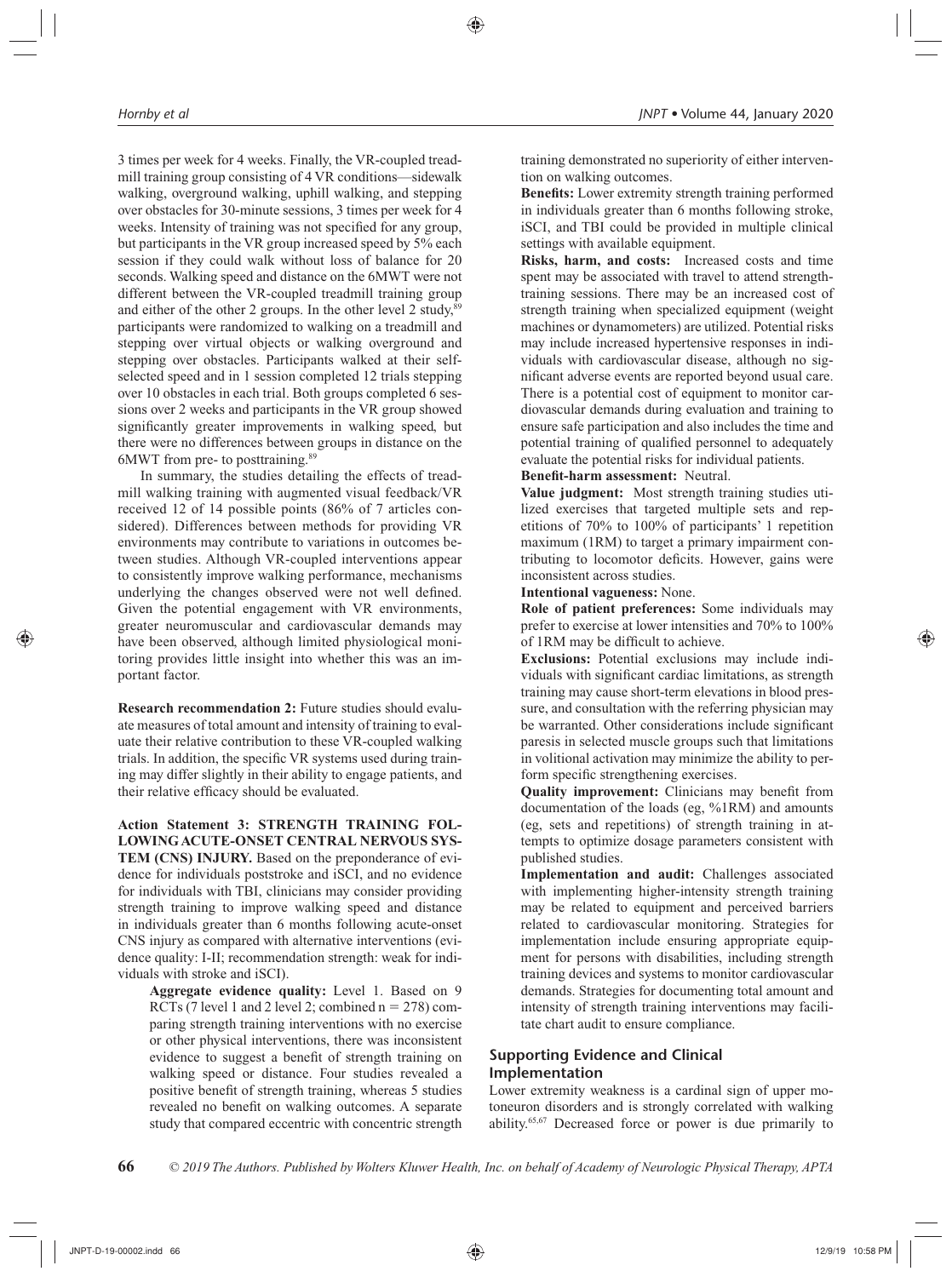3 times per week for 4 weeks. Finally, the VR-coupled treadmill training group consisting of 4 VR conditions—sidewalk walking, overground walking, uphill walking, and stepping over obstacles for 30-minute sessions, 3 times per week for 4 weeks. Intensity of training was not specified for any group, but participants in the VR group increased speed by 5% each session if they could walk without loss of balance for 20 seconds. Walking speed and distance on the 6MWT were not different between the VR-coupled treadmill training group and either of the other 2 groups. In the other level 2 study,[89] participants were randomized to walking on a treadmill and stepping over virtual objects or walking overground and stepping over obstacles. Participants walked at their self-selected speed and in 1 session completed 12 trials stepping over 10 obstacles in each trial. Both groups completed 6 sessions over 2 weeks and participants in the VR group showed significantly greater improvements in walking speed, but there were no differences between groups in distance on the 6MWT from pre- to posttraining.[89]

In summary, the studies detailing the effects of treadmill walking training with augmented visual feedback/VR received 12 of 14 possible points (86% of 7 articles considered). Differences between methods for providing VR environments may contribute to variations in outcomes between studies. Although VR-coupled interventions appear to consistently improve walking performance, mechanisms underlying the changes observed were not well defined. Given the potential engagement with VR environments, greater neuromuscular and cardiovascular demands may have been observed, although limited physiological monitoring provides little insight into whether this was an important factor.

**Research recommendation 2:** Future studies should evaluate measures of total amount and intensity of training to evaluate their relative contribution to these VR-coupled walking trials. In addition, the specific VR systems used during training may differ slightly in their ability to engage patients, and their relative efficacy should be evaluated.

**Action Statement 3: STRENGTH TRAINING FOLLOWING ACUTE-ONSET CENTRAL NERVOUS SYSTEM (CNS) INJURY.** Based on the preponderance of evidence for individuals poststroke and iSCI, and no evidence for individuals with TBI, clinicians may consider providing strength training to improve walking speed and distance in individuals greater than 6 months following acute-onset CNS injury as compared with alternative interventions (evidence quality: I-II; recommendation strength: weak for individuals with stroke and iSCI).

> **Aggregate evidence quality:** Level 1. Based on 9 RCTs (7 level 1 and 2 level 2; combined n = 278) comparing strength training interventions with no exercise or other physical interventions, there was inconsistent evidence to suggest a benefit of strength training on walking speed or distance. Four studies revealed a positive benefit of strength training, whereas 5 studies revealed no benefit on walking outcomes. A separate study that compared eccentric with concentric strength training demonstrated no superiority of either intervention on walking outcomes.
>
> **Benefits:** Lower extremity strength training performed in individuals greater than 6 months following stroke, iSCI, and TBI could be provided in multiple clinical settings with available equipment.
>
> **Risks, harm, and costs:** Increased costs and time spent may be associated with travel to attend strength-training sessions. There may be an increased cost of strength training when specialized equipment (weight machines or dynamometers) are utilized. Potential risks may include increased hypertensive responses in individuals with cardiovascular disease, although no significant adverse events are reported beyond usual care. There is a potential cost of equipment to monitor cardiovascular demands during evaluation and training to ensure safe participation and also includes the time and potential training of qualified personnel to adequately evaluate the potential risks for individual patients.
>
> **Benefit-harm assessment:** Neutral.
>
> **Value judgment:** Most strength training studies utilized exercises that targeted multiple sets and repetitions of 70% to 100% of participants' 1 repetition maximum (1RM) to target a primary impairment contributing to locomotor deficits. However, gains were inconsistent across studies.
>
> **Intentional vagueness:** None.
>
> **Role of patient preferences:** Some individuals may prefer to exercise at lower intensities and 70% to 100% of 1RM may be difficult to achieve.
>
> **Exclusions:** Potential exclusions may include individuals with significant cardiac limitations, as strength training may cause short-term elevations in blood pressure, and consultation with the referring physician may be warranted. Other considerations include significant paresis in selected muscle groups such that limitations in volitional activation may minimize the ability to perform specific strengthening exercises.
>
> **Quality improvement:** Clinicians may benefit from documentation of the loads (eg, %1RM) and amounts (eg, sets and repetitions) of strength training in attempts to optimize dosage parameters consistent with published studies.
>
> **Implementation and audit:** Challenges associated with implementing higher-intensity strength training may be related to equipment and perceived barriers related to cardiovascular monitoring. Strategies for implementation include ensuring appropriate equipment for persons with disabilities, including strength training devices and systems to monitor cardiovascular demands. Strategies for documenting total amount and intensity of strength training interventions may facilitate chart audit to ensure compliance.

## Supporting Evidence and Clinical Implementation

Lower extremity weakness is a cardinal sign of upper motoneuron disorders and is strongly correlated with walking ability.[65,67] Decreased force or power is due primarily to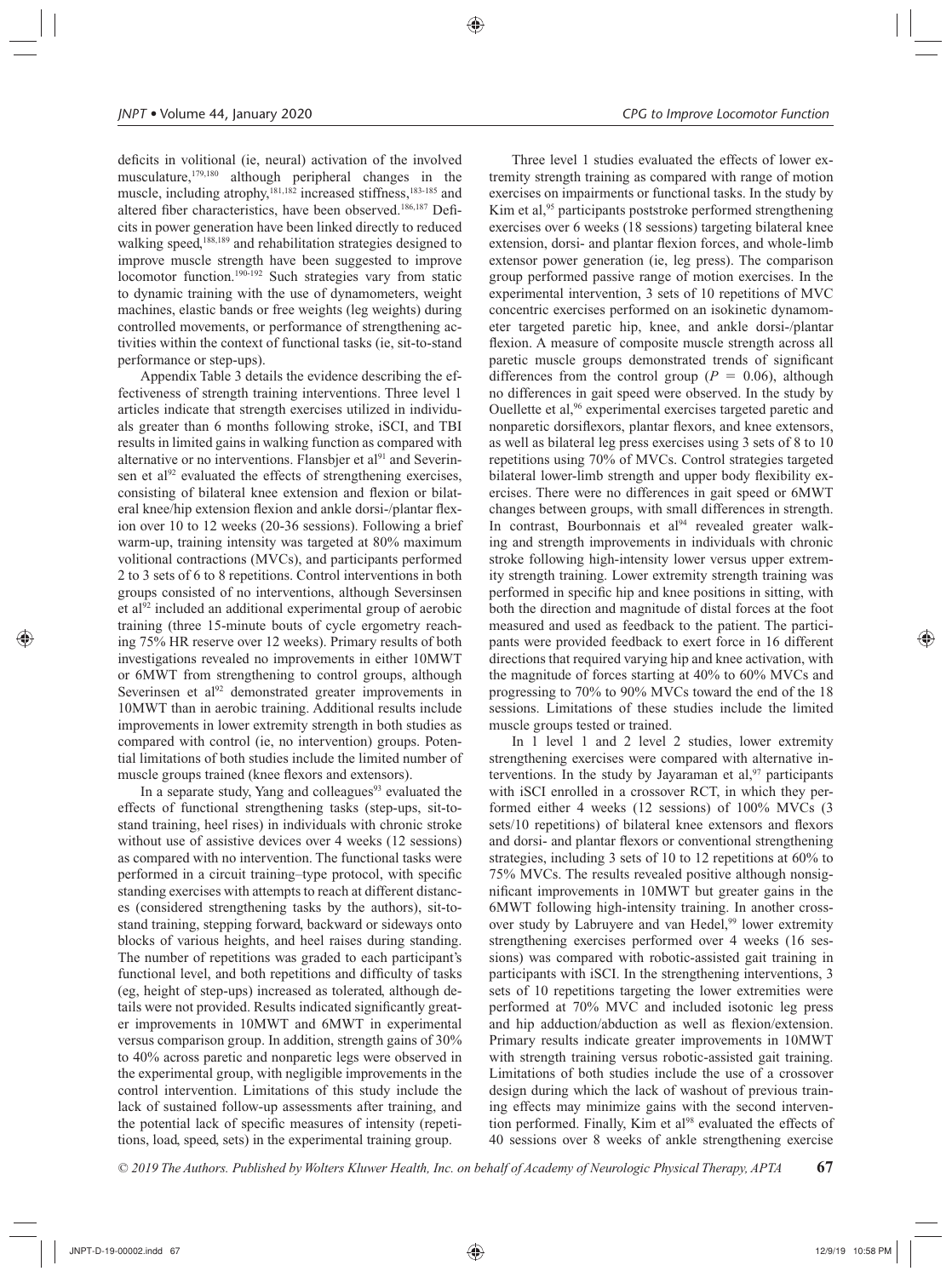deficits in volitional (ie, neural) activation of the involved musculature,[179,180] although peripheral changes in the muscle, including atrophy,[181,182] increased stiffness,[183-185] and altered fiber characteristics, have been observed.[186,187] Deficits in power generation have been linked directly to reduced walking speed,[188,189] and rehabilitation strategies designed to improve muscle strength have been suggested to improve locomotor function.[190-192] Such strategies vary from static to dynamic training with the use of dynamometers, weight machines, elastic bands or free weights (leg weights) during controlled movements, or performance of strengthening activities within the context of functional tasks (ie, sit-to-stand performance or step-ups).

Appendix Table 3 details the evidence describing the effectiveness of strength training interventions. Three level 1 articles indicate that strength exercises utilized in individuals greater than 6 months following stroke, iSCI, and TBI results in limited gains in walking function as compared with alternative or no interventions. Flansbjer et al[91] and Severinsen et al[92] evaluated the effects of strengthening exercises, consisting of bilateral knee extension and flexion or bilateral knee/hip extension flexion and ankle dorsi-/plantar flexion over 10 to 12 weeks (20-36 sessions). Following a brief warm-up, training intensity was targeted at 80% maximum volitional contractions (MVCs), and participants performed 2 to 3 sets of 6 to 8 repetitions. Control interventions in both groups consisted of no interventions, although Seversinsen et al[92] included an additional experimental group of aerobic training (three 15-minute bouts of cycle ergometry reaching 75% HR reserve over 12 weeks). Primary results of both investigations revealed no improvements in either 10MWT or 6MWT from strengthening to control groups, although Severinsen et al[92] demonstrated greater improvements in 10MWT than in aerobic training. Additional results include improvements in lower extremity strength in both studies as compared with control (ie, no intervention) groups. Potential limitations of both studies include the limited number of muscle groups trained (knee flexors and extensors).

In a separate study, Yang and colleagues[93] evaluated the effects of functional strengthening tasks (step-ups, sit-to-stand training, heel rises) in individuals with chronic stroke without use of assistive devices over 4 weeks (12 sessions) as compared with no intervention. The functional tasks were performed in a circuit training–type protocol, with specific standing exercises with attempts to reach at different distances (considered strengthening tasks by the authors), sit-to-stand training, stepping forward, backward or sideways onto blocks of various heights, and heel raises during standing. The number of repetitions was graded to each participant's functional level, and both repetitions and difficulty of tasks (eg, height of step-ups) increased as tolerated, although details were not provided. Results indicated significantly greater improvements in 10MWT and 6MWT in experimental versus comparison group. In addition, strength gains of 30% to 40% across paretic and nonparetic legs were observed in the experimental group, with negligible improvements in the control intervention. Limitations of this study include the lack of sustained follow-up assessments after training, and the potential lack of specific measures of intensity (repetitions, load, speed, sets) in the experimental training group.

Three level 1 studies evaluated the effects of lower extremity strength training as compared with range of motion exercises on impairments or functional tasks. In the study by Kim et al,[95] participants poststroke performed strengthening exercises over 6 weeks (18 sessions) targeting bilateral knee extension, dorsi- and plantar flexion forces, and whole-limb extensor power generation (ie, leg press). The comparison group performed passive range of motion exercises. In the experimental intervention, 3 sets of 10 repetitions of MVC concentric exercises performed on an isokinetic dynamometer targeted paretic hip, knee, and ankle dorsi-/plantar flexion. A measure of composite muscle strength across all paretic muscle groups demonstrated trends of significant differences from the control group ($P = 0.06$), although no differences in gait speed were observed. In the study by Ouellette et al,[96] experimental exercises targeted paretic and nonparetic dorsiflexors, plantar flexors, and knee extensors, as well as bilateral leg press exercises using 3 sets of 8 to 10 repetitions using 70% of MVCs. Control strategies targeted bilateral lower-limb strength and upper body flexibility exercises. There were no differences in gait speed or 6MWT changes between groups, with small differences in strength. In contrast, Bourbonnais et al[94] revealed greater walking and strength improvements in individuals with chronic stroke following high-intensity lower versus upper extremity strength training. Lower extremity strength training was performed in specific hip and knee positions in sitting, with both the direction and magnitude of distal forces at the foot measured and used as feedback to the patient. The participants were provided feedback to exert force in 16 different directions that required varying hip and knee activation, with the magnitude of forces starting at 40% to 60% MVCs and progressing to 70% to 90% MVCs toward the end of the 18 sessions. Limitations of these studies include the limited muscle groups tested or trained.

In 1 level 1 and 2 level 2 studies, lower extremity strengthening exercises were compared with alternative interventions. In the study by Jayaraman et al,[97] participants with iSCI enrolled in a crossover RCT, in which they performed either 4 weeks (12 sessions) of 100% MVCs (3 sets/10 repetitions) of bilateral knee extensors and flexors and dorsi- and plantar flexors or conventional strengthening strategies, including 3 sets of 10 to 12 repetitions at 60% to 75% MVCs. The results revealed positive although nonsignificant improvements in 10MWT but greater gains in the 6MWT following high-intensity training. In another crossover study by Labruyere and van Hedel,[99] lower extremity strengthening exercises performed over 4 weeks (16 sessions) was compared with robotic-assisted gait training in participants with iSCI. In the strengthening interventions, 3 sets of 10 repetitions targeting the lower extremities were performed at 70% MVC and included isotonic leg press and hip adduction/abduction as well as flexion/extension. Primary results indicate greater improvements in 10MWT with strength training versus robotic-assisted gait training. Limitations of both studies include the use of a crossover design during which the lack of washout of previous training effects may minimize gains with the second intervention performed. Finally, Kim et al[98] evaluated the effects of 40 sessions over 8 weeks of ankle strengthening exercise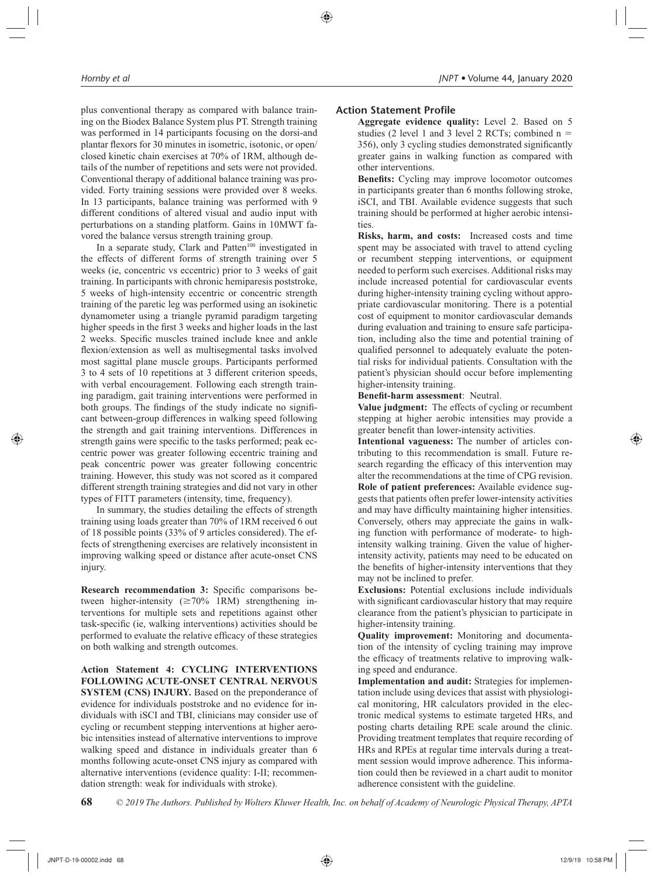plus conventional therapy as compared with balance training on the Biodex Balance System plus PT. Strength training was performed in 14 participants focusing on the dorsi-and plantar flexors for 30 minutes in isometric, isotonic, or open/closed kinetic chain exercises at 70% of 1RM, although details of the number of repetitions and sets were not provided. Conventional therapy of additional balance training was provided. Forty training sessions were provided over 8 weeks. In 13 participants, balance training was performed with 9 different conditions of altered visual and audio input with perturbations on a standing platform. Gains in 10MWT favored the balance versus strength training group.

In a separate study, Clark and Patten[100] investigated in the effects of different forms of strength training over 5 weeks (ie, concentric vs eccentric) prior to 3 weeks of gait training. In participants with chronic hemiparesis poststroke, 5 weeks of high-intensity eccentric or concentric strength training of the paretic leg was performed using an isokinetic dynamometer using a triangle pyramid paradigm targeting higher speeds in the first 3 weeks and higher loads in the last 2 weeks. Specific muscles trained include knee and ankle flexion/extension as well as multisegmental tasks involved most sagittal plane muscle groups. Participants performed 3 to 4 sets of 10 repetitions at 3 different criterion speeds, with verbal encouragement. Following each strength training paradigm, gait training interventions were performed in both groups. The findings of the study indicate no significant between-group differences in walking speed following the strength and gait training interventions. Differences in strength gains were specific to the tasks performed; peak eccentric power was greater following eccentric training and peak concentric power was greater following concentric training. However, this study was not scored as it compared different strength training strategies and did not vary in other types of FITT parameters (intensity, time, frequency).

In summary, the studies detailing the effects of strength training using loads greater than 70% of 1RM received 6 out of 18 possible points (33% of 9 articles considered). The effects of strengthening exercises are relatively inconsistent in improving walking speed or distance after acute-onset CNS injury.

**Research recommendation 3:** Specific comparisons between higher-intensity (≥70% 1RM) strengthening interventions for multiple sets and repetitions against other task-specific (ie, walking interventions) activities should be performed to evaluate the relative efficacy of these strategies on both walking and strength outcomes.

**Action Statement 4: CYCLING INTERVENTIONS FOLLOWING ACUTE-ONSET CENTRAL NERVOUS SYSTEM (CNS) INJURY.** Based on the preponderance of evidence for individuals poststroke and no evidence for individuals with iSCI and TBI, clinicians may consider use of cycling or recumbent stepping interventions at higher aerobic intensities instead of alternative interventions to improve walking speed and distance in individuals greater than 6 months following acute-onset CNS injury as compared with alternative interventions (evidence quality: I-II; recommendation strength: weak for individuals with stroke).

### Action Statement Profile

**Aggregate evidence quality:** Level 2. Based on 5 studies (2 level 1 and 3 level 2 RCTs; combined n = 356), only 3 cycling studies demonstrated significantly greater gains in walking function as compared with other interventions.

**Benefits:** Cycling may improve locomotor outcomes in participants greater than 6 months following stroke, iSCI, and TBI. Available evidence suggests that such training should be performed at higher aerobic intensities.

**Risks, harm, and costs:** Increased costs and time spent may be associated with travel to attend cycling or recumbent stepping interventions, or equipment needed to perform such exercises. Additional risks may include increased potential for cardiovascular events during higher-intensity training cycling without appropriate cardiovascular monitoring. There is a potential cost of equipment to monitor cardiovascular demands during evaluation and training to ensure safe participation, including also the time and potential training of qualified personnel to adequately evaluate the potential risks for individual patients. Consultation with the patient's physician should occur before implementing higher-intensity training.

**Benefit-harm assessment**: Neutral.

**Value judgment:** The effects of cycling or recumbent stepping at higher aerobic intensities may provide a greater benefit than lower-intensity activities.

**Intentional vagueness:** The number of articles contributing to this recommendation is small. Future research regarding the efficacy of this intervention may alter the recommendations at the time of CPG revision.

**Role of patient preferences:** Available evidence suggests that patients often prefer lower-intensity activities and may have difficulty maintaining higher intensities. Conversely, others may appreciate the gains in walking function with performance of moderate- to high-intensity walking training. Given the value of higher-intensity activity, patients may need to be educated on the benefits of higher-intensity interventions that they may not be inclined to prefer.

**Exclusions:** Potential exclusions include individuals with significant cardiovascular history that may require clearance from the patient's physician to participate in higher-intensity training.

**Quality improvement:** Monitoring and documentation of the intensity of cycling training may improve the efficacy of treatments relative to improving walking speed and endurance.

**Implementation and audit:** Strategies for implementation include using devices that assist with physiological monitoring, HR calculators provided in the electronic medical systems to estimate targeted HRs, and posting charts detailing RPE scale around the clinic. Providing treatment templates that require recording of HRs and RPEs at regular time intervals during a treatment session would improve adherence. This information could then be reviewed in a chart audit to monitor adherence consistent with the guideline.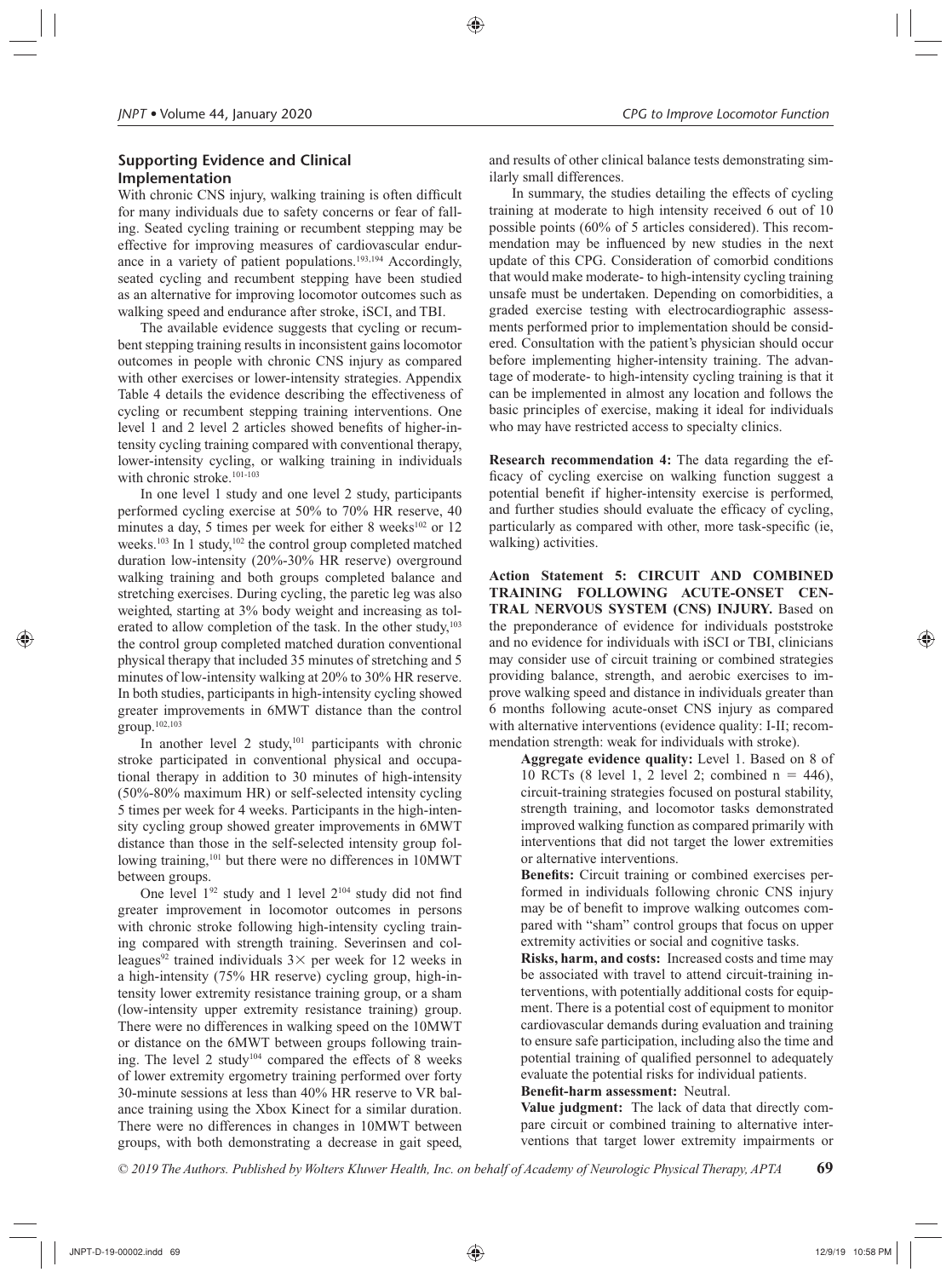## Supporting Evidence and Clinical Implementation

With chronic CNS injury, walking training is often difficult for many individuals due to safety concerns or fear of falling. Seated cycling training or recumbent stepping may be effective for improving measures of cardiovascular endurance in a variety of patient populations.[193,194] Accordingly, seated cycling and recumbent stepping have been studied as an alternative for improving locomotor outcomes such as walking speed and endurance after stroke, iSCI, and TBI.

The available evidence suggests that cycling or recumbent stepping training results in inconsistent gains locomotor outcomes in people with chronic CNS injury as compared with other exercises or lower-intensity strategies. Appendix Table 4 details the evidence describing the effectiveness of cycling or recumbent stepping training interventions. One level 1 and 2 level 2 articles showed benefits of higher-intensity cycling training compared with conventional therapy, lower-intensity cycling, or walking training in individuals with chronic stroke.[101-103]

In one level 1 study and one level 2 study, participants performed cycling exercise at 50% to 70% HR reserve, 40 minutes a day, 5 times per week for either 8 weeks[102] or 12 weeks.[103] In 1 study,[102] the control group completed matched duration low-intensity (20%-30% HR reserve) overground walking training and both groups completed balance and stretching exercises. During cycling, the paretic leg was also weighted, starting at 3% body weight and increasing as tolerated to allow completion of the task. In the other study,[103] the control group completed matched duration conventional physical therapy that included 35 minutes of stretching and 5 minutes of low-intensity walking at 20% to 30% HR reserve. In both studies, participants in high-intensity cycling showed greater improvements in 6MWT distance than the control group.[102,103]

In another level 2 study,[101] participants with chronic stroke participated in conventional physical and occupational therapy in addition to 30 minutes of high-intensity (50%-80% maximum HR) or self-selected intensity cycling 5 times per week for 4 weeks. Participants in the high-intensity cycling group showed greater improvements in 6MWT distance than those in the self-selected intensity group following training,[101] but there were no differences in 10MWT between groups.

One level 1[92] study and 1 level 2[104] study did not find greater improvement in locomotor outcomes in persons with chronic stroke following high-intensity cycling training compared with strength training. Severinsen and colleagues[92] trained individuals 3× per week for 12 weeks in a high-intensity (75% HR reserve) cycling group, high-intensity lower extremity resistance training group, or a sham (low-intensity upper extremity resistance training) group. There were no differences in walking speed on the 10MWT or distance on the 6MWT between groups following training. The level 2 study[104] compared the effects of 8 weeks of lower extremity ergometry training performed over forty 30-minute sessions at less than 40% HR reserve to VR balance training using the Xbox Kinect for a similar duration. There were no differences in changes in 10MWT between groups, with both demonstrating a decrease in gait speed, and results of other clinical balance tests demonstrating similarly small differences.

In summary, the studies detailing the effects of cycling training at moderate to high intensity received 6 out of 10 possible points (60% of 5 articles considered). This recommendation may be influenced by new studies in the next update of this CPG. Consideration of comorbid conditions that would make moderate- to high-intensity cycling training unsafe must be undertaken. Depending on comorbidities, a graded exercise testing with electrocardiographic assessments performed prior to implementation should be considered. Consultation with the patient's physician should occur before implementing higher-intensity training. The advantage of moderate- to high-intensity cycling training is that it can be implemented in almost any location and follows the basic principles of exercise, making it ideal for individuals who may have restricted access to specialty clinics.

**Research recommendation 4:** The data regarding the efficacy of cycling exercise on walking function suggest a potential benefit if higher-intensity exercise is performed, and further studies should evaluate the efficacy of cycling, particularly as compared with other, more task-specific (ie, walking) activities.

**Action Statement 5: CIRCUIT AND COMBINED TRAINING FOLLOWING ACUTE-ONSET CENTRAL NERVOUS SYSTEM (CNS) INJURY.** Based on the preponderance of evidence for individuals poststroke and no evidence for individuals with iSCI or TBI, clinicians may consider use of circuit training or combined strategies providing balance, strength, and aerobic exercises to improve walking speed and distance in individuals greater than 6 months following acute-onset CNS injury as compared with alternative interventions (evidence quality: I-II; recommendation strength: weak for individuals with stroke).

> **Aggregate evidence quality:** Level 1. Based on 8 of 10 RCTs (8 level 1, 2 level 2; combined n = 446), circuit-training strategies focused on postural stability, strength training, and locomotor tasks demonstrated improved walking function as compared primarily with interventions that did not target the lower extremities or alternative interventions.
>
> **Benefits:** Circuit training or combined exercises performed in individuals following chronic CNS injury may be of benefit to improve walking outcomes compared with "sham" control groups that focus on upper extremity activities or social and cognitive tasks.
>
> **Risks, harm, and costs:** Increased costs and time may be associated with travel to attend circuit-training interventions, with potentially additional costs for equipment. There is a potential cost of equipment to monitor cardiovascular demands during evaluation and training to ensure safe participation, including also the time and potential training of qualified personnel to adequately evaluate the potential risks for individual patients.
>
> **Benefit-harm assessment:** Neutral.
>
> **Value judgment:** The lack of data that directly compare circuit or combined training to alternative interventions that target lower extremity impairments or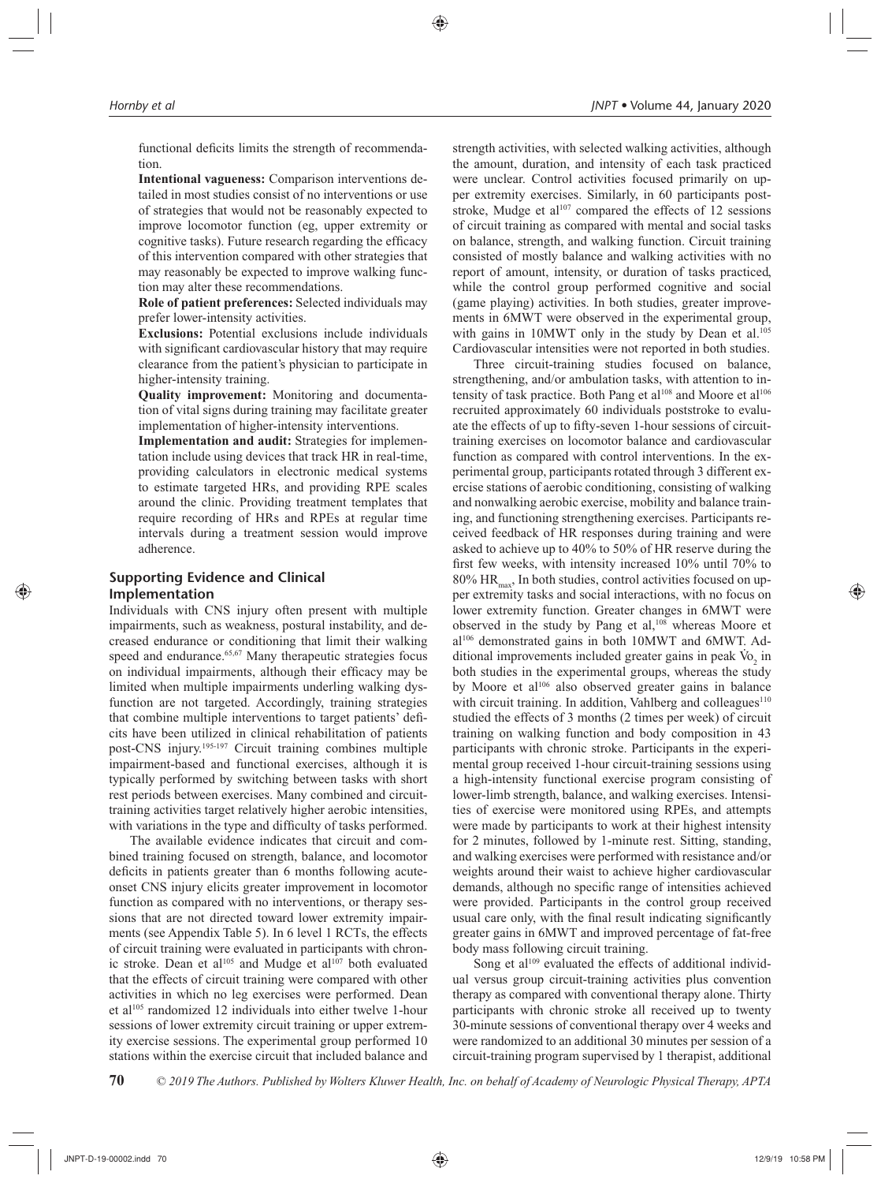functional deficits limits the strength of recommendation.

**Intentional vagueness:** Comparison interventions detailed in most studies consist of no interventions or use of strategies that would not be reasonably expected to improve locomotor function (eg, upper extremity or cognitive tasks). Future research regarding the efficacy of this intervention compared with other strategies that may reasonably be expected to improve walking function may alter these recommendations.

**Role of patient preferences:** Selected individuals may prefer lower-intensity activities.

**Exclusions:** Potential exclusions include individuals with significant cardiovascular history that may require clearance from the patient's physician to participate in higher-intensity training.

**Quality improvement:** Monitoring and documentation of vital signs during training may facilitate greater implementation of higher-intensity interventions.

**Implementation and audit:** Strategies for implementation include using devices that track HR in real-time, providing calculators in electronic medical systems to estimate targeted HRs, and providing RPE scales around the clinic. Providing treatment templates that require recording of HRs and RPEs at regular time intervals during a treatment session would improve adherence.

## Supporting Evidence and Clinical Implementation

Individuals with CNS injury often present with multiple impairments, such as weakness, postural instability, and decreased endurance or conditioning that limit their walking speed and endurance.[65,67] Many therapeutic strategies focus on individual impairments, although their efficacy may be limited when multiple impairments underling walking dysfunction are not targeted. Accordingly, training strategies that combine multiple interventions to target patients' deficits have been utilized in clinical rehabilitation of patients post-CNS injury.[195-197] Circuit training combines multiple impairment-based and functional exercises, although it is typically performed by switching between tasks with short rest periods between exercises. Many combined and circuit-training activities target relatively higher aerobic intensities, with variations in the type and difficulty of tasks performed.

The available evidence indicates that circuit and combined training focused on strength, balance, and locomotor deficits in patients greater than 6 months following acute-onset CNS injury elicits greater improvement in locomotor function as compared with no interventions, or therapy sessions that are not directed toward lower extremity impairments (see Appendix Table 5). In 6 level 1 RCTs, the effects of circuit training were evaluated in participants with chronic stroke. Dean et al[105] and Mudge et al[107] both evaluated that the effects of circuit training were compared with other activities in which no leg exercises were performed. Dean et al[105] randomized 12 individuals into either twelve 1-hour sessions of lower extremity circuit training or upper extremity exercise sessions. The experimental group performed 10 stations within the exercise circuit that included balance and strength activities, with selected walking activities, although the amount, duration, and intensity of each task practiced were unclear. Control activities focused primarily on upper extremity exercises. Similarly, in 60 participants poststroke, Mudge et al[107] compared the effects of 12 sessions of circuit training as compared with mental and social tasks on balance, strength, and walking function. Circuit training consisted of mostly balance and walking activities with no report of amount, intensity, or duration of tasks practiced, while the control group performed cognitive and social (game playing) activities. In both studies, greater improvements in 6MWT were observed in the experimental group, with gains in 10MWT only in the study by Dean et al.[105] Cardiovascular intensities were not reported in both studies.

Three circuit-training studies focused on balance, strengthening, and/or ambulation tasks, with attention to intensity of task practice. Both Pang et al[108] and Moore et al[106] recruited approximately 60 individuals poststroke to evaluate the effects of up to fifty-seven 1-hour sessions of circuit-training exercises on locomotor balance and cardiovascular function as compared with control interventions. In the experimental group, participants rotated through 3 different exercise stations of aerobic conditioning, consisting of walking and nonwalking aerobic exercise, mobility and balance training, and functioning strengthening exercises. Participants received feedback of HR responses during training and were asked to achieve up to 40% to 50% of HR reserve during the first few weeks, with intensity increased 10% until 70% to 80% $HR_{max}$. In both studies, control activities focused on upper extremity tasks and social interactions, with no focus on lower extremity function. Greater changes in 6MWT were observed in the study by Pang et al,[108] whereas Moore et al[106] demonstrated gains in both 10MWT and 6MWT. Additional improvements included greater gains in peak $\dot{V}o_2$ in both studies in the experimental groups, whereas the study by Moore et al[106] also observed greater gains in balance with circuit training. In addition, Vahlberg and colleagues[110] studied the effects of 3 months (2 times per week) of circuit training on walking function and body composition in 43 participants with chronic stroke. Participants in the experimental group received 1-hour circuit-training sessions using a high-intensity functional exercise program consisting of lower-limb strength, balance, and walking exercises. Intensities of exercise were monitored using RPEs, and attempts were made by participants to work at their highest intensity for 2 minutes, followed by 1-minute rest. Sitting, standing, and walking exercises were performed with resistance and/or weights around their waist to achieve higher cardiovascular demands, although no specific range of intensities achieved were provided. Participants in the control group received usual care only, with the final result indicating significantly greater gains in 6MWT and improved percentage of fat-free body mass following circuit training.

Song et al[109] evaluated the effects of additional individual versus group circuit-training activities plus convention therapy as compared with conventional therapy alone. Thirty participants with chronic stroke all received up to twenty 30-minute sessions of conventional therapy over 4 weeks and were randomized to an additional 30 minutes per session of a circuit-training program supervised by 1 therapist, additional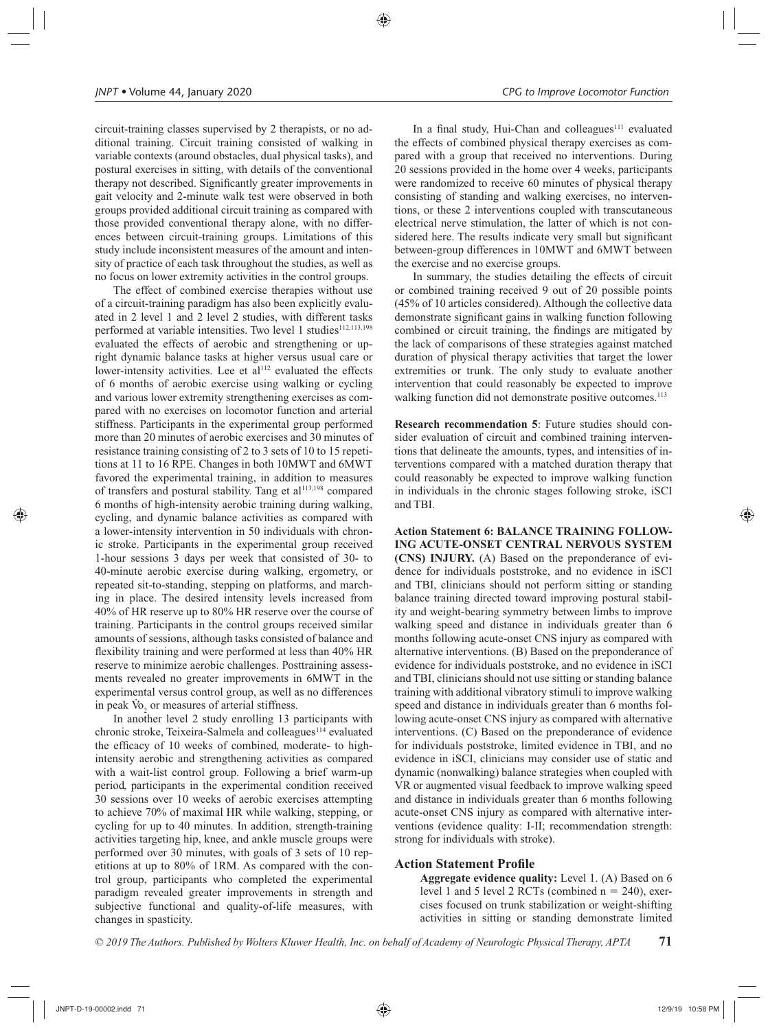circuit-training classes supervised by 2 therapists, or no additional training. Circuit training consisted of walking in variable contexts (around obstacles, dual physical tasks), and postural exercises in sitting, with details of the conventional therapy not described. Significantly greater improvements in gait velocity and 2-minute walk test were observed in both groups provided additional circuit training as compared with those provided conventional therapy alone, with no differences between circuit-training groups. Limitations of this study include inconsistent measures of the amount and intensity of practice of each task throughout the studies, as well as no focus on lower extremity activities in the control groups.

The effect of combined exercise therapies without use of a circuit-training paradigm has also been explicitly evaluated in 2 level 1 and 2 level 2 studies, with different tasks performed at variable intensities. Two level 1 studies[112,113,198] evaluated the effects of aerobic and strengthening or upright dynamic balance tasks at higher versus usual care or lower-intensity activities. Lee et al[112] evaluated the effects of 6 months of aerobic exercise using walking or cycling and various lower extremity strengthening exercises as compared with no exercises on locomotor function and arterial stiffness. Participants in the experimental group performed more than 20 minutes of aerobic exercises and 30 minutes of resistance training consisting of 2 to 3 sets of 10 to 15 repetitions at 11 to 16 RPE. Changes in both 10MWT and 6MWT favored the experimental training, in addition to measures of transfers and postural stability. Tang et al[113,198] compared 6 months of high-intensity aerobic training during walking, cycling, and dynamic balance activities as compared with a lower-intensity intervention in 50 individuals with chronic stroke. Participants in the experimental group received 1-hour sessions 3 days per week that consisted of 30- to 40-minute aerobic exercise during walking, ergometry, or repeated sit-to-standing, stepping on platforms, and marching in place. The desired intensity levels increased from 40% of HR reserve up to 80% HR reserve over the course of training. Participants in the control groups received similar amounts of sessions, although tasks consisted of balance and flexibility training and were performed at less than 40% HR reserve to minimize aerobic challenges. Posttraining assessments revealed no greater improvements in 6MWT in the experimental versus control group, as well as no differences in peak $\dot{V}O_2$ or measures of arterial stiffness.

In another level 2 study enrolling 13 participants with chronic stroke, Teixeira-Salmela and colleagues[114] evaluated the efficacy of 10 weeks of combined, moderate- to high-intensity aerobic and strengthening activities as compared with a wait-list control group. Following a brief warm-up period, participants in the experimental condition received 30 sessions over 10 weeks of aerobic exercises attempting to achieve 70% of maximal HR while walking, stepping, or cycling for up to 40 minutes. In addition, strength-training activities targeting hip, knee, and ankle muscle groups were performed over 30 minutes, with goals of 3 sets of 10 repetitions at up to 80% of 1RM. As compared with the control group, participants who completed the experimental paradigm revealed greater improvements in strength and subjective functional and quality-of-life measures, with changes in spasticity.

In a final study, Hui-Chan and colleagues[111] evaluated the effects of combined physical therapy exercises as compared with a group that received no interventions. During 20 sessions provided in the home over 4 weeks, participants were randomized to receive 60 minutes of physical therapy consisting of standing and walking exercises, no interventions, or these 2 interventions coupled with transcutaneous electrical nerve stimulation, the latter of which is not considered here. The results indicate very small but significant between-group differences in 10MWT and 6MWT between the exercise and no exercise groups.

In summary, the studies detailing the effects of circuit or combined training received 9 out of 20 possible points (45% of 10 articles considered). Although the collective data demonstrate significant gains in walking function following combined or circuit training, the findings are mitigated by the lack of comparisons of these strategies against matched duration of physical therapy activities that target the lower extremities or trunk. The only study to evaluate another intervention that could reasonably be expected to improve walking function did not demonstrate positive outcomes.[113]

**Research recommendation 5**: Future studies should consider evaluation of circuit and combined training interventions that delineate the amounts, types, and intensities of interventions compared with a matched duration therapy that could reasonably be expected to improve walking function in individuals in the chronic stages following stroke, iSCI and TBI.

**Action Statement 6: BALANCE TRAINING FOLLOWING ACUTE-ONSET CENTRAL NERVOUS SYSTEM (CNS) INJURY.** (A) Based on the preponderance of evidence for individuals poststroke, and no evidence in iSCI and TBI, clinicians should not perform sitting or standing balance training directed toward improving postural stability and weight-bearing symmetry between limbs to improve walking speed and distance in individuals greater than 6 months following acute-onset CNS injury as compared with alternative interventions. (B) Based on the preponderance of evidence for individuals poststroke, and no evidence in iSCI and TBI, clinicians should not use sitting or standing balance training with additional vibratory stimuli to improve walking speed and distance in individuals greater than 6 months following acute-onset CNS injury as compared with alternative interventions. (C) Based on the preponderance of evidence for individuals poststroke, limited evidence in TBI, and no evidence in iSCI, clinicians may consider use of static and dynamic (nonwalking) balance strategies when coupled with VR or augmented visual feedback to improve walking speed and distance in individuals greater than 6 months following acute-onset CNS injury as compared with alternative interventions (evidence quality: I-II; recommendation strength: strong for individuals with stroke).

## Action Statement Profile

**Aggregate evidence quality:** Level 1. (A) Based on 6 level 1 and 5 level 2 RCTs (combined n = 240), exercises focused on trunk stabilization or weight-shifting activities in sitting or standing demonstrate limited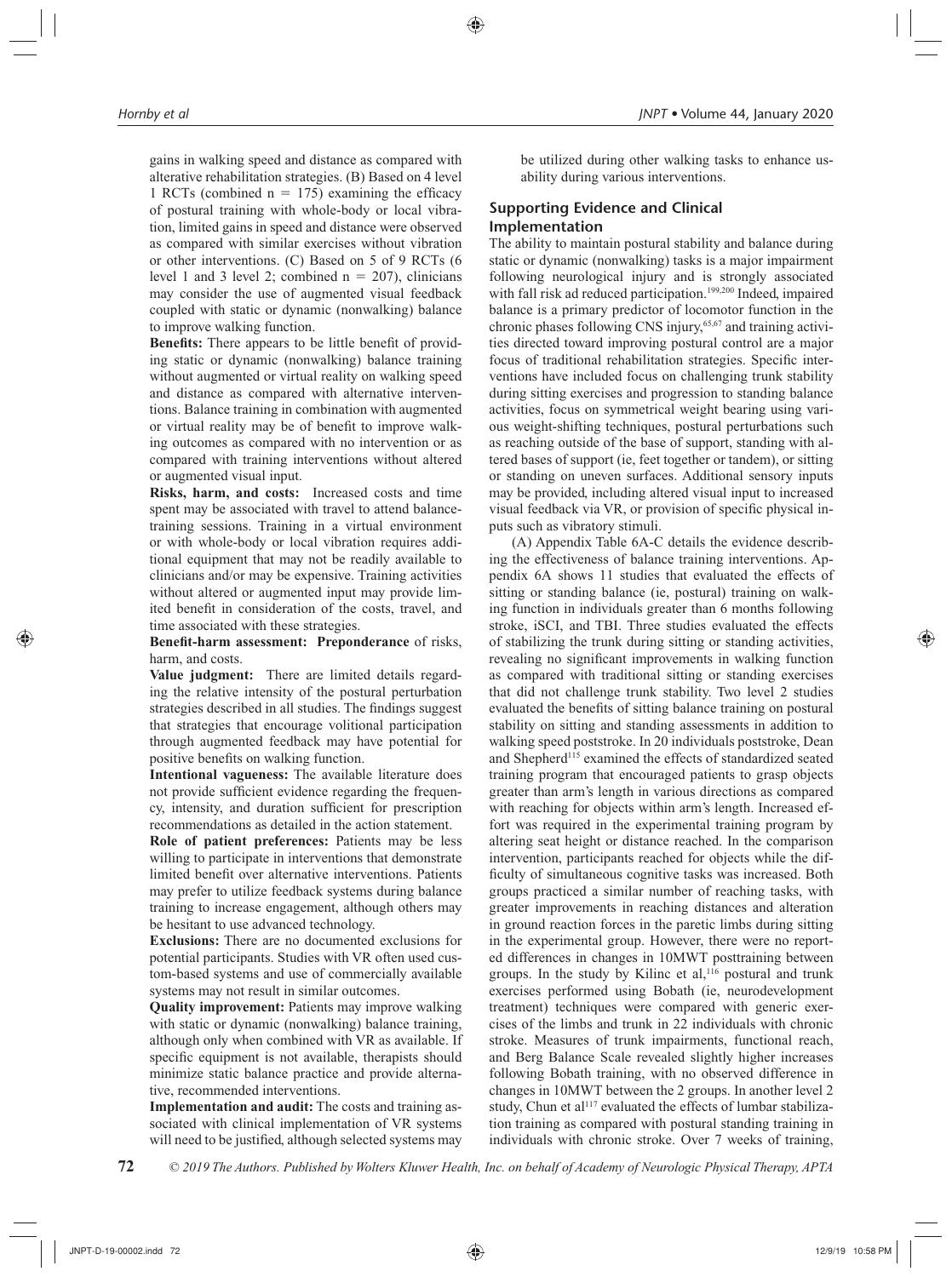gains in walking speed and distance as compared with alterative rehabilitation strategies. (B) Based on 4 level 1 RCTs (combined n = 175) examining the efficacy of postural training with whole-body or local vibration, limited gains in speed and distance were observed as compared with similar exercises without vibration or other interventions. (C) Based on 5 of 9 RCTs (6 level 1 and 3 level 2; combined n = 207), clinicians may consider the use of augmented visual feedback coupled with static or dynamic (nonwalking) balance to improve walking function.

**Benefits:** There appears to be little benefit of providing static or dynamic (nonwalking) balance training without augmented or virtual reality on walking speed and distance as compared with alternative interventions. Balance training in combination with augmented or virtual reality may be of benefit to improve walking outcomes as compared with no intervention or as compared with training interventions without altered or augmented visual input.

**Risks, harm, and costs:** Increased costs and time spent may be associated with travel to attend balance-training sessions. Training in a virtual environment or with whole-body or local vibration requires additional equipment that may not be readily available to clinicians and/or may be expensive. Training activities without altered or augmented input may provide limited benefit in consideration of the costs, travel, and time associated with these strategies.

**Benefit-harm assessment: Preponderance** of risks, harm, and costs.

**Value judgment:** There are limited details regarding the relative intensity of the postural perturbation strategies described in all studies. The findings suggest that strategies that encourage volitional participation through augmented feedback may have potential for positive benefits on walking function.

**Intentional vagueness:** The available literature does not provide sufficient evidence regarding the frequency, intensity, and duration sufficient for prescription recommendations as detailed in the action statement.

**Role of patient preferences:** Patients may be less willing to participate in interventions that demonstrate limited benefit over alternative interventions. Patients may prefer to utilize feedback systems during balance training to increase engagement, although others may be hesitant to use advanced technology.

**Exclusions:** There are no documented exclusions for potential participants. Studies with VR often used custom-based systems and use of commercially available systems may not result in similar outcomes.

**Quality improvement:** Patients may improve walking with static or dynamic (nonwalking) balance training, although only when combined with VR as available. If specific equipment is not available, therapists should minimize static balance practice and provide alternative, recommended interventions.

**Implementation and audit:** The costs and training associated with clinical implementation of VR systems will need to be justified, although selected systems may be utilized during other walking tasks to enhance usability during various interventions.

### Supporting Evidence and Clinical Implementation

The ability to maintain postural stability and balance during static or dynamic (nonwalking) tasks is a major impairment following neurological injury and is strongly associated with fall risk ad reduced participation.[199,200] Indeed, impaired balance is a primary predictor of locomotor function in the chronic phases following CNS injury,[65,67] and training activities directed toward improving postural control are a major focus of traditional rehabilitation strategies. Specific interventions have included focus on challenging trunk stability during sitting exercises and progression to standing balance activities, focus on symmetrical weight bearing using various weight-shifting techniques, postural perturbations such as reaching outside of the base of support, standing with altered bases of support (ie, feet together or tandem), or sitting or standing on uneven surfaces. Additional sensory inputs may be provided, including altered visual input to increased visual feedback via VR, or provision of specific physical inputs such as vibratory stimuli.

(A) Appendix Table 6A-C details the evidence describing the effectiveness of balance training interventions. Appendix 6A shows 11 studies that evaluated the effects of sitting or standing balance (ie, postural) training on walking function in individuals greater than 6 months following stroke, iSCI, and TBI. Three studies evaluated the effects of stabilizing the trunk during sitting or standing activities, revealing no significant improvements in walking function as compared with traditional sitting or standing exercises that did not challenge trunk stability. Two level 2 studies evaluated the benefits of sitting balance training on postural stability on sitting and standing assessments in addition to walking speed poststroke. In 20 individuals poststroke, Dean and Shepherd[115] examined the effects of standardized seated training program that encouraged patients to grasp objects greater than arm's length in various directions as compared with reaching for objects within arm's length. Increased effort was required in the experimental training program by altering seat height or distance reached. In the comparison intervention, participants reached for objects while the difficulty of simultaneous cognitive tasks was increased. Both groups practiced a similar number of reaching tasks, with greater improvements in reaching distances and alteration in ground reaction forces in the paretic limbs during sitting in the experimental group. However, there were no reported differences in changes in 10MWT posttraining between groups. In the study by Kilinc et al,[116] postural and trunk exercises performed using Bobath (ie, neurodevelopment treatment) techniques were compared with generic exercises of the limbs and trunk in 22 individuals with chronic stroke. Measures of trunk impairments, functional reach, and Berg Balance Scale revealed slightly higher increases following Bobath training, with no observed difference in changes in 10MWT between the 2 groups. In another level 2 study, Chun et al[117] evaluated the effects of lumbar stabilization training as compared with postural standing training in individuals with chronic stroke. Over 7 weeks of training,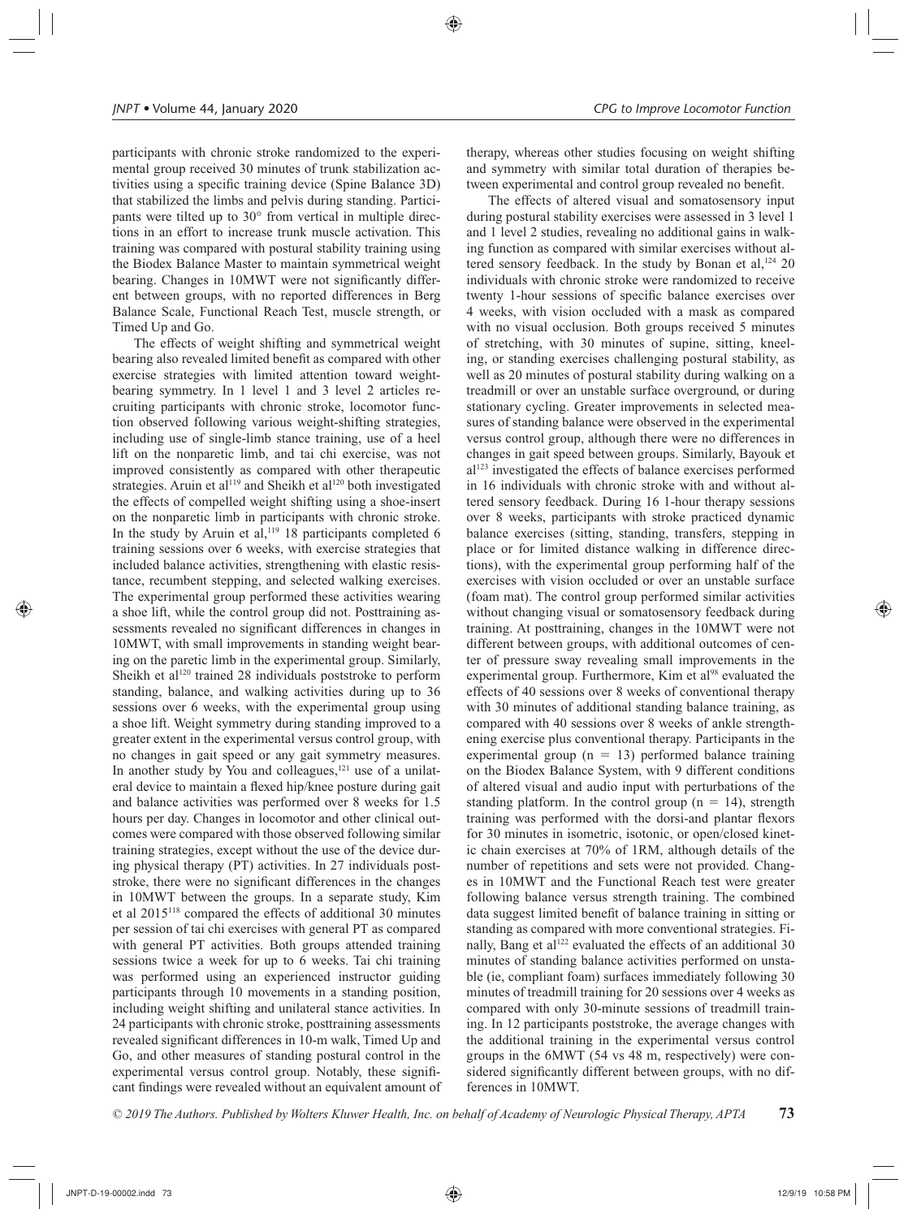participants with chronic stroke randomized to the experimental group received 30 minutes of trunk stabilization activities using a specific training device (Spine Balance 3D) that stabilized the limbs and pelvis during standing. Participants were tilted up to 30° from vertical in multiple directions in an effort to increase trunk muscle activation. This training was compared with postural stability training using the Biodex Balance Master to maintain symmetrical weight bearing. Changes in 10MWT were not significantly different between groups, with no reported differences in Berg Balance Scale, Functional Reach Test, muscle strength, or Timed Up and Go.

The effects of weight shifting and symmetrical weight bearing also revealed limited benefit as compared with other exercise strategies with limited attention toward weight-bearing symmetry. In 1 level 1 and 3 level 2 articles recruiting participants with chronic stroke, locomotor function observed following various weight-shifting strategies, including use of single-limb stance training, use of a heel lift on the nonparetic limb, and tai chi exercise, was not improved consistently as compared with other therapeutic strategies. Aruin et al[119] and Sheikh et al[120] both investigated the effects of compelled weight shifting using a shoe-insert on the nonparetic limb in participants with chronic stroke. In the study by Aruin et al,[119] 18 participants completed 6 training sessions over 6 weeks, with exercise strategies that included balance activities, strengthening with elastic resistance, recumbent stepping, and selected walking exercises. The experimental group performed these activities wearing a shoe lift, while the control group did not. Posttraining assessments revealed no significant differences in changes in 10MWT, with small improvements in standing weight bearing on the paretic limb in the experimental group. Similarly, Sheikh et al[120] trained 28 individuals poststroke to perform standing, balance, and walking activities during up to 36 sessions over 6 weeks, with the experimental group using a shoe lift. Weight symmetry during standing improved to a greater extent in the experimental versus control group, with no changes in gait speed or any gait symmetry measures. In another study by You and colleagues,[121] use of a unilateral device to maintain a flexed hip/knee posture during gait and balance activities was performed over 8 weeks for 1.5 hours per day. Changes in locomotor and other clinical outcomes were compared with those observed following similar training strategies, except without the use of the device during physical therapy (PT) activities. In 27 individuals poststroke, there were no significant differences in the changes in 10MWT between the groups. In a separate study, Kim et al 2015[118] compared the effects of additional 30 minutes per session of tai chi exercises with general PT as compared with general PT activities. Both groups attended training sessions twice a week for up to 6 weeks. Tai chi training was performed using an experienced instructor guiding participants through 10 movements in a standing position, including weight shifting and unilateral stance activities. In 24 participants with chronic stroke, posttraining assessments revealed significant differences in 10-m walk, Timed Up and Go, and other measures of standing postural control in the experimental versus control group. Notably, these significant findings were revealed without an equivalent amount of therapy, whereas other studies focusing on weight shifting and symmetry with similar total duration of therapies between experimental and control group revealed no benefit.

The effects of altered visual and somatosensory input during postural stability exercises were assessed in 3 level 1 and 1 level 2 studies, revealing no additional gains in walking function as compared with similar exercises without altered sensory feedback. In the study by Bonan et al,[124] 20 individuals with chronic stroke were randomized to receive twenty 1-hour sessions of specific balance exercises over 4 weeks, with vision occluded with a mask as compared with no visual occlusion. Both groups received 5 minutes of stretching, with 30 minutes of supine, sitting, kneeling, or standing exercises challenging postural stability, as well as 20 minutes of postural stability during walking on a treadmill or over an unstable surface overground, or during stationary cycling. Greater improvements in selected measures of standing balance were observed in the experimental versus control group, although there were no differences in changes in gait speed between groups. Similarly, Bayouk et al[123] investigated the effects of balance exercises performed in 16 individuals with chronic stroke with and without altered sensory feedback. During 16 1-hour therapy sessions over 8 weeks, participants with stroke practiced dynamic balance exercises (sitting, standing, transfers, stepping in place or for limited distance walking in difference directions), with the experimental group performing half of the exercises with vision occluded or over an unstable surface (foam mat). The control group performed similar activities without changing visual or somatosensory feedback during training. At posttraining, changes in the 10MWT were not different between groups, with additional outcomes of center of pressure sway revealing small improvements in the experimental group. Furthermore, Kim et al[98] evaluated the effects of 40 sessions over 8 weeks of conventional therapy with 30 minutes of additional standing balance training, as compared with 40 sessions over 8 weeks of ankle strengthening exercise plus conventional therapy. Participants in the experimental group ($n = 13$) performed balance training on the Biodex Balance System, with 9 different conditions of altered visual and audio input with perturbations of the standing platform. In the control group ($n = 14$), strength training was performed with the dorsi-and plantar flexors for 30 minutes in isometric, isotonic, or open/closed kinetic chain exercises at 70% of 1RM, although details of the number of repetitions and sets were not provided. Changes in 10MWT and the Functional Reach test were greater following balance versus strength training. The combined data suggest limited benefit of balance training in sitting or standing as compared with more conventional strategies. Finally, Bang et al[122] evaluated the effects of an additional 30 minutes of standing balance activities performed on unstable (ie, compliant foam) surfaces immediately following 30 minutes of treadmill training for 20 sessions over 4 weeks as compared with only 30-minute sessions of treadmill training. In 12 participants poststroke, the average changes with the additional training in the experimental versus control groups in the 6MWT (54 vs 48 m, respectively) were considered significantly different between groups, with no differences in 10MWT.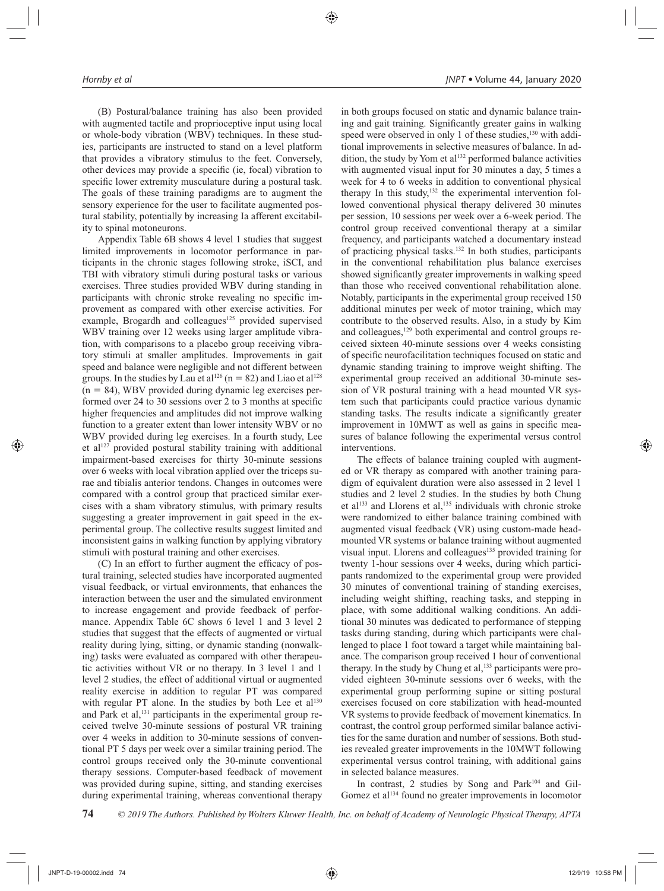(B) Postural/balance training has also been provided with augmented tactile and proprioceptive input using local or whole-body vibration (WBV) techniques. In these studies, participants are instructed to stand on a level platform that provides a vibratory stimulus to the feet. Conversely, other devices may provide a specific (ie, focal) vibration to specific lower extremity musculature during a postural task. The goals of these training paradigms are to augment the sensory experience for the user to facilitate augmented postural stability, potentially by increasing Ia afferent excitability to spinal motoneurons.

Appendix Table 6B shows 4 level 1 studies that suggest limited improvements in locomotor performance in participants in the chronic stages following stroke, iSCI, and TBI with vibratory stimuli during postural tasks or various exercises. Three studies provided WBV during standing in participants with chronic stroke revealing no specific improvement as compared with other exercise activities. For example, Brogardh and colleagues[125] provided supervised WBV training over 12 weeks using larger amplitude vibration, with comparisons to a placebo group receiving vibratory stimuli at smaller amplitudes. Improvements in gait speed and balance were negligible and not different between groups. In the studies by Lau et al[126] ($n = 82$) and Liao et al[128] ($n = 84$), WBV provided during dynamic leg exercises performed over 24 to 30 sessions over 2 to 3 months at specific higher frequencies and amplitudes did not improve walking function to a greater extent than lower intensity WBV or no WBV provided during leg exercises. In a fourth study, Lee et al[127] provided postural stability training with additional impairment-based exercises for thirty 30-minute sessions over 6 weeks with local vibration applied over the triceps surae and tibialis anterior tendons. Changes in outcomes were compared with a control group that practiced similar exercises with a sham vibratory stimulus, with primary results suggesting a greater improvement in gait speed in the experimental group. The collective results suggest limited and inconsistent gains in walking function by applying vibratory stimuli with postural training and other exercises.

(C) In an effort to further augment the efficacy of postural training, selected studies have incorporated augmented visual feedback, or virtual environments, that enhances the interaction between the user and the simulated environment to increase engagement and provide feedback of performance. Appendix Table 6C shows 6 level 1 and 3 level 2 studies that suggest that the effects of augmented or virtual reality during lying, sitting, or dynamic standing (nonwalking) tasks were evaluated as compared with other therapeutic activities without VR or no therapy. In 3 level 1 and 1 level 2 studies, the effect of additional virtual or augmented reality exercise in addition to regular PT was compared with regular PT alone. In the studies by both Lee et al[130] and Park et al,[131] participants in the experimental group received twelve 30-minute sessions of postural VR training over 4 weeks in addition to 30-minute sessions of conventional PT 5 days per week over a similar training period. The control groups received only the 30-minute conventional therapy sessions. Computer-based feedback of movement was provided during supine, sitting, and standing exercises during experimental training, whereas conventional therapy in both groups focused on static and dynamic balance training and gait training. Significantly greater gains in walking speed were observed in only 1 of these studies,[130] with additional improvements in selective measures of balance. In addition, the study by Yom et al[132] performed balance activities with augmented visual input for 30 minutes a day, 5 times a week for 4 to 6 weeks in addition to conventional physical therapy In this study,[132] the experimental intervention followed conventional physical therapy delivered 30 minutes per session, 10 sessions per week over a 6-week period. The control group received conventional therapy at a similar frequency, and participants watched a documentary instead of practicing physical tasks.[132] In both studies, participants in the conventional rehabilitation plus balance exercises showed significantly greater improvements in walking speed than those who received conventional rehabilitation alone. Notably, participants in the experimental group received 150 additional minutes per week of motor training, which may contribute to the observed results. Also, in a study by Kim and colleagues,[129] both experimental and control groups received sixteen 40-minute sessions over 4 weeks consisting of specific neurofacilitation techniques focused on static and dynamic standing training to improve weight shifting. The experimental group received an additional 30-minute session of VR postural training with a head mounted VR system such that participants could practice various dynamic standing tasks. The results indicate a significantly greater improvement in 10MWT as well as gains in specific measures of balance following the experimental versus control interventions.

The effects of balance training coupled with augmented or VR therapy as compared with another training paradigm of equivalent duration were also assessed in 2 level 1 studies and 2 level 2 studies. In the studies by both Chung et al[133] and Llorens et al,[135] individuals with chronic stroke were randomized to either balance training combined with augmented visual feedback (VR) using custom-made head-mounted VR systems or balance training without augmented visual input. Llorens and colleagues[135] provided training for twenty 1-hour sessions over 4 weeks, during which participants randomized to the experimental group were provided 30 minutes of conventional training of standing exercises, including weight shifting, reaching tasks, and stepping in place, with some additional walking conditions. An additional 30 minutes was dedicated to performance of stepping tasks during standing, during which participants were challenged to place 1 foot toward a target while maintaining balance. The comparison group received 1 hour of conventional therapy. In the study by Chung et al,[133] participants were provided eighteen 30-minute sessions over 6 weeks, with the experimental group performing supine or sitting postural exercises focused on core stabilization with head-mounted VR systems to provide feedback of movement kinematics. In contrast, the control group performed similar balance activities for the same duration and number of sessions. Both studies revealed greater improvements in the 10MWT following experimental versus control training, with additional gains in selected balance measures.

In contrast, 2 studies by Song and Park[104] and Gil-Gomez et al[134] found no greater improvements in locomotor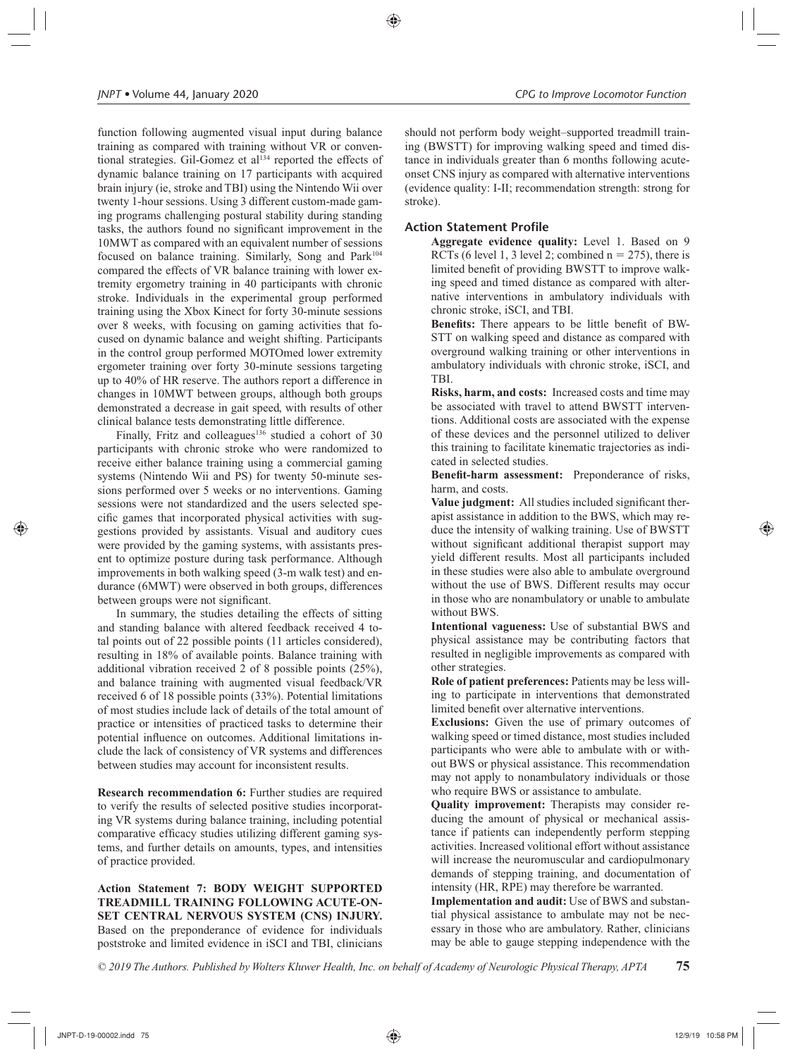function following augmented visual input during balance training as compared with training without VR or conventional strategies. Gil-Gomez et al[134] reported the effects of dynamic balance training on 17 participants with acquired brain injury (ie, stroke and TBI) using the Nintendo Wii over twenty 1-hour sessions. Using 3 different custom-made gaming programs challenging postural stability during standing tasks, the authors found no significant improvement in the 10MWT as compared with an equivalent number of sessions focused on balance training. Similarly, Song and Park[104] compared the effects of VR balance training with lower extremity ergometry training in 40 participants with chronic stroke. Individuals in the experimental group performed training using the Xbox Kinect for forty 30-minute sessions over 8 weeks, with focusing on gaming activities that focused on dynamic balance and weight shifting. Participants in the control group performed MOTOmed lower extremity ergometer training over forty 30-minute sessions targeting up to 40% of HR reserve. The authors report a difference in changes in 10MWT between groups, although both groups demonstrated a decrease in gait speed, with results of other clinical balance tests demonstrating little difference.

Finally, Fritz and colleagues[136] studied a cohort of 30 participants with chronic stroke who were randomized to receive either balance training using a commercial gaming systems (Nintendo Wii and PS) for twenty 50-minute sessions performed over 5 weeks or no interventions. Gaming sessions were not standardized and the users selected specific games that incorporated physical activities with suggestions provided by assistants. Visual and auditory cues were provided by the gaming systems, with assistants present to optimize posture during task performance. Although improvements in both walking speed (3-m walk test) and endurance (6MWT) were observed in both groups, differences between groups were not significant.

In summary, the studies detailing the effects of sitting and standing balance with altered feedback received 4 total points out of 22 possible points (11 articles considered), resulting in 18% of available points. Balance training with additional vibration received 2 of 8 possible points (25%), and balance training with augmented visual feedback/VR received 6 of 18 possible points (33%). Potential limitations of most studies include lack of details of the total amount of practice or intensities of practiced tasks to determine their potential influence on outcomes. Additional limitations include the lack of consistency of VR systems and differences between studies may account for inconsistent results.

**Research recommendation 6:** Further studies are required to verify the results of selected positive studies incorporating VR systems during balance training, including potential comparative efficacy studies utilizing different gaming systems, and further details on amounts, types, and intensities of practice provided.

**Action Statement 7: BODY WEIGHT SUPPORTED TREADMILL TRAINING FOLLOWING ACUTE-ONSET CENTRAL NERVOUS SYSTEM (CNS) INJURY.** Based on the preponderance of evidence for individuals poststroke and limited evidence in iSCI and TBI, clinicians should not perform body weight–supported treadmill training (BWSTT) for improving walking speed and timed distance in individuals greater than 6 months following acute-onset CNS injury as compared with alternative interventions (evidence quality: I-II; recommendation strength: strong for stroke).

### Action Statement Profile

**Aggregate evidence quality:** Level 1. Based on 9 RCTs (6 level 1, 3 level 2; combined n = 275), there is limited benefit of providing BWSTT to improve walking speed and timed distance as compared with alternative interventions in ambulatory individuals with chronic stroke, iSCI, and TBI.

**Benefits:** There appears to be little benefit of BWSTT on walking speed and distance as compared with overground walking training or other interventions in ambulatory individuals with chronic stroke, iSCI, and TBI.

**Risks, harm, and costs:** Increased costs and time may be associated with travel to attend BWSTT interventions. Additional costs are associated with the expense of these devices and the personnel utilized to deliver this training to facilitate kinematic trajectories as indicated in selected studies.

**Benefit-harm assessment:** Preponderance of risks, harm, and costs.

**Value judgment:** All studies included significant therapist assistance in addition to the BWS, which may reduce the intensity of walking training. Use of BWSTT without significant additional therapist support may yield different results. Most all participants included in these studies were also able to ambulate overground without the use of BWS. Different results may occur in those who are nonambulatory or unable to ambulate without BWS.

**Intentional vagueness:** Use of substantial BWS and physical assistance may be contributing factors that resulted in negligible improvements as compared with other strategies.

**Role of patient preferences:** Patients may be less willing to participate in interventions that demonstrated limited benefit over alternative interventions.

**Exclusions:** Given the use of primary outcomes of walking speed or timed distance, most studies included participants who were able to ambulate with or without BWS or physical assistance. This recommendation may not apply to nonambulatory individuals or those who require BWS or assistance to ambulate.

**Quality improvement:** Therapists may consider reducing the amount of physical or mechanical assistance if patients can independently perform stepping activities. Increased volitional effort without assistance will increase the neuromuscular and cardiopulmonary demands of stepping training, and documentation of intensity (HR, RPE) may therefore be warranted.

**Implementation and audit:** Use of BWS and substantial physical assistance to ambulate may not be necessary in those who are ambulatory. Rather, clinicians may be able to gauge stepping independence with the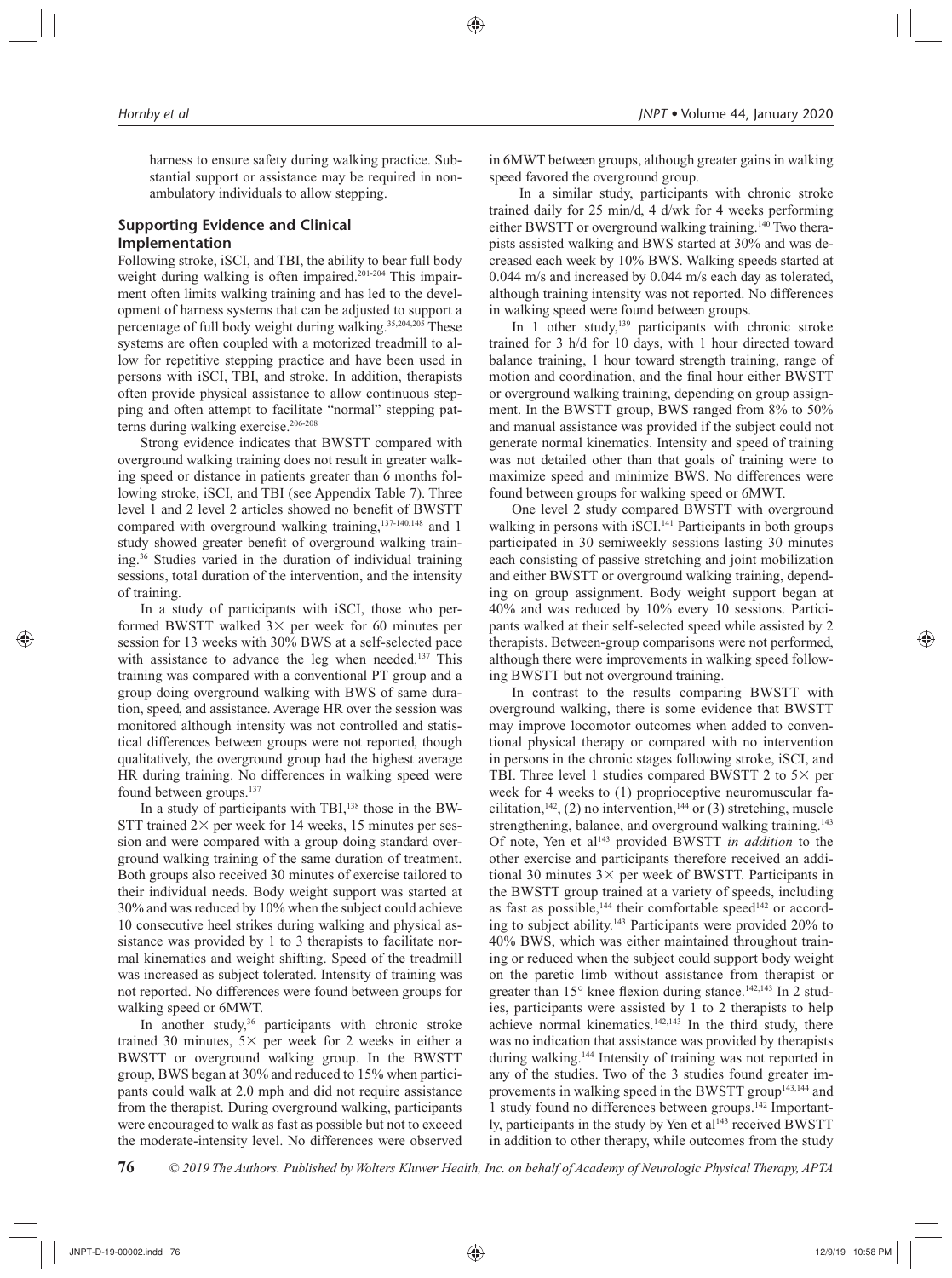harness to ensure safety during walking practice. Substantial support or assistance may be required in nonambulatory individuals to allow stepping.

### Supporting Evidence and Clinical Implementation

Following stroke, iSCI, and TBI, the ability to bear full body weight during walking is often impaired.[201-204] This impairment often limits walking training and has led to the development of harness systems that can be adjusted to support a percentage of full body weight during walking.[35,204,205] These systems are often coupled with a motorized treadmill to allow for repetitive stepping practice and have been used in persons with iSCI, TBI, and stroke. In addition, therapists often provide physical assistance to allow continuous stepping and often attempt to facilitate "normal" stepping patterns during walking exercise.[206-208]

Strong evidence indicates that BWSTT compared with overground walking training does not result in greater walking speed or distance in patients greater than 6 months following stroke, iSCI, and TBI (see Appendix Table 7). Three level 1 and 2 level 2 articles showed no benefit of BWSTT compared with overground walking training,[137-140,148] and 1 study showed greater benefit of overground walking training.[36] Studies varied in the duration of individual training sessions, total duration of the intervention, and the intensity of training.

In a study of participants with iSCI, those who performed BWSTT walked 3× per week for 60 minutes per session for 13 weeks with 30% BWS at a self-selected pace with assistance to advance the leg when needed.[137] This training was compared with a conventional PT group and a group doing overground walking with BWS of same duration, speed, and assistance. Average HR over the session was monitored although intensity was not controlled and statistical differences between groups were not reported, though qualitatively, the overground group had the highest average HR during training. No differences in walking speed were found between groups.[137]

In a study of participants with TBI,[138] those in the BWSTT trained 2× per week for 14 weeks, 15 minutes per session and were compared with a group doing standard overground walking training of the same duration of treatment. Both groups also received 30 minutes of exercise tailored to their individual needs. Body weight support was started at 30% and was reduced by 10% when the subject could achieve 10 consecutive heel strikes during walking and physical assistance was provided by 1 to 3 therapists to facilitate normal kinematics and weight shifting. Speed of the treadmill was increased as subject tolerated. Intensity of training was not reported. No differences were found between groups for walking speed or 6MWT.

In another study,[36] participants with chronic stroke trained 30 minutes, 5× per week for 2 weeks in either a BWSTT or overground walking group. In the BWSTT group, BWS began at 30% and reduced to 15% when participants could walk at 2.0 mph and did not require assistance from the therapist. During overground walking, participants were encouraged to walk as fast as possible but not to exceed the moderate-intensity level. No differences were observed in 6MWT between groups, although greater gains in walking speed favored the overground group.

In a similar study, participants with chronic stroke trained daily for 25 min/d, 4 d/wk for 4 weeks performing either BWSTT or overground walking training.[140] Two therapists assisted walking and BWS started at 30% and was decreased each week by 10% BWS. Walking speeds started at 0.044 m/s and increased by 0.044 m/s each day as tolerated, although training intensity was not reported. No differences in walking speed were found between groups.

In 1 other study,[139] participants with chronic stroke trained for 3 h/d for 10 days, with 1 hour directed toward balance training, 1 hour toward strength training, range of motion and coordination, and the final hour either BWSTT or overground walking training, depending on group assignment. In the BWSTT group, BWS ranged from 8% to 50% and manual assistance was provided if the subject could not generate normal kinematics. Intensity and speed of training was not detailed other than that goals of training were to maximize speed and minimize BWS. No differences were found between groups for walking speed or 6MWT.

One level 2 study compared BWSTT with overground walking in persons with iSCI.[141] Participants in both groups participated in 30 semiweekly sessions lasting 30 minutes each consisting of passive stretching and joint mobilization and either BWSTT or overground walking training, depending on group assignment. Body weight support began at 40% and was reduced by 10% every 10 sessions. Participants walked at their self-selected speed while assisted by 2 therapists. Between-group comparisons were not performed, although there were improvements in walking speed following BWSTT but not overground training.

In contrast to the results comparing BWSTT with overground walking, there is some evidence that BWSTT may improve locomotor outcomes when added to conventional physical therapy or compared with no intervention in persons in the chronic stages following stroke, iSCI, and TBI. Three level 1 studies compared BWSTT 2 to 5× per week for 4 weeks to (1) proprioceptive neuromuscular facilitation,[142], (2) no intervention,[144] or (3) stretching, muscle strengthening, balance, and overground walking training.[143] Of note, Yen et al[143] provided BWSTT *in addition* to the other exercise and participants therefore received an additional 30 minutes 3× per week of BWSTT. Participants in the BWSTT group trained at a variety of speeds, including as fast as possible,[144] their comfortable speed[142] or according to subject ability.[143] Participants were provided 20% to 40% BWS, which was either maintained throughout training or reduced when the subject could support body weight on the paretic limb without assistance from therapist or greater than 15° knee flexion during stance.[142,143] In 2 studies, participants were assisted by 1 to 2 therapists to help achieve normal kinematics.[142,143] In the third study, there was no indication that assistance was provided by therapists during walking.[144] Intensity of training was not reported in any of the studies. Two of the 3 studies found greater improvements in walking speed in the BWSTT group[143,144] and 1 study found no differences between groups.[142] Importantly, participants in the study by Yen et al[143] received BWSTT in addition to other therapy, while outcomes from the study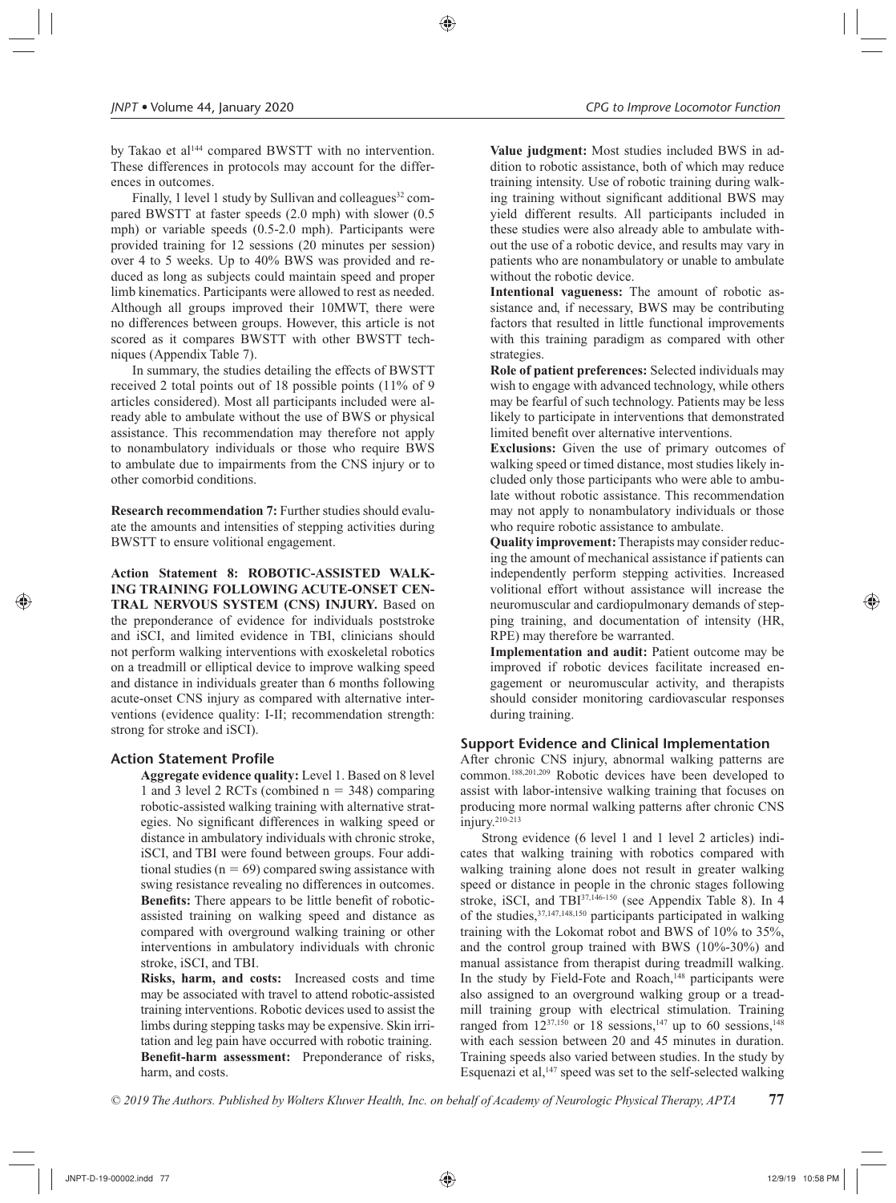by Takao et al[144] compared BWSTT with no intervention. These differences in protocols may account for the differences in outcomes.

Finally, 1 level 1 study by Sullivan and colleagues[32] compared BWSTT at faster speeds (2.0 mph) with slower (0.5 mph) or variable speeds (0.5-2.0 mph). Participants were provided training for 12 sessions (20 minutes per session) over 4 to 5 weeks. Up to 40% BWS was provided and reduced as long as subjects could maintain speed and proper limb kinematics. Participants were allowed to rest as needed. Although all groups improved their 10MWT, there were no differences between groups. However, this article is not scored as it compares BWSTT with other BWSTT techniques (Appendix Table 7).

In summary, the studies detailing the effects of BWSTT received 2 total points out of 18 possible points (11% of 9 articles considered). Most all participants included were already able to ambulate without the use of BWS or physical assistance. This recommendation may therefore not apply to nonambulatory individuals or those who require BWS to ambulate due to impairments from the CNS injury or to other comorbid conditions.

**Research recommendation 7:** Further studies should evaluate the amounts and intensities of stepping activities during BWSTT to ensure volitional engagement.

**Action Statement 8: ROBOTIC-ASSISTED WALKING TRAINING FOLLOWING ACUTE-ONSET CENTRAL NERVOUS SYSTEM (CNS) INJURY.** Based on the preponderance of evidence for individuals poststroke and iSCI, and limited evidence in TBI, clinicians should not perform walking interventions with exoskeletal robotics on a treadmill or elliptical device to improve walking speed and distance in individuals greater than 6 months following acute-onset CNS injury as compared with alternative interventions (evidence quality: I-II; recommendation strength: strong for stroke and iSCI).

### Action Statement Profile

**Aggregate evidence quality:** Level 1. Based on 8 level 1 and 3 level 2 RCTs (combined n = 348) comparing robotic-assisted walking training with alternative strategies. No significant differences in walking speed or distance in ambulatory individuals with chronic stroke, iSCI, and TBI were found between groups. Four additional studies (n = 69) compared swing assistance with swing resistance revealing no differences in outcomes.

**Benefits:** There appears to be little benefit of robotic-assisted training on walking speed and distance as compared with overground walking training or other interventions in ambulatory individuals with chronic stroke, iSCI, and TBI.

**Risks, harm, and costs:** Increased costs and time may be associated with travel to attend robotic-assisted training interventions. Robotic devices used to assist the limbs during stepping tasks may be expensive. Skin irritation and leg pain have occurred with robotic training.

**Benefit-harm assessment:** Preponderance of risks, harm, and costs.

**Value judgment:** Most studies included BWS in addition to robotic assistance, both of which may reduce training intensity. Use of robotic training during walking training without significant additional BWS may yield different results. All participants included in these studies were also already able to ambulate without the use of a robotic device, and results may vary in patients who are nonambulatory or unable to ambulate without the robotic device.

**Intentional vagueness:** The amount of robotic assistance and, if necessary, BWS may be contributing factors that resulted in little functional improvements with this training paradigm as compared with other strategies.

**Role of patient preferences:** Selected individuals may wish to engage with advanced technology, while others may be fearful of such technology. Patients may be less likely to participate in interventions that demonstrated limited benefit over alternative interventions.

**Exclusions:** Given the use of primary outcomes of walking speed or timed distance, most studies likely included only those participants who were able to ambulate without robotic assistance. This recommendation may not apply to nonambulatory individuals or those who require robotic assistance to ambulate.

**Quality improvement:** Therapists may consider reducing the amount of mechanical assistance if patients can independently perform stepping activities. Increased volitional effort without assistance will increase the neuromuscular and cardiopulmonary demands of stepping training, and documentation of intensity (HR, RPE) may therefore be warranted.

**Implementation and audit:** Patient outcome may be improved if robotic devices facilitate increased engagement or neuromuscular activity, and therapists should consider monitoring cardiovascular responses during training.

### Support Evidence and Clinical Implementation

After chronic CNS injury, abnormal walking patterns are common.[188,201,209] Robotic devices have been developed to assist with labor-intensive walking training that focuses on producing more normal walking patterns after chronic CNS injury.[210-213]

Strong evidence (6 level 1 and 1 level 2 articles) indicates that walking training with robotics compared with walking training alone does not result in greater walking speed or distance in people in the chronic stages following stroke, iSCI, and TBI[37,146-150] (see Appendix Table 8). In 4 of the studies,[37,147,148,150] participants participated in walking training with the Lokomat robot and BWS of 10% to 35%, and the control group trained with BWS (10%-30%) and manual assistance from therapist during treadmill walking. In the study by Field-Fote and Roach,[148] participants were also assigned to an overground walking group or a treadmill training group with electrical stimulation. Training ranged from 12[37,150] or 18 sessions,[147] up to 60 sessions,[148] with each session between 20 and 45 minutes in duration. Training speeds also varied between studies. In the study by Esquenazi et al,[147] speed was set to the self-selected walking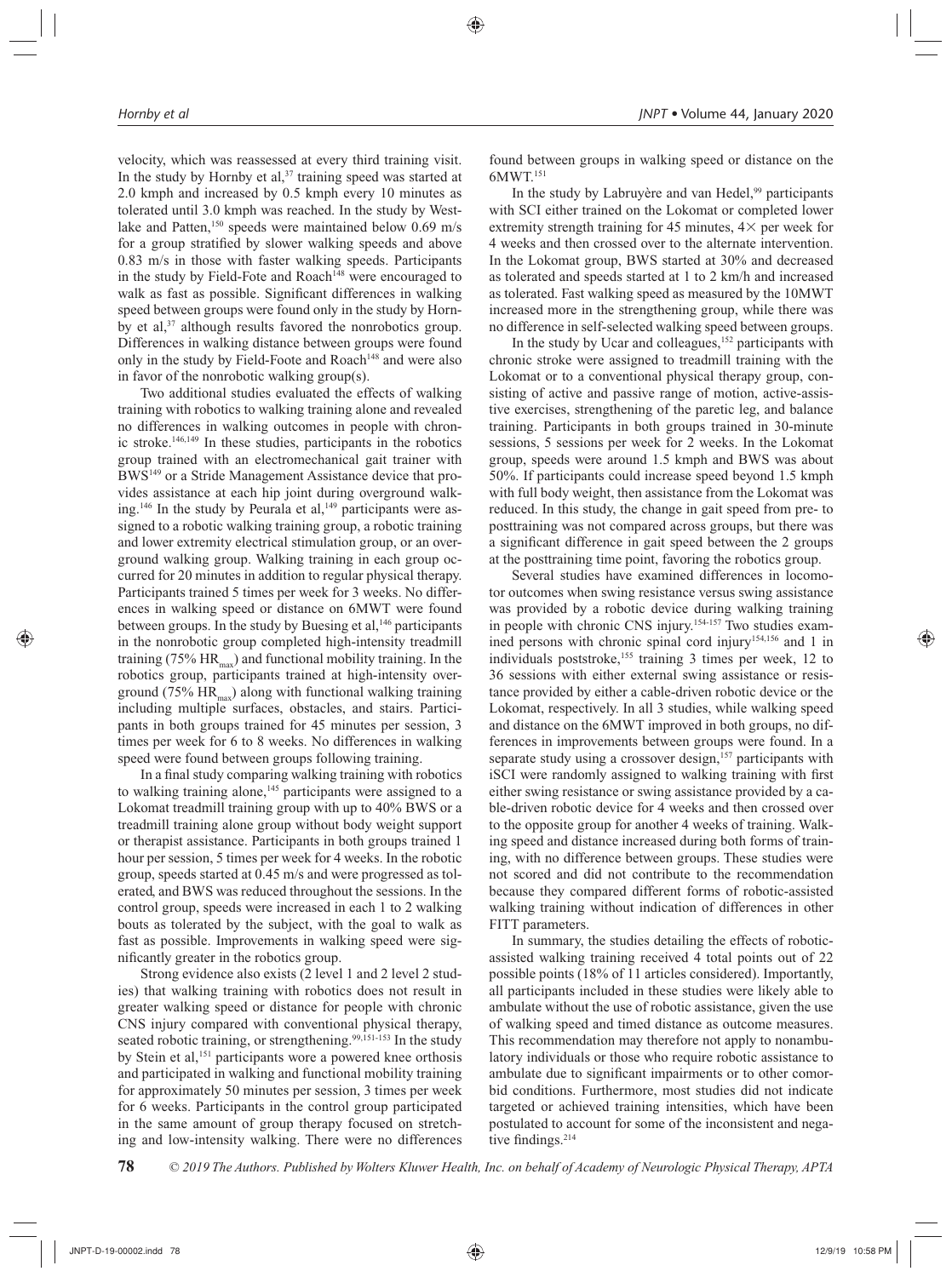velocity, which was reassessed at every third training visit. In the study by Hornby et al,[37] training speed was started at 2.0 kmph and increased by 0.5 kmph every 10 minutes as tolerated until 3.0 kmph was reached. In the study by Westlake and Patten,[150] speeds were maintained below 0.69 m/s for a group stratified by slower walking speeds and above 0.83 m/s in those with faster walking speeds. Participants in the study by Field-Fote and Roach[148] were encouraged to walk as fast as possible. Significant differences in walking speed between groups were found only in the study by Hornby et al,[37] although results favored the nonrobotics group. Differences in walking distance between groups were found only in the study by Field-Foote and Roach[148] and were also in favor of the nonrobotic walking group(s).

Two additional studies evaluated the effects of walking training with robotics to walking training alone and revealed no differences in walking outcomes in people with chronic stroke.[146,149] In these studies, participants in the robotics group trained with an electromechanical gait trainer with BWS[149] or a Stride Management Assistance device that provides assistance at each hip joint during overground walking.[146] In the study by Peurala et al,[149] participants were assigned to a robotic walking training group, a robotic training and lower extremity electrical stimulation group, or an overground walking group. Walking training in each group occurred for 20 minutes in addition to regular physical therapy. Participants trained 5 times per week for 3 weeks. No differences in walking speed or distance on 6MWT were found between groups. In the study by Buesing et al,[146] participants in the nonrobotic group completed high-intensity treadmill training (75% $HR_{max}$) and functional mobility training. In the robotics group, participants trained at high-intensity overground (75% $HR_{max}$) along with functional walking training including multiple surfaces, obstacles, and stairs. Participants in both groups trained for 45 minutes per session, 3 times per week for 6 to 8 weeks. No differences in walking speed were found between groups following training.

In a final study comparing walking training with robotics to walking training alone,[145] participants were assigned to a Lokomat treadmill training group with up to 40% BWS or a treadmill training alone group without body weight support or therapist assistance. Participants in both groups trained 1 hour per session, 5 times per week for 4 weeks. In the robotic group, speeds started at 0.45 m/s and were progressed as tolerated, and BWS was reduced throughout the sessions. In the control group, speeds were increased in each 1 to 2 walking bouts as tolerated by the subject, with the goal to walk as fast as possible. Improvements in walking speed were significantly greater in the robotics group.

Strong evidence also exists (2 level 1 and 2 level 2 studies) that walking training with robotics does not result in greater walking speed or distance for people with chronic CNS injury compared with conventional physical therapy, seated robotic training, or strengthening.[99,151-153] In the study by Stein et al,[151] participants wore a powered knee orthosis and participated in walking and functional mobility training for approximately 50 minutes per session, 3 times per week for 6 weeks. Participants in the control group participated in the same amount of group therapy focused on stretching and low-intensity walking. There were no differences found between groups in walking speed or distance on the 6MWT.[151]

In the study by Labruyère and van Hedel,[99] participants with SCI either trained on the Lokomat or completed lower extremity strength training for 45 minutes, 4× per week for 4 weeks and then crossed over to the alternate intervention. In the Lokomat group, BWS started at 30% and decreased as tolerated and speeds started at 1 to 2 km/h and increased as tolerated. Fast walking speed as measured by the 10MWT increased more in the strengthening group, while there was no difference in self-selected walking speed between groups.

In the study by Ucar and colleagues,[152] participants with chronic stroke were assigned to treadmill training with the Lokomat or to a conventional physical therapy group, consisting of active and passive range of motion, active-assistive exercises, strengthening of the paretic leg, and balance training. Participants in both groups trained in 30-minute sessions, 5 sessions per week for 2 weeks. In the Lokomat group, speeds were around 1.5 kmph and BWS was about 50%. If participants could increase speed beyond 1.5 kmph with full body weight, then assistance from the Lokomat was reduced. In this study, the change in gait speed from pre- to posttraining was not compared across groups, but there was a significant difference in gait speed between the 2 groups at the posttraining time point, favoring the robotics group.

Several studies have examined differences in locomotor outcomes when swing resistance versus swing assistance was provided by a robotic device during walking training in people with chronic CNS injury.[154-157] Two studies examined persons with chronic spinal cord injury[154,156] and 1 in individuals poststroke,[155] training 3 times per week, 12 to 36 sessions with either external swing assistance or resistance provided by either a cable-driven robotic device or the Lokomat, respectively. In all 3 studies, while walking speed and distance on the 6MWT improved in both groups, no differences in improvements between groups were found. In a separate study using a crossover design,[157] participants with iSCI were randomly assigned to walking training with first either swing resistance or swing assistance provided by a cable-driven robotic device for 4 weeks and then crossed over to the opposite group for another 4 weeks of training. Walking speed and distance increased during both forms of training, with no difference between groups. These studies were not scored and did not contribute to the recommendation because they compared different forms of robotic-assisted walking training without indication of differences in other FITT parameters.

In summary, the studies detailing the effects of robotic-assisted walking training received 4 total points out of 22 possible points (18% of 11 articles considered). Importantly, all participants included in these studies were likely able to ambulate without the use of robotic assistance, given the use of walking speed and timed distance as outcome measures. This recommendation may therefore not apply to nonambulatory individuals or those who require robotic assistance to ambulate due to significant impairments or to other comorbid conditions. Furthermore, most studies did not indicate targeted or achieved training intensities, which have been postulated to account for some of the inconsistent and negative findings.[214]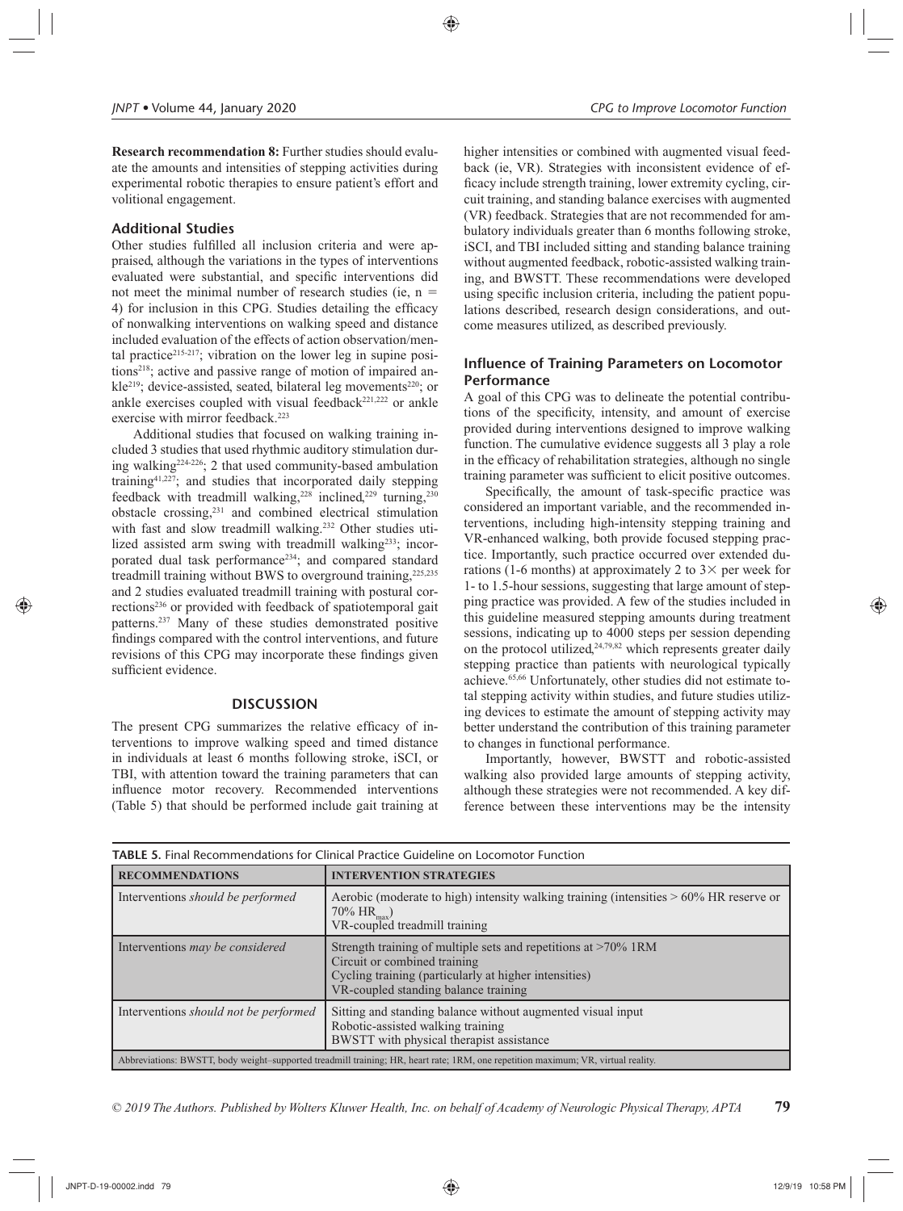**Research recommendation 8:** Further studies should evaluate the amounts and intensities of stepping activities during experimental robotic therapies to ensure patient's effort and volitional engagement.

### Additional Studies

Other studies fulfilled all inclusion criteria and were appraised, although the variations in the types of interventions evaluated were substantial, and specific interventions did not meet the minimal number of research studies (ie, n = 4) for inclusion in this CPG. Studies detailing the efficacy of nonwalking interventions on walking speed and distance included evaluation of the effects of action observation/mental practice[215-217]; vibration on the lower leg in supine positions[218]; active and passive range of motion of impaired ankle[219]; device-assisted, seated, bilateral leg movements[220]; or ankle exercises coupled with visual feedback[221,222] or ankle exercise with mirror feedback.[223]

Additional studies that focused on walking training included 3 studies that used rhythmic auditory stimulation during walking[224-226]; 2 that used community-based ambulation training[41,227]; and studies that incorporated daily stepping feedback with treadmill walking,[228] inclined,[229] turning,[230] obstacle crossing,[231] and combined electrical stimulation with fast and slow treadmill walking.[232] Other studies utilized assisted arm swing with treadmill walking[233]; incorporated dual task performance[234]; and compared standard treadmill training without BWS to overground training,[225,235] and 2 studies evaluated treadmill training with postural corrections[236] or provided with feedback of spatiotemporal gait patterns.[237] Many of these studies demonstrated positive findings compared with the control interventions, and future revisions of this CPG may incorporate these findings given sufficient evidence.

## DISCUSSION

The present CPG summarizes the relative efficacy of interventions to improve walking speed and timed distance in individuals at least 6 months following stroke, iSCI, or TBI, with attention toward the training parameters that can influence motor recovery. Recommended interventions (Table 5) that should be performed include gait training at higher intensities or combined with augmented visual feedback (ie, VR). Strategies with inconsistent evidence of efficacy include strength training, lower extremity cycling, circuit training, and standing balance exercises with augmented (VR) feedback. Strategies that are not recommended for ambulatory individuals greater than 6 months following stroke, iSCI, and TBI included sitting and standing balance training without augmented feedback, robotic-assisted walking training, and BWSTT. These recommendations were developed using specific inclusion criteria, including the patient populations described, research design considerations, and outcome measures utilized, as described previously.

### Influence of Training Parameters on Locomotor Performance

A goal of this CPG was to delineate the potential contributions of the specificity, intensity, and amount of exercise provided during interventions designed to improve walking function. The cumulative evidence suggests all 3 play a role in the efficacy of rehabilitation strategies, although no single training parameter was sufficient to elicit positive outcomes.

Specifically, the amount of task-specific practice was considered an important variable, and the recommended interventions, including high-intensity stepping training and VR-enhanced walking, both provide focused stepping practice. Importantly, such practice occurred over extended durations (1-6 months) at approximately 2 to 3× per week for 1- to 1.5-hour sessions, suggesting that large amount of stepping practice was provided. A few of the studies included in this guideline measured stepping amounts during treatment sessions, indicating up to 4000 steps per session depending on the protocol utilized,[24,79,82] which represents greater daily stepping practice than patients with neurological typically achieve.[65,66] Unfortunately, other studies did not estimate total stepping activity within studies, and future studies utilizing devices to estimate the amount of stepping activity may better understand the contribution of this training parameter to changes in functional performance.

Importantly, however, BWSTT and robotic-assisted walking also provided large amounts of stepping activity, although these strategies were not recommended. A key difference between these interventions may be the intensity

**TABLE 5.** Final Recommendations for Clinical Practice Guideline on Locomotor Function

| RECOMMENDATIONS | INTERVENTION STRATEGIES |
|---|---|
| Interventions *should be performed* | Aerobic (moderate to high) intensity walking training (intensities > 60% HR reserve or 70% $HR_{max}$)<br>VR-coupled treadmill training |
| Interventions *may be considered* | Strength training of multiple sets and repetitions at >70% 1RM<br>Circuit or combined training<br>Cycling training (particularly at higher intensities)<br>VR-coupled standing balance training |
| Interventions *should not be performed* | Sitting and standing balance without augmented visual input<br>Robotic-assisted walking training<br>BWSTT with physical therapist assistance |

Abbreviations: BWSTT, body weight–supported treadmill training; HR, heart rate; 1RM, one repetition maximum; VR, virtual reality.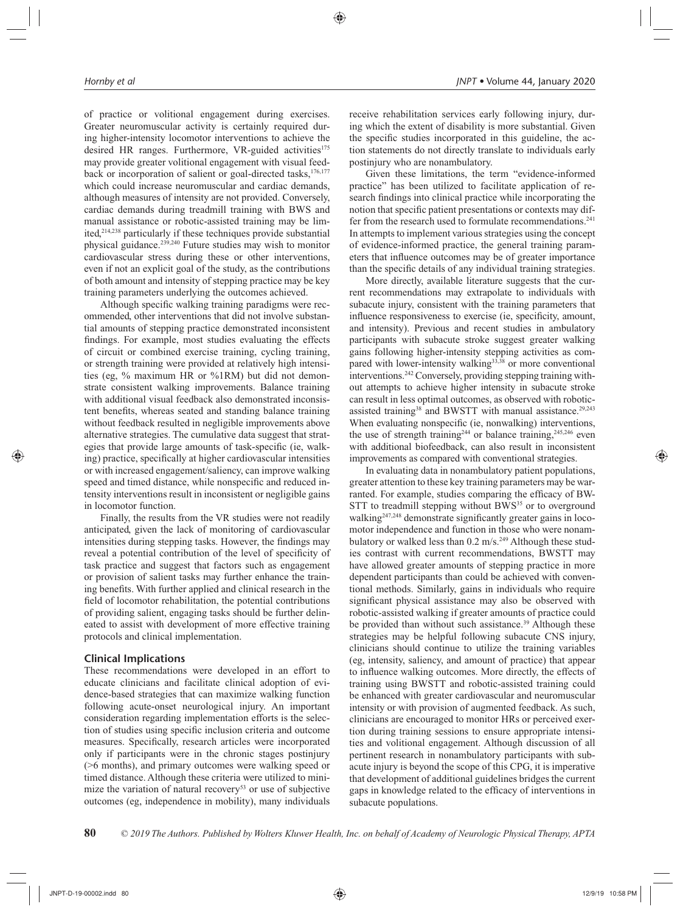of practice or volitional engagement during exercises. Greater neuromuscular activity is certainly required during higher-intensity locomotor interventions to achieve the desired HR ranges. Furthermore, VR-guided activities[175] may provide greater volitional engagement with visual feedback or incorporation of salient or goal-directed tasks,[176,177] which could increase neuromuscular and cardiac demands, although measures of intensity are not provided. Conversely, cardiac demands during treadmill training with BWS and manual assistance or robotic-assisted training may be limited,[214,238] particularly if these techniques provide substantial physical guidance.[239,240] Future studies may wish to monitor cardiovascular stress during these or other interventions, even if not an explicit goal of the study, as the contributions of both amount and intensity of stepping practice may be key training parameters underlying the outcomes achieved.

Although specific walking training paradigms were recommended, other interventions that did not involve substantial amounts of stepping practice demonstrated inconsistent findings. For example, most studies evaluating the effects of circuit or combined exercise training, cycling training, or strength training were provided at relatively high intensities (eg, % maximum HR or %1RM) but did not demonstrate consistent walking improvements. Balance training with additional visual feedback also demonstrated inconsistent benefits, whereas seated and standing balance training without feedback resulted in negligible improvements above alternative strategies. The cumulative data suggest that strategies that provide large amounts of task-specific (ie, walking) practice, specifically at higher cardiovascular intensities or with increased engagement/saliency, can improve walking speed and timed distance, while nonspecific and reduced intensity interventions result in inconsistent or negligible gains in locomotor function.

Finally, the results from the VR studies were not readily anticipated, given the lack of monitoring of cardiovascular intensities during stepping tasks. However, the findings may reveal a potential contribution of the level of specificity of task practice and suggest that factors such as engagement or provision of salient tasks may further enhance the training benefits. With further applied and clinical research in the field of locomotor rehabilitation, the potential contributions of providing salient, engaging tasks should be further delineated to assist with development of more effective training protocols and clinical implementation.

## Clinical Implications

These recommendations were developed in an effort to educate clinicians and facilitate clinical adoption of evidence-based strategies that can maximize walking function following acute-onset neurological injury. An important consideration regarding implementation efforts is the selection of studies using specific inclusion criteria and outcome measures. Specifically, research articles were incorporated only if participants were in the chronic stages postinjury (>6 months), and primary outcomes were walking speed or timed distance. Although these criteria were utilized to minimize the variation of natural recovery[53] or use of subjective outcomes (eg, independence in mobility), many individuals receive rehabilitation services early following injury, during which the extent of disability is more substantial. Given the specific studies incorporated in this guideline, the action statements do not directly translate to individuals early postinjury who are nonambulatory.

Given these limitations, the term "evidence-informed practice" has been utilized to facilitate application of research findings into clinical practice while incorporating the notion that specific patient presentations or contexts may differ from the research used to formulate recommendations.[241] In attempts to implement various strategies using the concept of evidence-informed practice, the general training parameters that influence outcomes may be of greater importance than the specific details of any individual training strategies.

More directly, available literature suggests that the current recommendations may extrapolate to individuals with subacute injury, consistent with the training parameters that influence responsiveness to exercise (ie, specificity, amount, and intensity). Previous and recent studies in ambulatory participants with subacute stroke suggest greater walking gains following higher-intensity stepping activities as compared with lower-intensity walking[33,38] or more conventional interventions.[242] Conversely, providing stepping training without attempts to achieve higher intensity in subacute stroke can result in less optimal outcomes, as observed with robotic-assisted training[38] and BWSTT with manual assistance.[29,243] When evaluating nonspecific (ie, nonwalking) interventions, the use of strength training[244] or balance training,[245,246] even with additional biofeedback, can also result in inconsistent improvements as compared with conventional strategies.

In evaluating data in nonambulatory patient populations, greater attention to these key training parameters may be warranted. For example, studies comparing the efficacy of BWSTT to treadmill stepping without BWS[35] or to overground walking[247,248] demonstrate significantly greater gains in locomotor independence and function in those who were nonambulatory or walked less than 0.2 m/s.[249] Although these studies contrast with current recommendations, BWSTT may have allowed greater amounts of stepping practice in more dependent participants than could be achieved with conventional methods. Similarly, gains in individuals who require significant physical assistance may also be observed with robotic-assisted walking if greater amounts of practice could be provided than without such assistance.[39] Although these strategies may be helpful following subacute CNS injury, clinicians should continue to utilize the training variables (eg, intensity, saliency, and amount of practice) that appear to influence walking outcomes. More directly, the effects of training using BWSTT and robotic-assisted training could be enhanced with greater cardiovascular and neuromuscular intensity or with provision of augmented feedback. As such, clinicians are encouraged to monitor HRs or perceived exertion during training sessions to ensure appropriate intensities and volitional engagement. Although discussion of all pertinent research in nonambulatory participants with subacute injury is beyond the scope of this CPG, it is imperative that development of additional guidelines bridges the current gaps in knowledge related to the efficacy of interventions in subacute populations.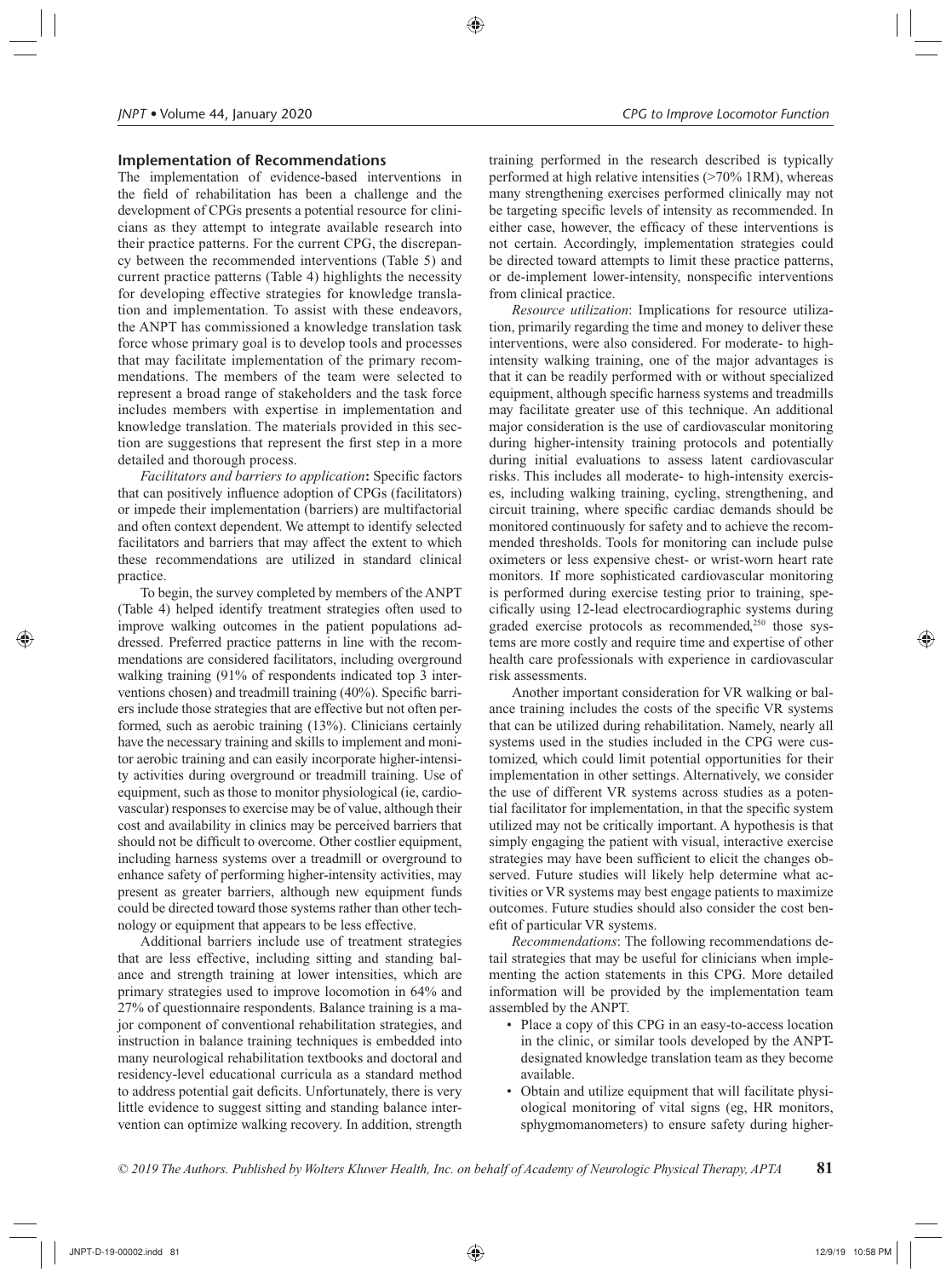## Implementation of Recommendations

The implementation of evidence-based interventions in the field of rehabilitation has been a challenge and the development of CPGs presents a potential resource for clinicians as they attempt to integrate available research into their practice patterns. For the current CPG, the discrepancy between the recommended interventions (Table 5) and current practice patterns (Table 4) highlights the necessity for developing effective strategies for knowledge translation and implementation. To assist with these endeavors, the ANPT has commissioned a knowledge translation task force whose primary goal is to develop tools and processes that may facilitate implementation of the primary recommendations. The members of the team were selected to represent a broad range of stakeholders and the task force includes members with expertise in implementation and knowledge translation. The materials provided in this section are suggestions that represent the first step in a more detailed and thorough process.

*Facilitators and barriers to application*: Specific factors that can positively influence adoption of CPGs (facilitators) or impede their implementation (barriers) are multifactorial and often context dependent. We attempt to identify selected facilitators and barriers that may affect the extent to which these recommendations are utilized in standard clinical practice.

To begin, the survey completed by members of the ANPT (Table 4) helped identify treatment strategies often used to improve walking outcomes in the patient populations addressed. Preferred practice patterns in line with the recommendations are considered facilitators, including overground walking training (91% of respondents indicated top 3 interventions chosen) and treadmill training (40%). Specific barriers include those strategies that are effective but not often performed, such as aerobic training (13%). Clinicians certainly have the necessary training and skills to implement and monitor aerobic training and can easily incorporate higher-intensity activities during overground or treadmill training. Use of equipment, such as those to monitor physiological (ie, cardiovascular) responses to exercise may be of value, although their cost and availability in clinics may be perceived barriers that should not be difficult to overcome. Other costlier equipment, including harness systems over a treadmill or overground to enhance safety of performing higher-intensity activities, may present as greater barriers, although new equipment funds could be directed toward those systems rather than other technology or equipment that appears to be less effective.

Additional barriers include use of treatment strategies that are less effective, including sitting and standing balance and strength training at lower intensities, which are primary strategies used to improve locomotion in 64% and 27% of questionnaire respondents. Balance training is a major component of conventional rehabilitation strategies, and instruction in balance training techniques is embedded into many neurological rehabilitation textbooks and doctoral and residency-level educational curricula as a standard method to address potential gait deficits. Unfortunately, there is very little evidence to suggest sitting and standing balance intervention can optimize walking recovery. In addition, strength training performed in the research described is typically performed at high relative intensities (>70% 1RM), whereas many strengthening exercises performed clinically may not be targeting specific levels of intensity as recommended. In either case, however, the efficacy of these interventions is not certain. Accordingly, implementation strategies could be directed toward attempts to limit these practice patterns, or de-implement lower-intensity, nonspecific interventions from clinical practice.

*Resource utilization*: Implications for resource utilization, primarily regarding the time and money to deliver these interventions, were also considered. For moderate- to high-intensity walking training, one of the major advantages is that it can be readily performed with or without specialized equipment, although specific harness systems and treadmills may facilitate greater use of this technique. An additional major consideration is the use of cardiovascular monitoring during higher-intensity training protocols and potentially during initial evaluations to assess latent cardiovascular risks. This includes all moderate- to high-intensity exercises, including walking training, cycling, strengthening, and circuit training, where specific cardiac demands should be monitored continuously for safety and to achieve the recommended thresholds. Tools for monitoring can include pulse oximeters or less expensive chest- or wrist-worn heart rate monitors. If more sophisticated cardiovascular monitoring is performed during exercise testing prior to training, specifically using 12-lead electrocardiographic systems during graded exercise protocols as recommended,[250] those systems are more costly and require time and expertise of other health care professionals with experience in cardiovascular risk assessments.

Another important consideration for VR walking or balance training includes the costs of the specific VR systems that can be utilized during rehabilitation. Namely, nearly all systems used in the studies included in the CPG were customized, which could limit potential opportunities for their implementation in other settings. Alternatively, we consider the use of different VR systems across studies as a potential facilitator for implementation, in that the specific system utilized may not be critically important. A hypothesis is that simply engaging the patient with visual, interactive exercise strategies may have been sufficient to elicit the changes observed. Future studies will likely help determine what activities or VR systems may best engage patients to maximize outcomes. Future studies should also consider the cost benefit of particular VR systems.

*Recommendations*: The following recommendations detail strategies that may be useful for clinicians when implementing the action statements in this CPG. More detailed information will be provided by the implementation team assembled by the ANPT.

- Place a copy of this CPG in an easy-to-access location in the clinic, or similar tools developed by the ANPT-designated knowledge translation team as they become available.
- Obtain and utilize equipment that will facilitate physiological monitoring of vital signs (eg, HR monitors, sphygmomanometers) to ensure safety during higher-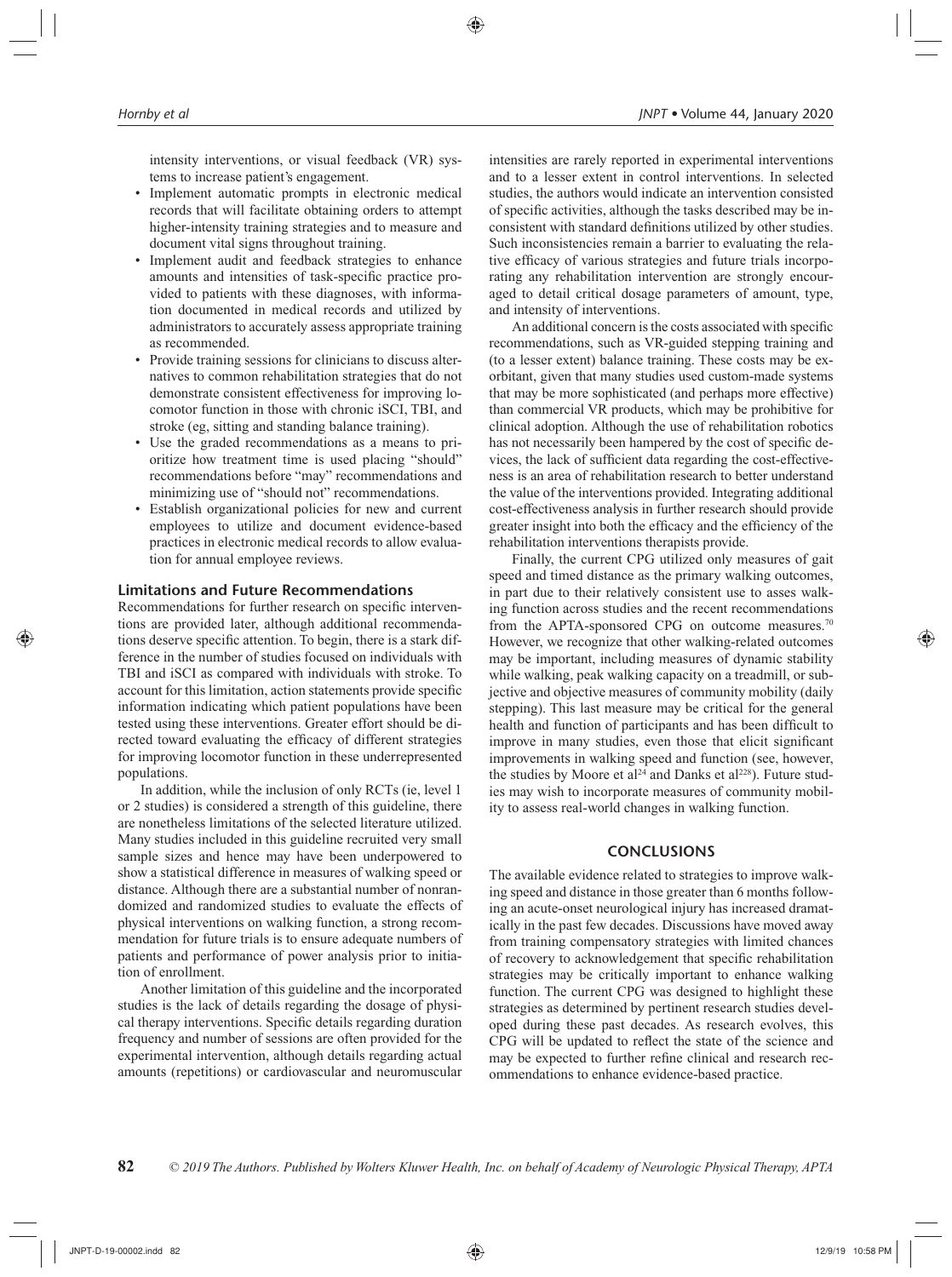intensity interventions, or visual feedback (VR) systems to increase patient's engagement.

- Implement automatic prompts in electronic medical records that will facilitate obtaining orders to attempt higher-intensity training strategies and to measure and document vital signs throughout training.
- Implement audit and feedback strategies to enhance amounts and intensities of task-specific practice provided to patients with these diagnoses, with information documented in medical records and utilized by administrators to accurately assess appropriate training as recommended.
- Provide training sessions for clinicians to discuss alternatives to common rehabilitation strategies that do not demonstrate consistent effectiveness for improving locomotor function in those with chronic iSCI, TBI, and stroke (eg, sitting and standing balance training).
- Use the graded recommendations as a means to prioritize how treatment time is used placing "should" recommendations before "may" recommendations and minimizing use of "should not" recommendations.
- Establish organizational policies for new and current employees to utilize and document evidence-based practices in electronic medical records to allow evaluation for annual employee reviews.

### Limitations and Future Recommendations

Recommendations for further research on specific interventions are provided later, although additional recommendations deserve specific attention. To begin, there is a stark difference in the number of studies focused on individuals with TBI and iSCI as compared with individuals with stroke. To account for this limitation, action statements provide specific information indicating which patient populations have been tested using these interventions. Greater effort should be directed toward evaluating the efficacy of different strategies for improving locomotor function in these underrepresented populations.

In addition, while the inclusion of only RCTs (ie, level 1 or 2 studies) is considered a strength of this guideline, there are nonetheless limitations of the selected literature utilized. Many studies included in this guideline recruited very small sample sizes and hence may have been underpowered to show a statistical difference in measures of walking speed or distance. Although there are a substantial number of nonrandomized and randomized studies to evaluate the effects of physical interventions on walking function, a strong recommendation for future trials is to ensure adequate numbers of patients and performance of power analysis prior to initiation of enrollment.

Another limitation of this guideline and the incorporated studies is the lack of details regarding the dosage of physical therapy interventions. Specific details regarding duration frequency and number of sessions are often provided for the experimental intervention, although details regarding actual amounts (repetitions) or cardiovascular and neuromuscular intensities are rarely reported in experimental interventions and to a lesser extent in control interventions. In selected studies, the authors would indicate an intervention consisted of specific activities, although the tasks described may be inconsistent with standard definitions utilized by other studies. Such inconsistencies remain a barrier to evaluating the relative efficacy of various strategies and future trials incorporating any rehabilitation intervention are strongly encouraged to detail critical dosage parameters of amount, type, and intensity of interventions.

An additional concern is the costs associated with specific recommendations, such as VR-guided stepping training and (to a lesser extent) balance training. These costs may be exorbitant, given that many studies used custom-made systems that may be more sophisticated (and perhaps more effective) than commercial VR products, which may be prohibitive for clinical adoption. Although the use of rehabilitation robotics has not necessarily been hampered by the cost of specific devices, the lack of sufficient data regarding the cost-effectiveness is an area of rehabilitation research to better understand the value of the interventions provided. Integrating additional cost-effectiveness analysis in further research should provide greater insight into both the efficacy and the efficiency of the rehabilitation interventions therapists provide.

Finally, the current CPG utilized only measures of gait speed and timed distance as the primary walking outcomes, in part due to their relatively consistent use to asses walking function across studies and the recent recommendations from the APTA-sponsored CPG on outcome measures.[70] However, we recognize that other walking-related outcomes may be important, including measures of dynamic stability while walking, peak walking capacity on a treadmill, or subjective and objective measures of community mobility (daily stepping). This last measure may be critical for the general health and function of participants and has been difficult to improve in many studies, even those that elicit significant improvements in walking speed and function (see, however, the studies by Moore et al[24] and Danks et al[228]). Future studies may wish to incorporate measures of community mobility to assess real-world changes in walking function.

## CONCLUSIONS

The available evidence related to strategies to improve walking speed and distance in those greater than 6 months following an acute-onset neurological injury has increased dramatically in the past few decades. Discussions have moved away from training compensatory strategies with limited chances of recovery to acknowledgement that specific rehabilitation strategies may be critically important to enhance walking function. The current CPG was designed to highlight these strategies as determined by pertinent research studies developed during these past decades. As research evolves, this CPG will be updated to reflect the state of the science and may be expected to further refine clinical and research recommendations to enhance evidence-based practice.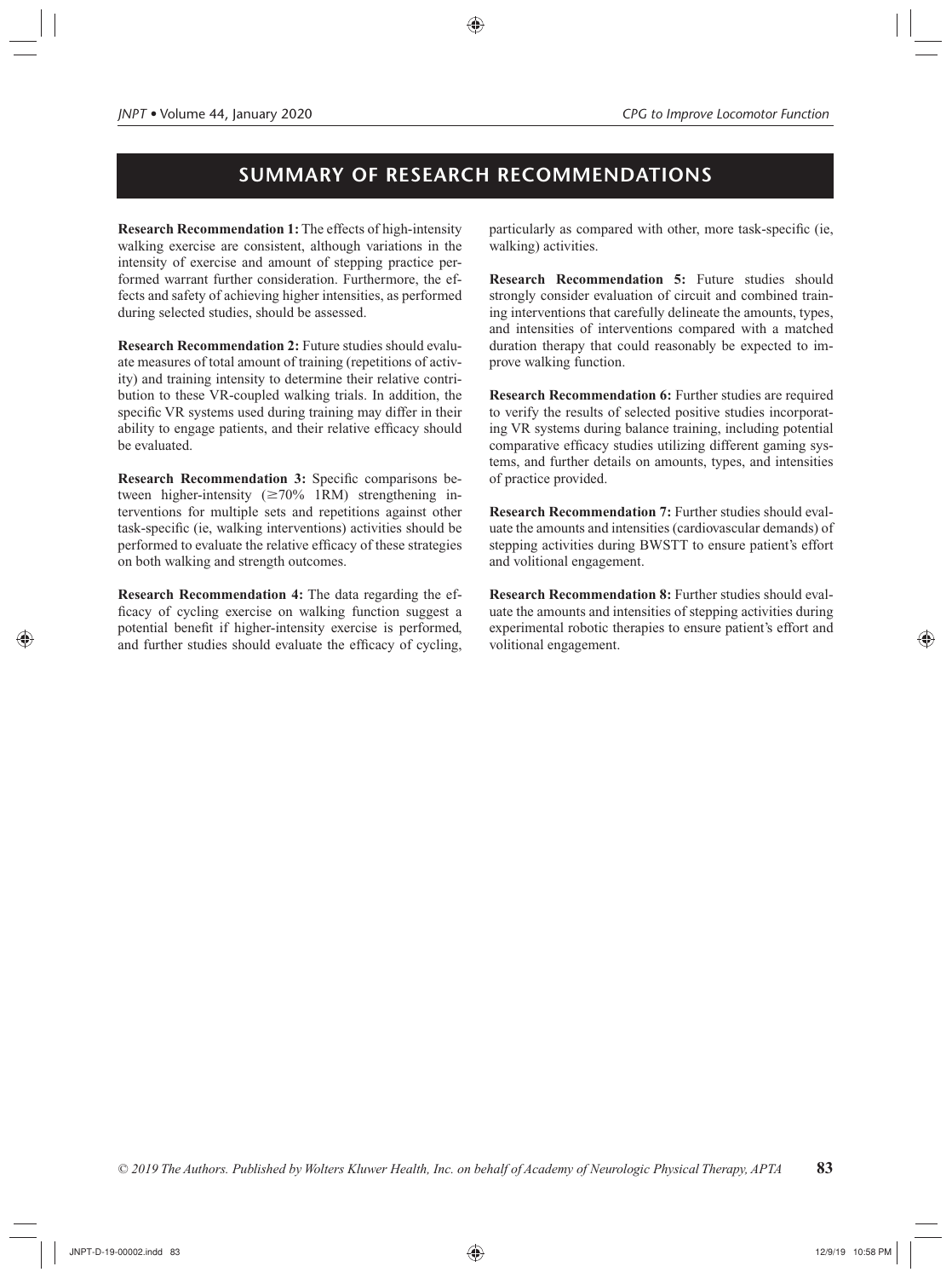# SUMMARY OF RESEARCH RECOMMENDATIONS

**Research Recommendation 1:** The effects of high-intensity walking exercise are consistent, although variations in the intensity of exercise and amount of stepping practice performed warrant further consideration. Furthermore, the effects and safety of achieving higher intensities, as performed during selected studies, should be assessed.

**Research Recommendation 2:** Future studies should evaluate measures of total amount of training (repetitions of activity) and training intensity to determine their relative contribution to these VR-coupled walking trials. In addition, the specific VR systems used during training may differ in their ability to engage patients, and their relative efficacy should be evaluated.

**Research Recommendation 3:** Specific comparisons between higher-intensity (≥70% 1RM) strengthening interventions for multiple sets and repetitions against other task-specific (ie, walking interventions) activities should be performed to evaluate the relative efficacy of these strategies on both walking and strength outcomes.

**Research Recommendation 4:** The data regarding the efficacy of cycling exercise on walking function suggest a potential benefit if higher-intensity exercise is performed, and further studies should evaluate the efficacy of cycling, particularly as compared with other, more task-specific (ie, walking) activities.

**Research Recommendation 5:** Future studies should strongly consider evaluation of circuit and combined training interventions that carefully delineate the amounts, types, and intensities of interventions compared with a matched duration therapy that could reasonably be expected to improve walking function.

**Research Recommendation 6:** Further studies are required to verify the results of selected positive studies incorporating VR systems during balance training, including potential comparative efficacy studies utilizing different gaming systems, and further details on amounts, types, and intensities of practice provided.

**Research Recommendation 7:** Further studies should evaluate the amounts and intensities (cardiovascular demands) of stepping activities during BWSTT to ensure patient's effort and volitional engagement.

**Research Recommendation 8:** Further studies should evaluate the amounts and intensities of stepping activities during experimental robotic therapies to ensure patient's effort and volitional engagement.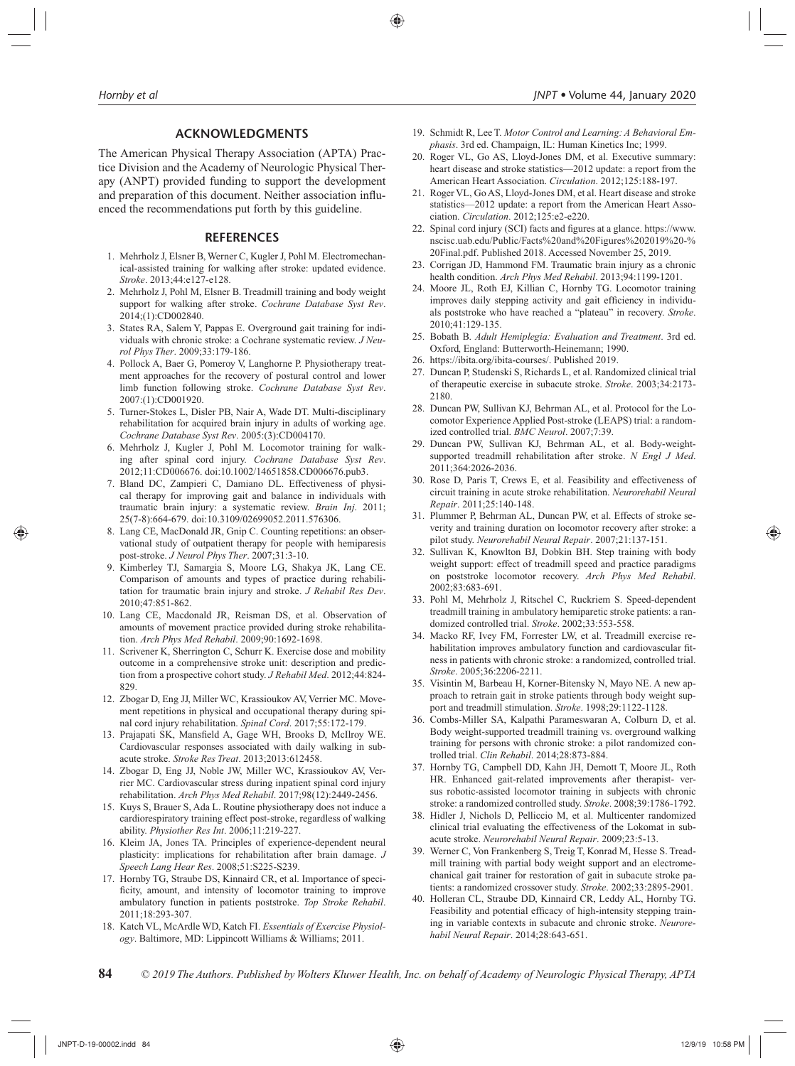## ACKNOWLEDGMENTS

The American Physical Therapy Association (APTA) Practice Division and the Academy of Neurologic Physical Therapy (ANPT) provided funding to support the development and preparation of this document. Neither association influenced the recommendations put forth by this guideline.

## REFERENCES

1. Mehrholz J, Elsner B, Werner C, Kugler J, Pohl M. Electromechanical-assisted training for walking after stroke: updated evidence. *Stroke*. 2013;44:e127-e128.
2. Mehrholz J, Pohl M, Elsner B. Treadmill training and body weight support for walking after stroke. *Cochrane Database Syst Rev*. 2014;(1):CD002840.
3. States RA, Salem Y, Pappas E. Overground gait training for individuals with chronic stroke: a Cochrane systematic review. *J Neurol Phys Ther*. 2009;33:179-186.
4. Pollock A, Baer G, Pomeroy V, Langhorne P. Physiotherapy treatment approaches for the recovery of postural control and lower limb function following stroke. *Cochrane Database Syst Rev*. 2007:(1):CD001920.
5. Turner-Stokes L, Disler PB, Nair A, Wade DT. Multi-disciplinary rehabilitation for acquired brain injury in adults of working age. *Cochrane Database Syst Rev*. 2005:(3):CD004170.
6. Mehrholz J, Kugler J, Pohl M. Locomotor training for walking after spinal cord injury. *Cochrane Database Syst Rev*. 2012;11:CD006676. doi:10.1002/14651858.CD006676.pub3.
7. Bland DC, Zampieri C, Damiano DL. Effectiveness of physical therapy for improving gait and balance in individuals with traumatic brain injury: a systematic review. *Brain Inj*. 2011; 25(7-8):664-679. doi:10.3109/02699052.2011.576306.
8. Lang CE, MacDonald JR, Gnip C. Counting repetitions: an observational study of outpatient therapy for people with hemiparesis post-stroke. *J Neurol Phys Ther*. 2007;31:3-10.
9. Kimberley TJ, Samargia S, Moore LG, Shakya JK, Lang CE. Comparison of amounts and types of practice during rehabilitation for traumatic brain injury and stroke. *J Rehabil Res Dev*. 2010;47:851-862.
10. Lang CE, Macdonald JR, Reisman DS, et al. Observation of amounts of movement practice provided during stroke rehabilitation. *Arch Phys Med Rehabil*. 2009;90:1692-1698.
11. Scrivener K, Sherrington C, Schurr K. Exercise dose and mobility outcome in a comprehensive stroke unit: description and prediction from a prospective cohort study. *J Rehabil Med*. 2012;44:824-829.
12. Zbogar D, Eng JJ, Miller WC, Krassioukov AV, Verrier MC. Movement repetitions in physical and occupational therapy during spinal cord injury rehabilitation. *Spinal Cord*. 2017;55:172-179.
13. Prajapati SK, Mansfield A, Gage WH, Brooks D, McIlroy WE. Cardiovascular responses associated with daily walking in subacute stroke. *Stroke Res Treat*. 2013;2013:612458.
14. Zbogar D, Eng JJ, Noble JW, Miller WC, Krassioukov AV, Verrier MC. Cardiovascular stress during inpatient spinal cord injury rehabilitation. *Arch Phys Med Rehabil*. 2017;98(12):2449-2456.
15. Kuys S, Brauer S, Ada L. Routine physiotherapy does not induce a cardiorespiratory training effect post-stroke, regardless of walking ability. *Physiother Res Int*. 2006;11:219-227.
16. Kleim JA, Jones TA. Principles of experience-dependent neural plasticity: implications for rehabilitation after brain damage. *J Speech Lang Hear Res*. 2008;51:S225-S239.
17. Hornby TG, Straube DS, Kinnaird CR, et al. Importance of specificity, amount, and intensity of locomotor training to improve ambulatory function in patients poststroke. *Top Stroke Rehabil*. 2011;18:293-307.
18. Katch VL, McArdle WD, Katch FI. *Essentials of Exercise Physiology*. Baltimore, MD: Lippincott Williams & Williams; 2011.
19. Schmidt R, Lee T. *Motor Control and Learning: A Behavioral Emphasis*. 3rd ed. Champaign, IL: Human Kinetics Inc; 1999.
20. Roger VL, Go AS, Lloyd-Jones DM, et al. Executive summary: heart disease and stroke statistics—2012 update: a report from the American Heart Association. *Circulation*. 2012;125:188-197.
21. Roger VL, Go AS, Lloyd-Jones DM, et al. Heart disease and stroke statistics—2012 update: a report from the American Heart Association. *Circulation*. 2012;125:e2-e220.
22. Spinal cord injury (SCI) facts and figures at a glance. https://www.nscisc.uab.edu/Public/Facts%20and%20Figures%202019%20-%20Final.pdf. Published 2018. Accessed November 25, 2019.
23. Corrigan JD, Hammond FM. Traumatic brain injury as a chronic health condition. *Arch Phys Med Rehabil*. 2013;94:1199-1201.
24. Moore JL, Roth EJ, Killian C, Hornby TG. Locomotor training improves daily stepping activity and gait efficiency in individuals poststroke who have reached a "plateau" in recovery. *Stroke*. 2010;41:129-135.
25. Bobath B. *Adult Hemiplegia: Evaluation and Treatment*. 3rd ed. Oxford, England: Butterworth-Heinemann; 1990.
26. https://ibita.org/ibita-courses/. Published 2019.
27. Duncan P, Studenski S, Richards L, et al. Randomized clinical trial of therapeutic exercise in subacute stroke. *Stroke*. 2003;34:2173-2180.
28. Duncan PW, Sullivan KJ, Behrman AL, et al. Protocol for the Locomotor Experience Applied Post-stroke (LEAPS) trial: a randomized controlled trial. *BMC Neurol*. 2007;7:39.
29. Duncan PW, Sullivan KJ, Behrman AL, et al. Body-weight-supported treadmill rehabilitation after stroke. *N Engl J Med*. 2011;364:2026-2036.
30. Rose D, Paris T, Crews E, et al. Feasibility and effectiveness of circuit training in acute stroke rehabilitation. *Neurorehabil Neural Repair*. 2011;25:140-148.
31. Plummer P, Behrman AL, Duncan PW, et al. Effects of stroke severity and training duration on locomotor recovery after stroke: a pilot study. *Neurorehabil Neural Repair*. 2007;21:137-151.
32. Sullivan K, Knowlton BJ, Dobkin BH. Step training with body weight support: effect of treadmill speed and practice paradigms on poststroke locomotor recovery. *Arch Phys Med Rehabil*. 2002;83:683-691.
33. Pohl M, Mehrholz J, Ritschel C, Ruckriem S. Speed-dependent treadmill training in ambulatory hemiparetic stroke patients: a randomized controlled trial. *Stroke*. 2002;33:553-558.
34. Macko RF, Ivey FM, Forrester LW, et al. Treadmill exercise rehabilitation improves ambulatory function and cardiovascular fitness in patients with chronic stroke: a randomized, controlled trial. *Stroke*. 2005;36:2206-2211.
35. Visintin M, Barbeau H, Korner-Bitensky N, Mayo NE. A new approach to retrain gait in stroke patients through body weight support and treadmill stimulation. *Stroke*. 1998;29:1122-1128.
36. Combs-Miller SA, Kalpathi Parameswaran A, Colburn D, et al. Body weight-supported treadmill training vs. overground walking training for persons with chronic stroke: a pilot randomized controlled trial. *Clin Rehabil*. 2014;28:873-884.
37. Hornby TG, Campbell DD, Kahn JH, Demott T, Moore JL, Roth HR. Enhanced gait-related improvements after therapist- versus robotic-assisted locomotor training in subjects with chronic stroke: a randomized controlled study. *Stroke*. 2008;39:1786-1792.
38. Hidler J, Nichols D, Pelliccio M, et al. Multicenter randomized clinical trial evaluating the effectiveness of the Lokomat in subacute stroke. *Neurorehabil Neural Repair*. 2009;23:5-13.
39. Werner C, Von Frankenberg S, Treig T, Konrad M, Hesse S. Treadmill training with partial body weight support and an electromechanical gait trainer for restoration of gait in subacute stroke patients: a randomized crossover study. *Stroke*. 2002;33:2895-2901.
40. Holleran CL, Straube DD, Kinnaird CR, Leddy AL, Hornby TG. Feasibility and potential efficacy of high-intensity stepping training in variable contexts in subacute and chronic stroke. *Neurorehabil Neural Repair*. 2014;28:643-651.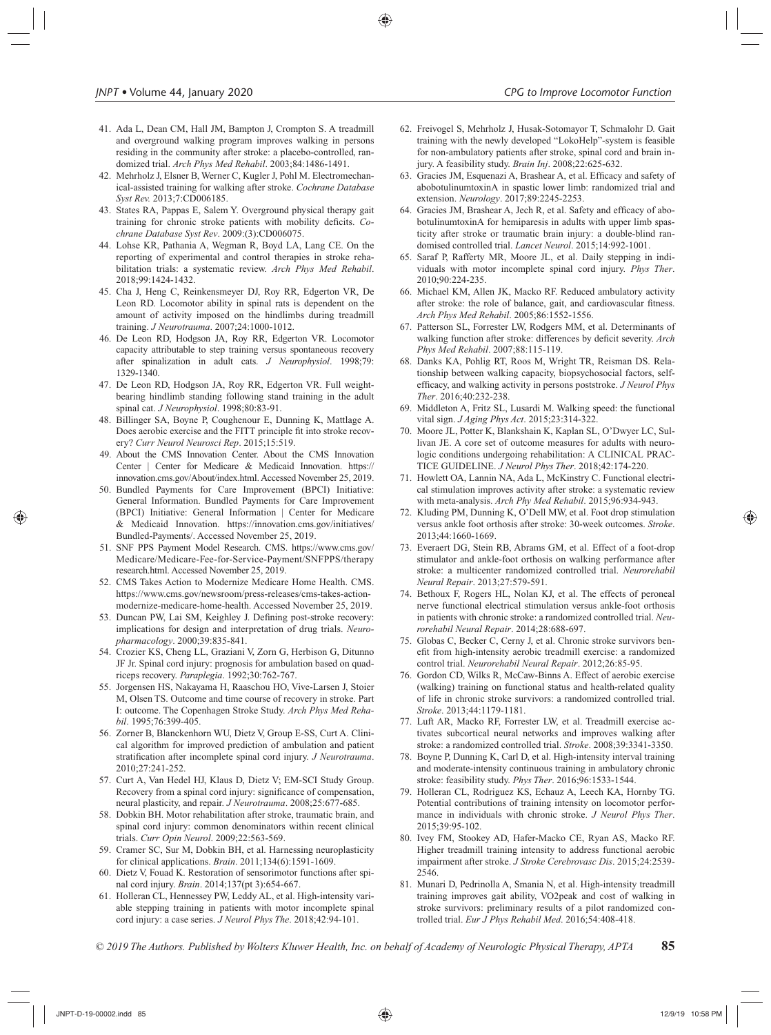41. Ada L, Dean CM, Hall JM, Bampton J, Crompton S. A treadmill and overground walking program improves walking in persons residing in the community after stroke: a placebo-controlled, randomized trial. *Arch Phys Med Rehabil*. 2003;84:1486-1491.
42. Mehrholz J, Elsner B, Werner C, Kugler J, Pohl M. Electromechanical-assisted training for walking after stroke. *Cochrane Database Syst Rev.* 2013;7:CD006185.
43. States RA, Pappas E, Salem Y. Overground physical therapy gait training for chronic stroke patients with mobility deficits. *Cochrane Database Syst Rev*. 2009:(3):CD006075.
44. Lohse KR, Pathania A, Wegman R, Boyd LA, Lang CE. On the reporting of experimental and control therapies in stroke rehabilitation trials: a systematic review. *Arch Phys Med Rehabil*. 2018;99:1424-1432.
45. Cha J, Heng C, Reinkensmeyer DJ, Roy RR, Edgerton VR, De Leon RD. Locomotor ability in spinal rats is dependent on the amount of activity imposed on the hindlimbs during treadmill training. *J Neurotrauma*. 2007;24:1000-1012.
46. De Leon RD, Hodgson JA, Roy RR, Edgerton VR. Locomotor capacity attributable to step training versus spontaneous recovery after spinalization in adult cats. *J Neurophysiol*. 1998;79:1329-1340.
47. De Leon RD, Hodgson JA, Roy RR, Edgerton VR. Full weight-bearing hindlimb standing following stand training in the adult spinal cat. *J Neurophysiol*. 1998;80:83-91.
48. Billinger SA, Boyne P, Coughenour E, Dunning K, Mattlage A. Does aerobic exercise and the FITT principle fit into stroke recovery? *Curr Neurol Neurosci Rep*. 2015;15:519.
49. About the CMS Innovation Center. About the CMS Innovation Center | Center for Medicare & Medicaid Innovation. https://innovation.cms.gov/About/index.html. Accessed November 25, 2019.
50. Bundled Payments for Care Improvement (BPCI) Initiative: General Information. Bundled Payments for Care Improvement (BPCI) Initiative: General Information | Center for Medicare & Medicaid Innovation. https://innovation.cms.gov/initiatives/Bundled-Payments/. Accessed November 25, 2019.
51. SNF PPS Payment Model Research. CMS. https://www.cms.gov/Medicare/Medicare-Fee-for-Service-Payment/SNFPPS/therapyresearch.html. Accessed November 25, 2019.
52. CMS Takes Action to Modernize Medicare Home Health. CMS. https://www.cms.gov/newsroom/press-releases/cms-takes-action-modernize-medicare-home-health. Accessed November 25, 2019.
53. Duncan PW, Lai SM, Keighley J. Defining post-stroke recovery: implications for design and interpretation of drug trials. *Neuropharmacology*. 2000;39:835-841.
54. Crozier KS, Cheng LL, Graziani V, Zorn G, Herbison G, Ditunno JF Jr. Spinal cord injury: prognosis for ambulation based on quadriceps recovery. *Paraplegia*. 1992;30:762-767.
55. Jorgensen HS, Nakayama H, Raaschou HO, Vive-Larsen J, Stoier M, Olsen TS. Outcome and time course of recovery in stroke. Part I: outcome. The Copenhagen Stroke Study. *Arch Phys Med Rehabil*. 1995;76:399-405.
56. Zorner B, Blanckenhorn WU, Dietz V, Group E-SS, Curt A. Clinical algorithm for improved prediction of ambulation and patient stratification after incomplete spinal cord injury. *J Neurotrauma*. 2010;27:241-252.
57. Curt A, Van Hedel HJ, Klaus D, Dietz V; EM-SCI Study Group. Recovery from a spinal cord injury: significance of compensation, neural plasticity, and repair. *J Neurotrauma*. 2008;25:677-685.
58. Dobkin BH. Motor rehabilitation after stroke, traumatic brain, and spinal cord injury: common denominators within recent clinical trials. *Curr Opin Neurol*. 2009;22:563-569.
59. Cramer SC, Sur M, Dobkin BH, et al. Harnessing neuroplasticity for clinical applications. *Brain*. 2011;134(6):1591-1609.
60. Dietz V, Fouad K. Restoration of sensorimotor functions after spinal cord injury. *Brain*. 2014;137(pt 3):654-667.
61. Holleran CL, Hennessey PW, Leddy AL, et al. High-intensity variable stepping training in patients with motor incomplete spinal cord injury: a case series. *J Neurol Phys The*. 2018;42:94-101.
62. Freivogel S, Mehrholz J, Husak-Sotomayor T, Schmalohr D. Gait training with the newly developed "LokoHelp"-system is feasible for non-ambulatory patients after stroke, spinal cord and brain injury. A feasibility study. *Brain Inj*. 2008;22:625-632.
63. Gracies JM, Esquenazi A, Brashear A, et al. Efficacy and safety of abobotulinumtoxinA in spastic lower limb: randomized trial and extension. *Neurology*. 2017;89:2245-2253.
64. Gracies JM, Brashear A, Jech R, et al. Safety and efficacy of abobotulinumtoxinA for hemiparesis in adults with upper limb spasticity after stroke or traumatic brain injury: a double-blind randomised controlled trial. *Lancet Neurol*. 2015;14:992-1001.
65. Saraf P, Rafferty MR, Moore JL, et al. Daily stepping in individuals with motor incomplete spinal cord injury. *Phys Ther*. 2010;90:224-235.
66. Michael KM, Allen JK, Macko RF. Reduced ambulatory activity after stroke: the role of balance, gait, and cardiovascular fitness. *Arch Phys Med Rehabil*. 2005;86:1552-1556.
67. Patterson SL, Forrester LW, Rodgers MM, et al. Determinants of walking function after stroke: differences by deficit severity. *Arch Phys Med Rehabil*. 2007;88:115-119.
68. Danks KA, Pohlig RT, Roos M, Wright TR, Reisman DS. Relationship between walking capacity, biopsychosocial factors, self-efficacy, and walking activity in persons poststroke. *J Neurol Phys Ther*. 2016;40:232-238.
69. Middleton A, Fritz SL, Lusardi M. Walking speed: the functional vital sign. *J Aging Phys Act*. 2015;23:314-322.
70. Moore JL, Potter K, Blankshain K, Kaplan SL, O'Dwyer LC, Sullivan JE. A core set of outcome measures for adults with neurologic conditions undergoing rehabilitation: A CLINICAL PRACTICE GUIDELINE. *J Neurol Phys Ther*. 2018;42:174-220.
71. Howlett OA, Lannin NA, Ada L, McKinstry C. Functional electrical stimulation improves activity after stroke: a systematic review with meta-analysis. *Arch Phy Med Rehabil*. 2015;96:934-943.
72. Kluding PM, Dunning K, O'Dell MW, et al. Foot drop stimulation versus ankle foot orthosis after stroke: 30-week outcomes. *Stroke*. 2013;44:1660-1669.
73. Everaert DG, Stein RB, Abrams GM, et al. Effect of a foot-drop stimulator and ankle-foot orthosis on walking performance after stroke: a multicenter randomized controlled trial. *Neurorehabil Neural Repair*. 2013;27:579-591.
74. Bethoux F, Rogers HL, Nolan KJ, et al. The effects of peroneal nerve functional electrical stimulation versus ankle-foot orthosis in patients with chronic stroke: a randomized controlled trial. *Neurorehabil Neural Repair*. 2014;28:688-697.
75. Globas C, Becker C, Cerny J, et al. Chronic stroke survivors benefit from high-intensity aerobic treadmill exercise: a randomized control trial. *Neurorehabil Neural Repair*. 2012;26:85-95.
76. Gordon CD, Wilks R, McCaw-Binns A. Effect of aerobic exercise (walking) training on functional status and health-related quality of life in chronic stroke survivors: a randomized controlled trial. *Stroke*. 2013;44:1179-1181.
77. Luft AR, Macko RF, Forrester LW, et al. Treadmill exercise activates subcortical neural networks and improves walking after stroke: a randomized controlled trial. *Stroke*. 2008;39:3341-3350.
78. Boyne P, Dunning K, Carl D, et al. High-intensity interval training and moderate-intensity continuous training in ambulatory chronic stroke: feasibility study. *Phys Ther*. 2016;96:1533-1544.
79. Holleran CL, Rodriguez KS, Echauz A, Leech KA, Hornby TG. Potential contributions of training intensity on locomotor performance in individuals with chronic stroke. *J Neurol Phys Ther*. 2015;39:95-102.
80. Ivey FM, Stookey AD, Hafer-Macko CE, Ryan AS, Macko RF. Higher treadmill training intensity to address functional aerobic impairment after stroke. *J Stroke Cerebrovasc Dis*. 2015;24:2539-2546.
81. Munari D, Pedrinolla A, Smania N, et al. High-intensity treadmill training improves gait ability, VO2peak and cost of walking in stroke survivors: preliminary results of a pilot randomized controlled trial. *Eur J Phys Rehabil Med*. 2016;54:408-418.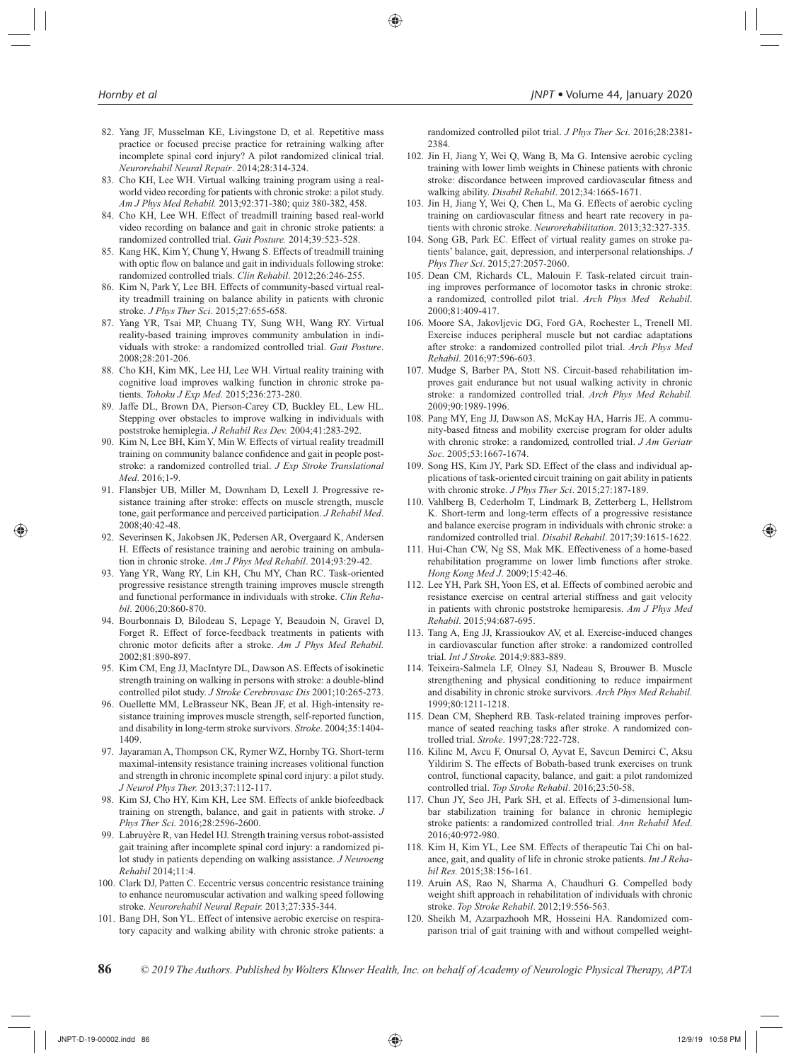82. Yang JF, Musselman KE, Livingstone D, et al. Repetitive mass practice or focused precise practice for retraining walking after incomplete spinal cord injury? A pilot randomized clinical trial. *Neurorehabil Neural Repair*. 2014;28:314-324.
83. Cho KH, Lee WH. Virtual walking training program using a real-world video recording for patients with chronic stroke: a pilot study. *Am J Phys Med Rehabil.* 2013;92:371-380; quiz 380-382, 458.
84. Cho KH, Lee WH. Effect of treadmill training based real-world video recording on balance and gait in chronic stroke patients: a randomized controlled trial. *Gait Posture.* 2014;39:523-528.
85. Kang HK, Kim Y, Chung Y, Hwang S. Effects of treadmill training with optic flow on balance and gait in individuals following stroke: randomized controlled trials. *Clin Rehabil*. 2012;26:246-255.
86. Kim N, Park Y, Lee BH. Effects of community-based virtual reality treadmill training on balance ability in patients with chronic stroke. *J Phys Ther Sci*. 2015;27:655-658.
87. Yang YR, Tsai MP, Chuang TY, Sung WH, Wang RY. Virtual reality-based training improves community ambulation in individuals with stroke: a randomized controlled trial. *Gait Posture*. 2008;28:201-206.
88. Cho KH, Kim MK, Lee HJ, Lee WH. Virtual reality training with cognitive load improves walking function in chronic stroke patients. *Tohoku J Exp Med*. 2015;236:273-280.
89. Jaffe DL, Brown DA, Pierson-Carey CD, Buckley EL, Lew HL. Stepping over obstacles to improve walking in individuals with poststroke hemiplegia. *J Rehabil Res Dev.* 2004;41:283-292.
90. Kim N, Lee BH, Kim Y, Min W. Effects of virtual reality treadmill training on community balance confidence and gait in people post-stroke: a randomized controlled trial. *J Exp Stroke Translational Med*. 2016;1-9.
91. Flansbjer UB, Miller M, Downham D, Lexell J. Progressive resistance training after stroke: effects on muscle strength, muscle tone, gait performance and perceived participation. *J Rehabil Med*. 2008;40:42-48.
92. Severinsen K, Jakobsen JK, Pedersen AR, Overgaard K, Andersen H. Effects of resistance training and aerobic training on ambulation in chronic stroke. *Am J Phys Med Rehabil*. 2014;93:29-42.
93. Yang YR, Wang RY, Lin KH, Chu MY, Chan RC. Task-oriented progressive resistance strength training improves muscle strength and functional performance in individuals with stroke. *Clin Rehabil*. 2006;20:860-870.
94. Bourbonnais D, Bilodeau S, Lepage Y, Beaudoin N, Gravel D, Forget R. Effect of force-feedback treatments in patients with chronic motor deficits after a stroke. *Am J Phys Med Rehabil.* 2002;81:890-897.
95. Kim CM, Eng JJ, MacIntyre DL, Dawson AS. Effects of isokinetic strength training on walking in persons with stroke: a double-blind controlled pilot study. *J Stroke Cerebrovasc Dis* 2001;10:265-273.
96. Ouellette MM, LeBrasseur NK, Bean JF, et al. High-intensity resistance training improves muscle strength, self-reported function, and disability in long-term stroke survivors. *Stroke*. 2004;35:1404-1409.
97. Jayaraman A, Thompson CK, Rymer WZ, Hornby TG. Short-term maximal-intensity resistance training increases volitional function and strength in chronic incomplete spinal cord injury: a pilot study. *J Neurol Phys Ther.* 2013;37:112-117.
98. Kim SJ, Cho HY, Kim KH, Lee SM. Effects of ankle biofeedback training on strength, balance, and gait in patients with stroke. *J Phys Ther Sci.* 2016;28:2596-2600.
99. Labruyère R, van Hedel HJ. Strength training versus robot-assisted gait training after incomplete spinal cord injury: a randomized pilot study in patients depending on walking assistance. *J Neuroeng Rehabil* 2014;11:4.
100. Clark DJ, Patten C. Eccentric versus concentric resistance training to enhance neuromuscular activation and walking speed following stroke. *Neurorehabil Neural Repair.* 2013;27:335-344.
101. Bang DH, Son YL. Effect of intensive aerobic exercise on respiratory capacity and walking ability with chronic stroke patients: a randomized controlled pilot trial. *J Phys Ther Sci*. 2016;28:2381-2384.
102. Jin H, Jiang Y, Wei Q, Wang B, Ma G. Intensive aerobic cycling training with lower limb weights in Chinese patients with chronic stroke: discordance between improved cardiovascular fitness and walking ability. *Disabil Rehabil*. 2012;34:1665-1671.
103. Jin H, Jiang Y, Wei Q, Chen L, Ma G. Effects of aerobic cycling training on cardiovascular fitness and heart rate recovery in patients with chronic stroke. *Neurorehabilitation*. 2013;32:327-335.
104. Song GB, Park EC. Effect of virtual reality games on stroke patients' balance, gait, depression, and interpersonal relationships. *J Phys Ther Sci*. 2015;27:2057-2060.
105. Dean CM, Richards CL, Malouin F. Task-related circuit training improves performance of locomotor tasks in chronic stroke: a randomized, controlled pilot trial. *Arch Phys Med Rehabil*. 2000;81:409-417.
106. Moore SA, Jakovljevic DG, Ford GA, Rochester L, Trenell MI. Exercise induces peripheral muscle but not cardiac adaptations after stroke: a randomized controlled pilot trial. *Arch Phys Med Rehabil*. 2016;97:596-603.
107. Mudge S, Barber PA, Stott NS. Circuit-based rehabilitation improves gait endurance but not usual walking activity in chronic stroke: a randomized controlled trial. *Arch Phys Med Rehabil.* 2009;90:1989-1996.
108. Pang MY, Eng JJ, Dawson AS, McKay HA, Harris JE. A community-based fitness and mobility exercise program for older adults with chronic stroke: a randomized, controlled trial. *J Am Geriatr Soc.* 2005;53:1667-1674.
109. Song HS, Kim JY, Park SD. Effect of the class and individual applications of task-oriented circuit training on gait ability in patients with chronic stroke. *J Phys Ther Sci*. 2015;27:187-189.
110. Vahlberg B, Cederholm T, Lindmark B, Zetterberg L, Hellstrom K. Short-term and long-term effects of a progressive resistance and balance exercise program in individuals with chronic stroke: a randomized controlled trial. *Disabil Rehabil*. 2017;39:1615-1622.
111. Hui-Chan CW, Ng SS, Mak MK. Effectiveness of a home-based rehabilitation programme on lower limb functions after stroke. *Hong Kong Med J*. 2009;15:42-46.
112. Lee YH, Park SH, Yoon ES, et al. Effects of combined aerobic and resistance exercise on central arterial stiffness and gait velocity in patients with chronic poststroke hemiparesis. *Am J Phys Med Rehabil*. 2015;94:687-695.
113. Tang A, Eng JJ, Krassioukov AV, et al. Exercise-induced changes in cardiovascular function after stroke: a randomized controlled trial. *Int J Stroke.* 2014;9:883-889.
114. Teixeira-Salmela LF, Olney SJ, Nadeau S, Brouwer B. Muscle strengthening and physical conditioning to reduce impairment and disability in chronic stroke survivors. *Arch Phys Med Rehabil.* 1999;80:1211-1218.
115. Dean CM, Shepherd RB. Task-related training improves performance of seated reaching tasks after stroke. A randomized controlled trial. *Stroke*. 1997;28:722-728.
116. Kilinc M, Avcu F, Onursal O, Ayvat E, Savcun Demirci C, Aksu Yildirim S. The effects of Bobath-based trunk exercises on trunk control, functional capacity, balance, and gait: a pilot randomized controlled trial. *Top Stroke Rehabil*. 2016;23:50-58.
117. Chun JY, Seo JH, Park SH, et al. Effects of 3-dimensional lumbar stabilization training for balance in chronic hemiplegic stroke patients: a randomized controlled trial. *Ann Rehabil Med*. 2016;40:972-980.
118. Kim H, Kim YL, Lee SM. Effects of therapeutic Tai Chi on balance, gait, and quality of life in chronic stroke patients. *Int J Rehabil Res*. 2015;38:156-161.
119. Aruin AS, Rao N, Sharma A, Chaudhuri G. Compelled body weight shift approach in rehabilitation of individuals with chronic stroke. *Top Stroke Rehabil*. 2012;19:556-563.
120. Sheikh M, Azarpazhooh MR, Hosseini HA. Randomized comparison trial of gait training with and without compelled weight-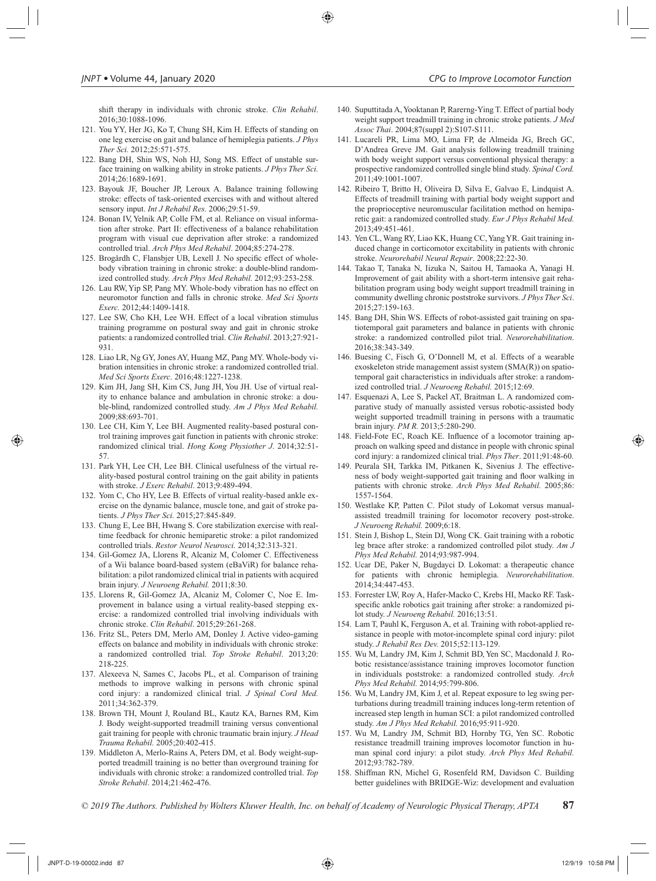shift therapy in individuals with chronic stroke. *Clin Rehabil*. 2016;30:1088-1096.

121. You YY, Her JG, Ko T, Chung SH, Kim H. Effects of standing on one leg exercise on gait and balance of hemiplegia patients. *J Phys Ther Sci.* 2012;25:571-575.
122. Bang DH, Shin WS, Noh HJ, Song MS. Effect of unstable surface training on walking ability in stroke patients. *J Phys Ther Sci.* 2014;26:1689-1691.
123. Bayouk JF, Boucher JP, Leroux A. Balance training following stroke: effects of task-oriented exercises with and without altered sensory input. *Int J Rehabil Res.* 2006;29:51-59.
124. Bonan IV, Yelnik AP, Colle FM, et al. Reliance on visual information after stroke. Part II: effectiveness of a balance rehabilitation program with visual cue deprivation after stroke: a randomized controlled trial. *Arch Phys Med Rehabil*. 2004;85:274-278.
125. Brogårdh C, Flansbjer UB, Lexell J. No specific effect of whole-body vibration training in chronic stroke: a double-blind randomized controlled study. *Arch Phys Med Rehabil.* 2012;93:253-258.
126. Lau RW, Yip SP, Pang MY. Whole-body vibration has no effect on neuromotor function and falls in chronic stroke. *Med Sci Sports Exerc.* 2012;44:1409-1418.
127. Lee SW, Cho KH, Lee WH. Effect of a local vibration stimulus training programme on postural sway and gait in chronic stroke patients: a randomized controlled trial. *Clin Rehabil*. 2013;27:921-931.
128. Liao LR, Ng GY, Jones AY, Huang MZ, Pang MY. Whole-body vibration intensities in chronic stroke: a randomized controlled trial. *Med Sci Sports Exerc*. 2016;48:1227-1238.
129. Kim JH, Jang SH, Kim CS, Jung JH, You JH. Use of virtual reality to enhance balance and ambulation in chronic stroke: a double-blind, randomized controlled study. *Am J Phys Med Rehabil.* 2009;88:693-701.
130. Lee CH, Kim Y, Lee BH. Augmented reality-based postural control training improves gait function in patients with chronic stroke: randomized clinical trial. *Hong Kong Physiother J*. 2014;32:51-57.
131. Park YH, Lee CH, Lee BH. Clinical usefulness of the virtual reality-based postural control training on the gait ability in patients with stroke. *J Exerc Rehabil*. 2013;9:489-494.
132. Yom C, Cho HY, Lee B. Effects of virtual reality-based ankle exercise on the dynamic balance, muscle tone, and gait of stroke patients. *J Phys Ther Sci.* 2015;27:845-849.
133. Chung E, Lee BH, Hwang S. Core stabilization exercise with real-time feedback for chronic hemiparetic stroke: a pilot randomized controlled trials. *Restor Neurol Neurosci.* 2014;32:313-321.
134. Gil-Gomez JA, Llorens R, Alcaniz M, Colomer C. Effectiveness of a Wii balance board-based system (eBaViR) for balance rehabilitation: a pilot randomized clinical trial in patients with acquired brain injury. *J Neuroeng Rehabil.* 2011;8:30.
135. Llorens R, Gil-Gomez JA, Alcaniz M, Colomer C, Noe E. Improvement in balance using a virtual reality-based stepping exercise: a randomized controlled trial involving individuals with chronic stroke. *Clin Rehabil*. 2015;29:261-268.
136. Fritz SL, Peters DM, Merlo AM, Donley J. Active video-gaming effects on balance and mobility in individuals with chronic stroke: a randomized controlled trial. *Top Stroke Rehabil*. 2013;20:218-225.
137. Alexeeva N, Sames C, Jacobs PL, et al. Comparison of training methods to improve walking in persons with chronic spinal cord injury: a randomized clinical trial. *J Spinal Cord Med.* 2011;34:362-379.
138. Brown TH, Mount J, Rouland BL, Kautz KA, Barnes RM, Kim J. Body weight-supported treadmill training versus conventional gait training for people with chronic traumatic brain injury. *J Head Trauma Rehabil.* 2005;20:402-415.
139. Middleton A, Merlo-Rains A, Peters DM, et al. Body weight-supported treadmill training is no better than overground training for individuals with chronic stroke: a randomized controlled trial. *Top Stroke Rehabil*. 2014;21:462-476.
140. Suputtitada A, Yooktanan P, Rarerng-Ying T. Effect of partial body weight support treadmill training in chronic stroke patients. *J Med Assoc Thai*. 2004;87(suppl 2):S107-S111.
141. Lucareli PR, Lima MO, Lima FP, de Almeida JG, Brech GC, D'Andrea Greve JM. Gait analysis following treadmill training with body weight support versus conventional physical therapy: a prospective randomized controlled single blind study. *Spinal Cord.* 2011;49:1001-1007.
142. Ribeiro T, Britto H, Oliveira D, Silva E, Galvao E, Lindquist A. Effects of treadmill training with partial body weight support and the proprioceptive neuromuscular facilitation method on hemiparetic gait: a randomized controlled study. *Eur J Phys Rehabil Med.* 2013;49:451-461.
143. Yen CL, Wang RY, Liao KK, Huang CC, Yang YR. Gait training induced change in corticomotor excitability in patients with chronic stroke. *Neurorehabil Neural Repair*. 2008;22:22-30.
144. Takao T, Tanaka N, Iizuka N, Saitou H, Tamaoka A, Yanagi H. Improvement of gait ability with a short-term intensive gait rehabilitation program using body weight support treadmill training in community dwelling chronic poststroke survivors. *J Phys Ther Sci*. 2015;27:159-163.
145. Bang DH, Shin WS. Effects of robot-assisted gait training on spatiotemporal gait parameters and balance in patients with chronic stroke: a randomized controlled pilot trial. *Neurorehabilitation*. 2016;38:343-349.
146. Buesing C, Fisch G, O'Donnell M, et al. Effects of a wearable exoskeleton stride management assist system (SMA(R)) on spatiotemporal gait characteristics in individuals after stroke: a randomized controlled trial. *J Neuroeng Rehabil.* 2015;12:69.
147. Esquenazi A, Lee S, Packel AT, Braitman L. A randomized comparative study of manually assisted versus robotic-assisted body weight supported treadmill training in persons with a traumatic brain injury. *PM R.* 2013;5:280-290.
148. Field-Fote EC, Roach KE. Influence of a locomotor training approach on walking speed and distance in people with chronic spinal cord injury: a randomized clinical trial. *Phys Ther*. 2011;91:48-60.
149. Peurala SH, Tarkka IM, Pitkanen K, Sivenius J. The effectiveness of body weight-supported gait training and floor walking in patients with chronic stroke. *Arch Phys Med Rehabil.* 2005;86:1557-1564.
150. Westlake KP, Patten C. Pilot study of Lokomat versus manual-assisted treadmill training for locomotor recovery post-stroke. *J Neuroeng Rehabil.* 2009;6:18.
151. Stein J, Bishop L, Stein DJ, Wong CK. Gait training with a robotic leg brace after stroke: a randomized controlled pilot study. *Am J Phys Med Rehabil.* 2014;93:987-994.
152. Ucar DE, Paker N, Bugdayci D. Lokomat: a therapeutic chance for patients with chronic hemiplegia. *Neurorehabilitation*. 2014;34:447-453.
153. Forrester LW, Roy A, Hafer-Macko C, Krebs HI, Macko RF. Task-specific ankle robotics gait training after stroke: a randomized pilot study. *J Neuroeng Rehabil.* 2016;13:51.
154. Lam T, Pauhl K, Ferguson A, et al. Training with robot-applied resistance in people with motor-incomplete spinal cord injury: pilot study. *J Rehabil Res Dev.* 2015;52:113-129.
155. Wu M, Landry JM, Kim J, Schmit BD, Yen SC, Macdonald J. Robotic resistance/assistance training improves locomotor function in individuals poststroke: a randomized controlled study. *Arch Phys Med Rehabil.* 2014;95:799-806.
156. Wu M, Landry JM, Kim J, et al. Repeat exposure to leg swing perturbations during treadmill training induces long-term retention of increased step length in human SCI: a pilot randomized controlled study. *Am J Phys Med Rehabil.* 2016;95:911-920.
157. Wu M, Landry JM, Schmit BD, Hornby TG, Yen SC. Robotic resistance treadmill training improves locomotor function in human spinal cord injury: a pilot study. *Arch Phys Med Rehabil.* 2012;93:782-789.
158. Shiffman RN, Michel G, Rosenfeld RM, Davidson C. Building better guidelines with BRIDGE-Wiz: development and evaluation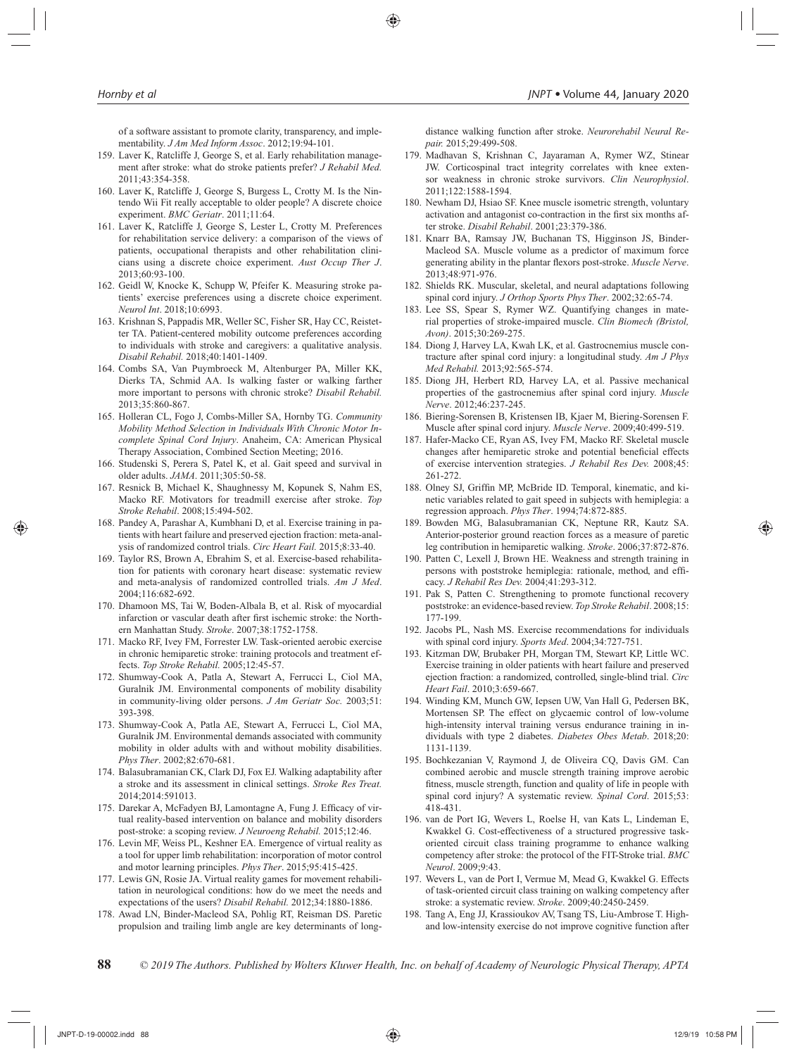of a software assistant to promote clarity, transparency, and implementability. *J Am Med Inform Assoc*. 2012;19:94-101.

159. Laver K, Ratcliffe J, George S, et al. Early rehabilitation management after stroke: what do stroke patients prefer? *J Rehabil Med.* 2011;43:354-358.
160. Laver K, Ratcliffe J, George S, Burgess L, Crotty M. Is the Nintendo Wii Fit really acceptable to older people? A discrete choice experiment. *BMC Geriatr*. 2011;11:64.
161. Laver K, Ratcliffe J, George S, Lester L, Crotty M. Preferences for rehabilitation service delivery: a comparison of the views of patients, occupational therapists and other rehabilitation clinicians using a discrete choice experiment. *Aust Occup Ther J*. 2013;60:93-100.
162. Geidl W, Knocke K, Schupp W, Pfeifer K. Measuring stroke patients' exercise preferences using a discrete choice experiment. *Neurol Int*. 2018;10:6993.
163. Krishnan S, Pappadis MR, Weller SC, Fisher SR, Hay CC, Reistetter TA. Patient-centered mobility outcome preferences according to individuals with stroke and caregivers: a qualitative analysis. *Disabil Rehabil.* 2018;40:1401-1409.
164. Combs SA, Van Puymbroeck M, Altenburger PA, Miller KK, Dierks TA, Schmid AA. Is walking faster or walking farther more important to persons with chronic stroke? *Disabil Rehabil.* 2013;35:860-867.
165. Holleran CL, Fogo J, Combs-Miller SA, Hornby TG. *Community Mobility Method Selection in Individuals With Chronic Motor Incomplete Spinal Cord Injury*. Anaheim, CA: American Physical Therapy Association, Combined Section Meeting; 2016.
166. Studenski S, Perera S, Patel K, et al. Gait speed and survival in older adults. *JAMA*. 2011;305:50-58.
167. Resnick B, Michael K, Shaughnessy M, Kopunek S, Nahm ES, Macko RF. Motivators for treadmill exercise after stroke. *Top Stroke Rehabil*. 2008;15:494-502.
168. Pandey A, Parashar A, Kumbhani D, et al. Exercise training in patients with heart failure and preserved ejection fraction: meta-analysis of randomized control trials. *Circ Heart Fail.* 2015;8:33-40.
169. Taylor RS, Brown A, Ebrahim S, et al. Exercise-based rehabilitation for patients with coronary heart disease: systematic review and meta-analysis of randomized controlled trials. *Am J Med*. 2004;116:682-692.
170. Dhamoon MS, Tai W, Boden-Albala B, et al. Risk of myocardial infarction or vascular death after first ischemic stroke: the Northern Manhattan Study. *Stroke*. 2007;38:1752-1758.
171. Macko RF, Ivey FM, Forrester LW. Task-oriented aerobic exercise in chronic hemiparetic stroke: training protocols and treatment effects. *Top Stroke Rehabil.* 2005;12:45-57.
172. Shumway-Cook A, Patla A, Stewart A, Ferrucci L, Ciol MA, Guralnik JM. Environmental components of mobility disability in community-living older persons. *J Am Geriatr Soc.* 2003;51:393-398.
173. Shumway-Cook A, Patla AE, Stewart A, Ferrucci L, Ciol MA, Guralnik JM. Environmental demands associated with community mobility in older adults with and without mobility disabilities. *Phys Ther*. 2002;82:670-681.
174. Balasubramanian CK, Clark DJ, Fox EJ. Walking adaptability after a stroke and its assessment in clinical settings. *Stroke Res Treat.* 2014;2014:591013.
175. Darekar A, McFadyen BJ, Lamontagne A, Fung J. Efficacy of virtual reality-based intervention on balance and mobility disorders post-stroke: a scoping review. *J Neuroeng Rehabil.* 2015;12:46.
176. Levin MF, Weiss PL, Keshner EA. Emergence of virtual reality as a tool for upper limb rehabilitation: incorporation of motor control and motor learning principles. *Phys Ther*. 2015;95:415-425.
177. Lewis GN, Rosie JA. Virtual reality games for movement rehabilitation in neurological conditions: how do we meet the needs and expectations of the users? *Disabil Rehabil.* 2012;34:1880-1886.
178. Awad LN, Binder-Macleod SA, Pohlig RT, Reisman DS. Paretic propulsion and trailing limb angle are key determinants of long-distance walking function after stroke. *Neurorehabil Neural Repair.* 2015;29:499-508.
179. Madhavan S, Krishnan C, Jayaraman A, Rymer WZ, Stinear JW. Corticospinal tract integrity correlates with knee extensor weakness in chronic stroke survivors. *Clin Neurophysiol*. 2011;122:1588-1594.
180. Newham DJ, Hsiao SF. Knee muscle isometric strength, voluntary activation and antagonist co-contraction in the first six months after stroke. *Disabil Rehabil*. 2001;23:379-386.
181. Knarr BA, Ramsay JW, Buchanan TS, Higginson JS, Binder-Macleod SA. Muscle volume as a predictor of maximum force generating ability in the plantar flexors post-stroke. *Muscle Nerve*. 2013;48:971-976.
182. Shields RK. Muscular, skeletal, and neural adaptations following spinal cord injury. *J Orthop Sports Phys Ther*. 2002;32:65-74.
183. Lee SS, Spear S, Rymer WZ. Quantifying changes in material properties of stroke-impaired muscle. *Clin Biomech (Bristol, Avon)*. 2015;30:269-275.
184. Diong J, Harvey LA, Kwah LK, et al. Gastrocnemius muscle contracture after spinal cord injury: a longitudinal study. *Am J Phys Med Rehabil.* 2013;92:565-574.
185. Diong JH, Herbert RD, Harvey LA, et al. Passive mechanical properties of the gastrocnemius after spinal cord injury. *Muscle Nerve*. 2012;46:237-245.
186. Biering-Sorensen B, Kristensen IB, Kjaer M, Biering-Sorensen F. Muscle after spinal cord injury. *Muscle Nerve*. 2009;40:499-519.
187. Hafer-Macko CE, Ryan AS, Ivey FM, Macko RF. Skeletal muscle changes after hemiparetic stroke and potential beneficial effects of exercise intervention strategies. *J Rehabil Res Dev.* 2008;45:261-272.
188. Olney SJ, Griffin MP, McBride ID. Temporal, kinematic, and kinetic variables related to gait speed in subjects with hemiplegia: a regression approach. *Phys Ther*. 1994;74:872-885.
189. Bowden MG, Balasubramanian CK, Neptune RR, Kautz SA. Anterior-posterior ground reaction forces as a measure of paretic leg contribution in hemiparetic walking. *Stroke*. 2006;37:872-876.
190. Patten C, Lexell J, Brown HE. Weakness and strength training in persons with poststroke hemiplegia: rationale, method, and efficacy. *J Rehabil Res Dev.* 2004;41:293-312.
191. Pak S, Patten C. Strengthening to promote functional recovery poststroke: an evidence-based review. *Top Stroke Rehabil*. 2008;15:177-199.
192. Jacobs PL, Nash MS. Exercise recommendations for individuals with spinal cord injury. *Sports Med*. 2004;34:727-751.
193. Kitzman DW, Brubaker PH, Morgan TM, Stewart KP, Little WC. Exercise training in older patients with heart failure and preserved ejection fraction: a randomized, controlled, single-blind trial. *Circ Heart Fail*. 2010;3:659-667.
194. Winding KM, Munch GW, Iepsen UW, Van Hall G, Pedersen BK, Mortensen SP. The effect on glycaemic control of low-volume high-intensity interval training versus endurance training in individuals with type 2 diabetes. *Diabetes Obes Metab*. 2018;20:1131-1139.
195. Bochkezanian V, Raymond J, de Oliveira CQ, Davis GM. Can combined aerobic and muscle strength training improve aerobic fitness, muscle strength, function and quality of life in people with spinal cord injury? A systematic review. *Spinal Cord*. 2015;53:418-431.
196. van de Port IG, Wevers L, Roelse H, van Kats L, Lindeman E, Kwakkel G. Cost-effectiveness of a structured progressive task-oriented circuit class training programme to enhance walking competency after stroke: the protocol of the FIT-Stroke trial. *BMC Neurol*. 2009;9:43.
197. Wevers L, van de Port I, Vermue M, Mead G, Kwakkel G. Effects of task-oriented circuit class training on walking competency after stroke: a systematic review. *Stroke*. 2009;40:2450-2459.
198. Tang A, Eng JJ, Krassioukov AV, Tsang TS, Liu-Ambrose T. High- and low-intensity exercise do not improve cognitive function after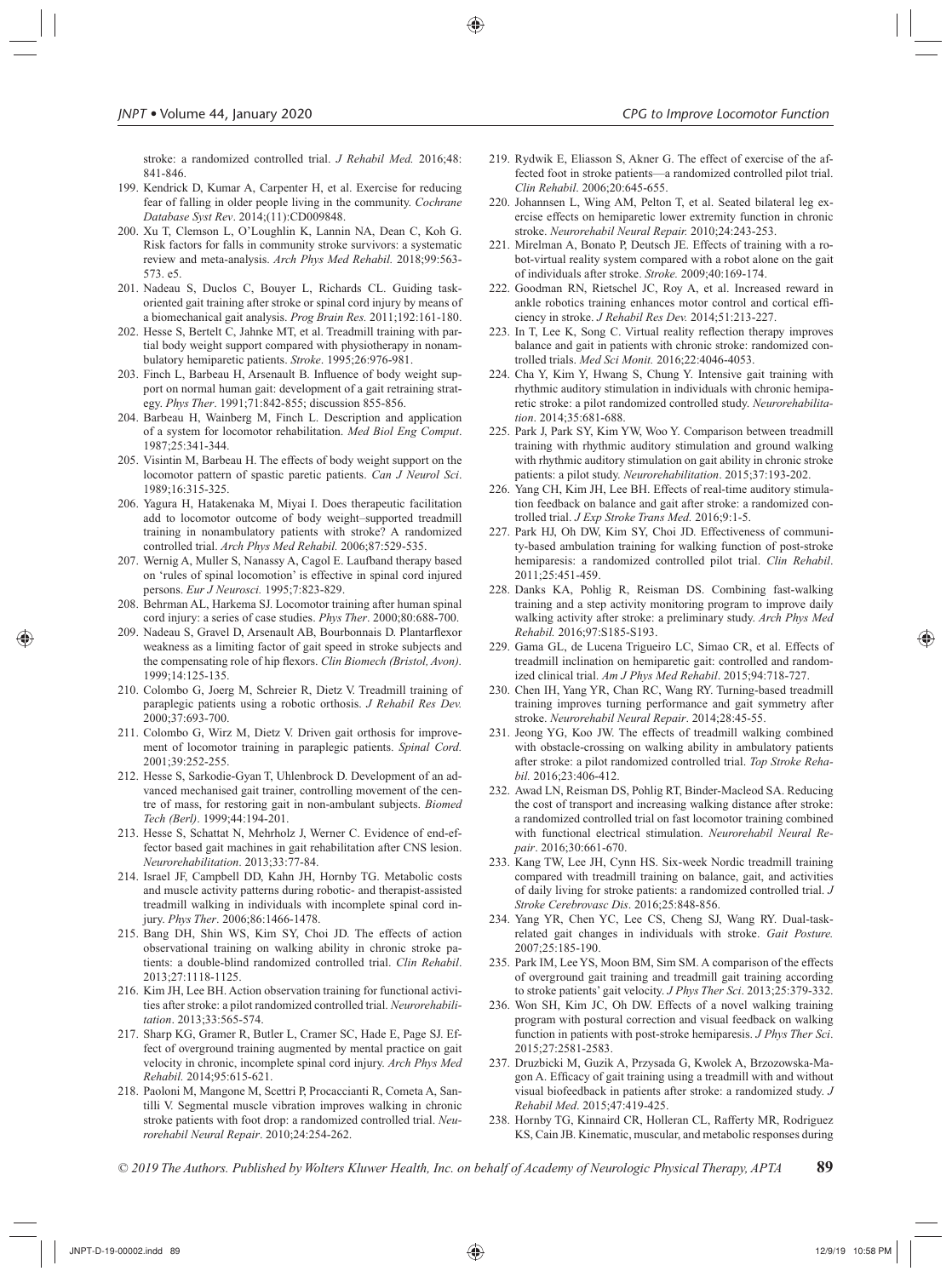stroke: a randomized controlled trial. *J Rehabil Med.* 2016;48: 841-846.

199. Kendrick D, Kumar A, Carpenter H, et al. Exercise for reducing fear of falling in older people living in the community. *Cochrane Database Syst Rev*. 2014;(11):CD009848.
200. Xu T, Clemson L, O'Loughlin K, Lannin NA, Dean C, Koh G. Risk factors for falls in community stroke survivors: a systematic review and meta-analysis. *Arch Phys Med Rehabil.* 2018;99:563-573. e5.
201. Nadeau S, Duclos C, Bouyer L, Richards CL. Guiding task-oriented gait training after stroke or spinal cord injury by means of a biomechanical gait analysis. *Prog Brain Res.* 2011;192:161-180.
202. Hesse S, Bertelt C, Jahnke MT, et al. Treadmill training with partial body weight support compared with physiotherapy in nonambulatory hemiparetic patients. *Stroke*. 1995;26:976-981.
203. Finch L, Barbeau H, Arsenault B. Influence of body weight support on normal human gait: development of a gait retraining strategy. *Phys Ther*. 1991;71:842-855; discussion 855-856.
204. Barbeau H, Wainberg M, Finch L. Description and application of a system for locomotor rehabilitation. *Med Biol Eng Comput*. 1987;25:341-344.
205. Visintin M, Barbeau H. The effects of body weight support on the locomotor pattern of spastic paretic patients. *Can J Neurol Sci*. 1989;16:315-325.
206. Yagura H, Hatakenaka M, Miyai I. Does therapeutic facilitation add to locomotor outcome of body weight–supported treadmill training in nonambulatory patients with stroke? A randomized controlled trial. *Arch Phys Med Rehabil.* 2006;87:529-535.
207. Wernig A, Muller S, Nanassy A, Cagol E. Laufband therapy based on 'rules of spinal locomotion' is effective in spinal cord injured persons. *Eur J Neurosci.* 1995;7:823-829.
208. Behrman AL, Harkema SJ. Locomotor training after human spinal cord injury: a series of case studies. *Phys Ther*. 2000;80:688-700.
209. Nadeau S, Gravel D, Arsenault AB, Bourbonnais D. Plantarflexor weakness as a limiting factor of gait speed in stroke subjects and the compensating role of hip flexors. *Clin Biomech (Bristol, Avon).* 1999;14:125-135.
210. Colombo G, Joerg M, Schreier R, Dietz V. Treadmill training of paraplegic patients using a robotic orthosis. *J Rehabil Res Dev.* 2000;37:693-700.
211. Colombo G, Wirz M, Dietz V. Driven gait orthosis for improvement of locomotor training in paraplegic patients. *Spinal Cord.* 2001;39:252-255.
212. Hesse S, Sarkodie-Gyan T, Uhlenbrock D. Development of an advanced mechanised gait trainer, controlling movement of the centre of mass, for restoring gait in non-ambulant subjects. *Biomed Tech (Berl)*. 1999;44:194-201.
213. Hesse S, Schattat N, Mehrholz J, Werner C. Evidence of end-effector based gait machines in gait rehabilitation after CNS lesion. *Neurorehabilitation*. 2013;33:77-84.
214. Israel JF, Campbell DD, Kahn JH, Hornby TG. Metabolic costs and muscle activity patterns during robotic- and therapist-assisted treadmill walking in individuals with incomplete spinal cord injury. *Phys Ther*. 2006;86:1466-1478.
215. Bang DH, Shin WS, Kim SY, Choi JD. The effects of action observational training on walking ability in chronic stroke patients: a double-blind randomized controlled trial. *Clin Rehabil*. 2013;27:1118-1125.
216. Kim JH, Lee BH. Action observation training for functional activities after stroke: a pilot randomized controlled trial. *Neurorehabilitation*. 2013;33:565-574.
217. Sharp KG, Gramer R, Butler L, Cramer SC, Hade E, Page SJ. Effect of overground training augmented by mental practice on gait velocity in chronic, incomplete spinal cord injury. *Arch Phys Med Rehabil.* 2014;95:615-621.
218. Paoloni M, Mangone M, Scettri P, Procaccianti R, Cometa A, Santilli V. Segmental muscle vibration improves walking in chronic stroke patients with foot drop: a randomized controlled trial. *Neurorehabil Neural Repair*. 2010;24:254-262.
219. Rydwik E, Eliasson S, Akner G. The effect of exercise of the affected foot in stroke patients—a randomized controlled pilot trial. *Clin Rehabil*. 2006;20:645-655.
220. Johannsen L, Wing AM, Pelton T, et al. Seated bilateral leg exercise effects on hemiparetic lower extremity function in chronic stroke. *Neurorehabil Neural Repair.* 2010;24:243-253.
221. Mirelman A, Bonato P, Deutsch JE. Effects of training with a robot-virtual reality system compared with a robot alone on the gait of individuals after stroke. *Stroke.* 2009;40:169-174.
222. Goodman RN, Rietschel JC, Roy A, et al. Increased reward in ankle robotics training enhances motor control and cortical efficiency in stroke. *J Rehabil Res Dev.* 2014;51:213-227.
223. In T, Lee K, Song C. Virtual reality reflection therapy improves balance and gait in patients with chronic stroke: randomized controlled trials. *Med Sci Monit.* 2016;22:4046-4053.
224. Cha Y, Kim Y, Hwang S, Chung Y. Intensive gait training with rhythmic auditory stimulation in individuals with chronic hemiparetic stroke: a pilot randomized controlled study. *Neurorehabilitation*. 2014;35:681-688.
225. Park J, Park SY, Kim YW, Woo Y. Comparison between treadmill training with rhythmic auditory stimulation and ground walking with rhythmic auditory stimulation on gait ability in chronic stroke patients: a pilot study. *Neurorehabilitation*. 2015;37:193-202.
226. Yang CH, Kim JH, Lee BH. Effects of real-time auditory stimulation feedback on balance and gait after stroke: a randomized controlled trial. *J Exp Stroke Trans Med.* 2016;9:1-5.
227. Park HJ, Oh DW, Kim SY, Choi JD. Effectiveness of community-based ambulation training for walking function of post-stroke hemiparesis: a randomized controlled pilot trial. *Clin Rehabil*. 2011;25:451-459.
228. Danks KA, Pohlig R, Reisman DS. Combining fast-walking training and a step activity monitoring program to improve daily walking activity after stroke: a preliminary study. *Arch Phys Med Rehabil.* 2016;97:S185-S193.
229. Gama GL, de Lucena Trigueiro LC, Simao CR, et al. Effects of treadmill inclination on hemiparetic gait: controlled and randomized clinical trial. *Am J Phys Med Rehabil*. 2015;94:718-727.
230. Chen IH, Yang YR, Chan RC, Wang RY. Turning-based treadmill training improves turning performance and gait symmetry after stroke. *Neurorehabil Neural Repair*. 2014;28:45-55.
231. Jeong YG, Koo JW. The effects of treadmill walking combined with obstacle-crossing on walking ability in ambulatory patients after stroke: a pilot randomized controlled trial. *Top Stroke Rehabil.* 2016;23:406-412.
232. Awad LN, Reisman DS, Pohlig RT, Binder-Macleod SA. Reducing the cost of transport and increasing walking distance after stroke: a randomized controlled trial on fast locomotor training combined with functional electrical stimulation. *Neurorehabil Neural Repair*. 2016;30:661-670.
233. Kang TW, Lee JH, Cynn HS. Six-week Nordic treadmill training compared with treadmill training on balance, gait, and activities of daily living for stroke patients: a randomized controlled trial. *J Stroke Cerebrovasc Dis*. 2016;25:848-856.
234. Yang YR, Chen YC, Lee CS, Cheng SJ, Wang RY. Dual-task-related gait changes in individuals with stroke. *Gait Posture.* 2007;25:185-190.
235. Park IM, Lee YS, Moon BM, Sim SM. A comparison of the effects of overground gait training and treadmill gait training according to stroke patients' gait velocity. *J Phys Ther Sci*. 2013;25:379-332.
236. Won SH, Kim JC, Oh DW. Effects of a novel walking training program with postural correction and visual feedback on walking function in patients with post-stroke hemiparesis. *J Phys Ther Sci*. 2015;27:2581-2583.
237. Druzbicki M, Guzik A, Przysada G, Kwolek A, Brzozowska-Magon A. Efficacy of gait training using a treadmill with and without visual biofeedback in patients after stroke: a randomized study. *J Rehabil Med*. 2015;47:419-425.
238. Hornby TG, Kinnaird CR, Holleran CL, Rafferty MR, Rodriguez KS, Cain JB. Kinematic, muscular, and metabolic responses during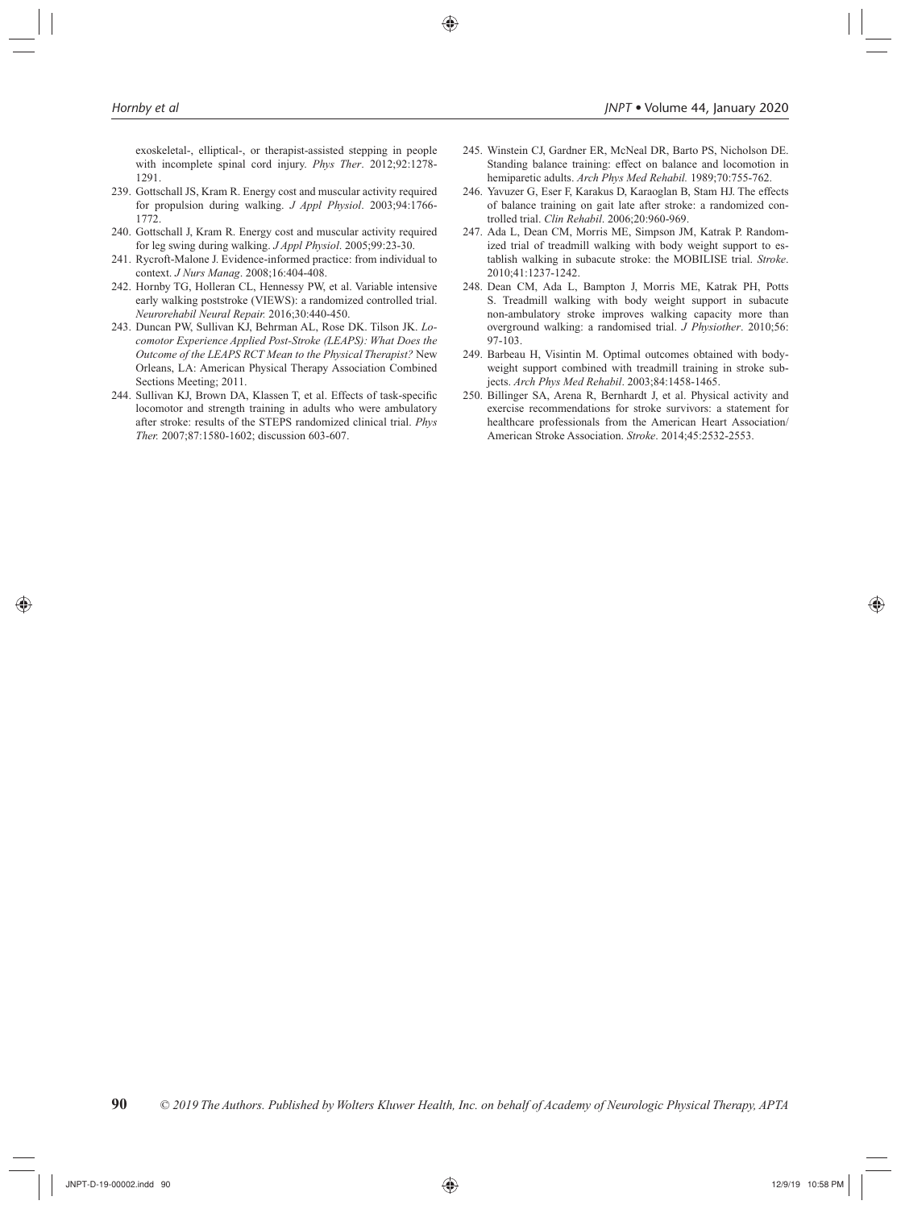exoskeletal-, elliptical-, or therapist-assisted stepping in people with incomplete spinal cord injury. *Phys Ther*. 2012;92:1278-1291.

239. Gottschall JS, Kram R. Energy cost and muscular activity required for propulsion during walking. *J Appl Physiol*. 2003;94:1766-1772.
240. Gottschall J, Kram R. Energy cost and muscular activity required for leg swing during walking. *J Appl Physiol*. 2005;99:23-30.
241. Rycroft-Malone J. Evidence-informed practice: from individual to context. *J Nurs Manag*. 2008;16:404-408.
242. Hornby TG, Holleran CL, Hennessy PW, et al. Variable intensive early walking poststroke (VIEWS): a randomized controlled trial. *Neurorehabil Neural Repair.* 2016;30:440-450.
243. Duncan PW, Sullivan KJ, Behrman AL, Rose DK. Tilson JK. *Locomotor Experience Applied Post-Stroke (LEAPS): What Does the Outcome of the LEAPS RCT Mean to the Physical Therapist?* New Orleans, LA: American Physical Therapy Association Combined Sections Meeting; 2011.
244. Sullivan KJ, Brown DA, Klassen T, et al. Effects of task-specific locomotor and strength training in adults who were ambulatory after stroke: results of the STEPS randomized clinical trial. *Phys Ther.* 2007;87:1580-1602; discussion 603-607.
245. Winstein CJ, Gardner ER, McNeal DR, Barto PS, Nicholson DE. Standing balance training: effect on balance and locomotion in hemiparetic adults. *Arch Phys Med Rehabil.* 1989;70:755-762.
246. Yavuzer G, Eser F, Karakus D, Karaoglan B, Stam HJ. The effects of balance training on gait late after stroke: a randomized controlled trial. *Clin Rehabil*. 2006;20:960-969.
247. Ada L, Dean CM, Morris ME, Simpson JM, Katrak P. Randomized trial of treadmill walking with body weight support to establish walking in subacute stroke: the MOBILISE trial. *Stroke*. 2010;41:1237-1242.
248. Dean CM, Ada L, Bampton J, Morris ME, Katrak PH, Potts S. Treadmill walking with body weight support in subacute non-ambulatory stroke improves walking capacity more than overground walking: a randomised trial. *J Physiother*. 2010;56:97-103.
249. Barbeau H, Visintin M. Optimal outcomes obtained with body-weight support combined with treadmill training in stroke subjects. *Arch Phys Med Rehabil*. 2003;84:1458-1465.
250. Billinger SA, Arena R, Bernhardt J, et al. Physical activity and exercise recommendations for stroke survivors: a statement for healthcare professionals from the American Heart Association/American Stroke Association. *Stroke*. 2014;45:2532-2553.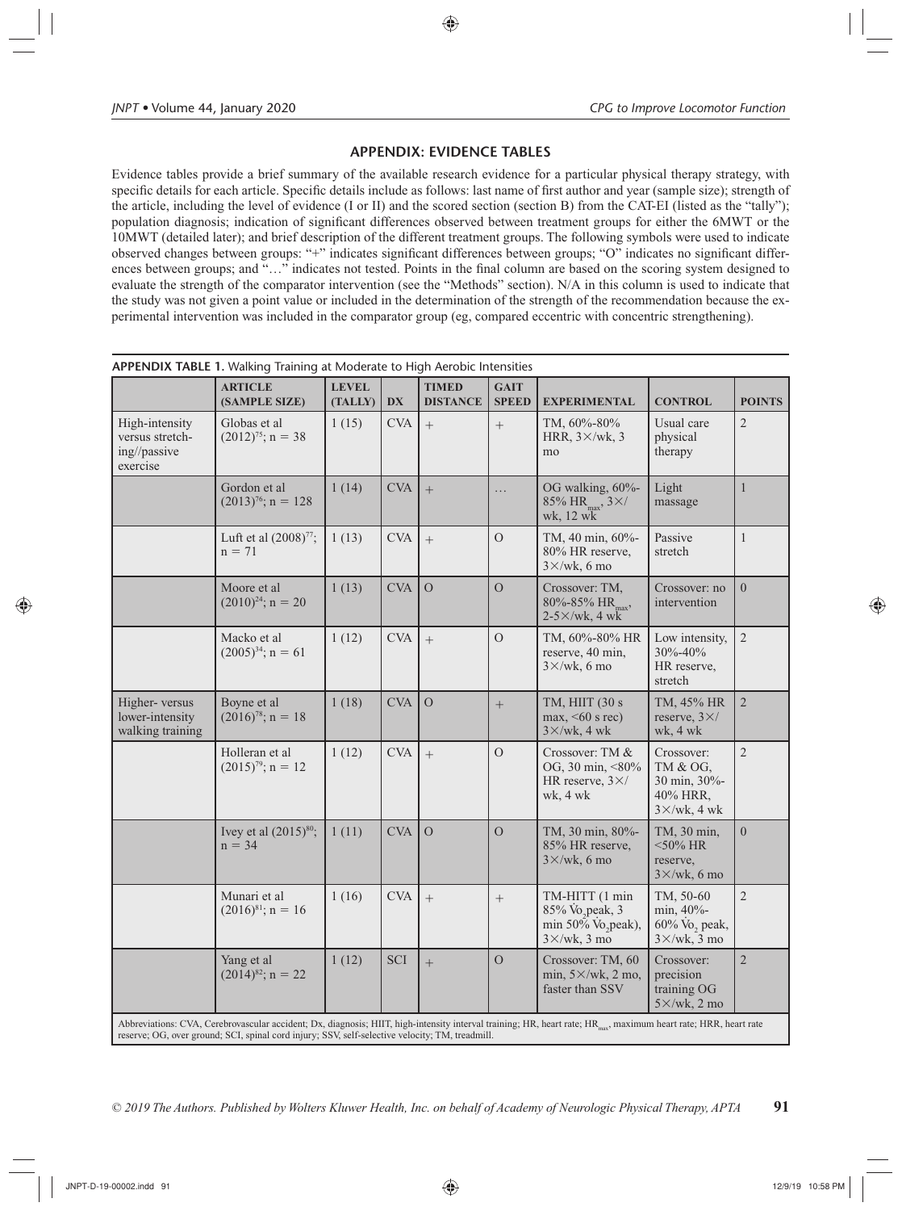## APPENDIX: EVIDENCE TABLES

Evidence tables provide a brief summary of the available research evidence for a particular physical therapy strategy, with specific details for each article. Specific details include as follows: last name of first author and year (sample size); strength of the article, including the level of evidence (I or II) and the scored section (section B) from the CAT-EI (listed as the "tally"); population diagnosis; indication of significant differences observed between treatment groups for either the 6MWT or the 10MWT (detailed later); and brief description of the different treatment groups. The following symbols were used to indicate observed changes between groups: "+" indicates significant differences between groups; "O" indicates no significant differences between groups; and "…" indicates not tested. Points in the final column are based on the scoring system designed to evaluate the strength of the comparator intervention (see the "Methods" section). N/A in this column is used to indicate that the study was not given a point value or included in the determination of the strength of the recommendation because the experimental intervention was included in the comparator group (eg, compared eccentric with concentric strengthening).

**APPENDIX TABLE 1.** Walking Training at Moderate to High Aerobic Intensities

| | ARTICLE (SAMPLE SIZE) | LEVEL (TALLY) | DX | TIMED DISTANCE | GAIT SPEED | EXPERIMENTAL | CONTROL | POINTS |
|---|---|---|---|---|---|---|---|---|
| High-intensity versus stretching//passive exercise | Globas et al (2012)[75]; n = 38 | 1 (15) | CVA | + | + | TM, 60%-80% HRR, 3×/wk, 3 mo | Usual care physical therapy | 2 |
| | Gordon et al (2013)[76]; n = 128 | 1 (14) | CVA | + | … | OG walking, 60%-85% $HR_{max}$, 3×/wk, 12 wk | Light massage | 1 |
| | Luft et al (2008)[77]; n = 71 | 1 (13) | CVA | + | O | TM, 40 min, 60%-80% HR reserve, 3×/wk, 6 mo | Passive stretch | 1 |
| | Moore et al (2010)[24]; n = 20 | 1 (13) | CVA | O | O | Crossover: TM, 80%-85% $HR_{max}$, 2-5×/wk, 4 wk | Crossover: no intervention | 0 |
| | Macko et al (2005)[34]; n = 61 | 1 (12) | CVA | + | O | TM, 60%-80% HR reserve, 40 min, 3×/wk, 6 mo | Low intensity, 30%-40% HR reserve, stretch | 2 |
| Higher- versus lower-intensity walking training | Boyne et al (2016)[78]; n = 18 | 1 (18) | CVA | O | + | TM, HIIT (30 s max, <60 s rec) 3×/wk, 4 wk | TM, 45% HR reserve, 3×/wk, 4 wk | 2 |
| | Holleran et al (2015)[79]; n = 12 | 1 (12) | CVA | + | O | Crossover: TM & OG, 30 min, <80% HR reserve, 3×/wk, 4 wk | Crossover: TM & OG, 30 min, 30%-40% HRR, 3×/wk, 4 wk | 2 |
| | Ivey et al (2015)[80]; n = 34 | 1 (11) | CVA | O | O | TM, 30 min, 80%-85% HR reserve, 3×/wk, 6 mo | TM, 30 min, <50% HR reserve, 3×/wk, 6 mo | 0 |
| | Munari et al (2016)[81]; n = 16 | 1 (16) | CVA | + | + | TM-HITT (1 min 85% $\dot{V}o_2$peak, 3 min 50% $\dot{V}o_2$peak), 3×/wk, 3 mo | TM, 50-60 min, 40%-60% $\dot{V}o_2$ peak, 3×/wk, 3 mo | 2 |
| | Yang et al (2014)[82]; n = 22 | 1 (12) | SCI | + | O | Crossover: TM, 60 min, 5×/wk, 2 mo, faster than SSV | Crossover: precision training OG 5×/wk, 2 mo | 2 |

Abbreviations: CVA, Cerebrovascular accident; Dx, diagnosis; HIIT, high-intensity interval training; HR, heart rate; $HR_{max}$, maximum heart rate; HRR, heart rate reserve; OG, over ground; SCI, spinal cord injury; SSV, self-selective velocity; TM, treadmill.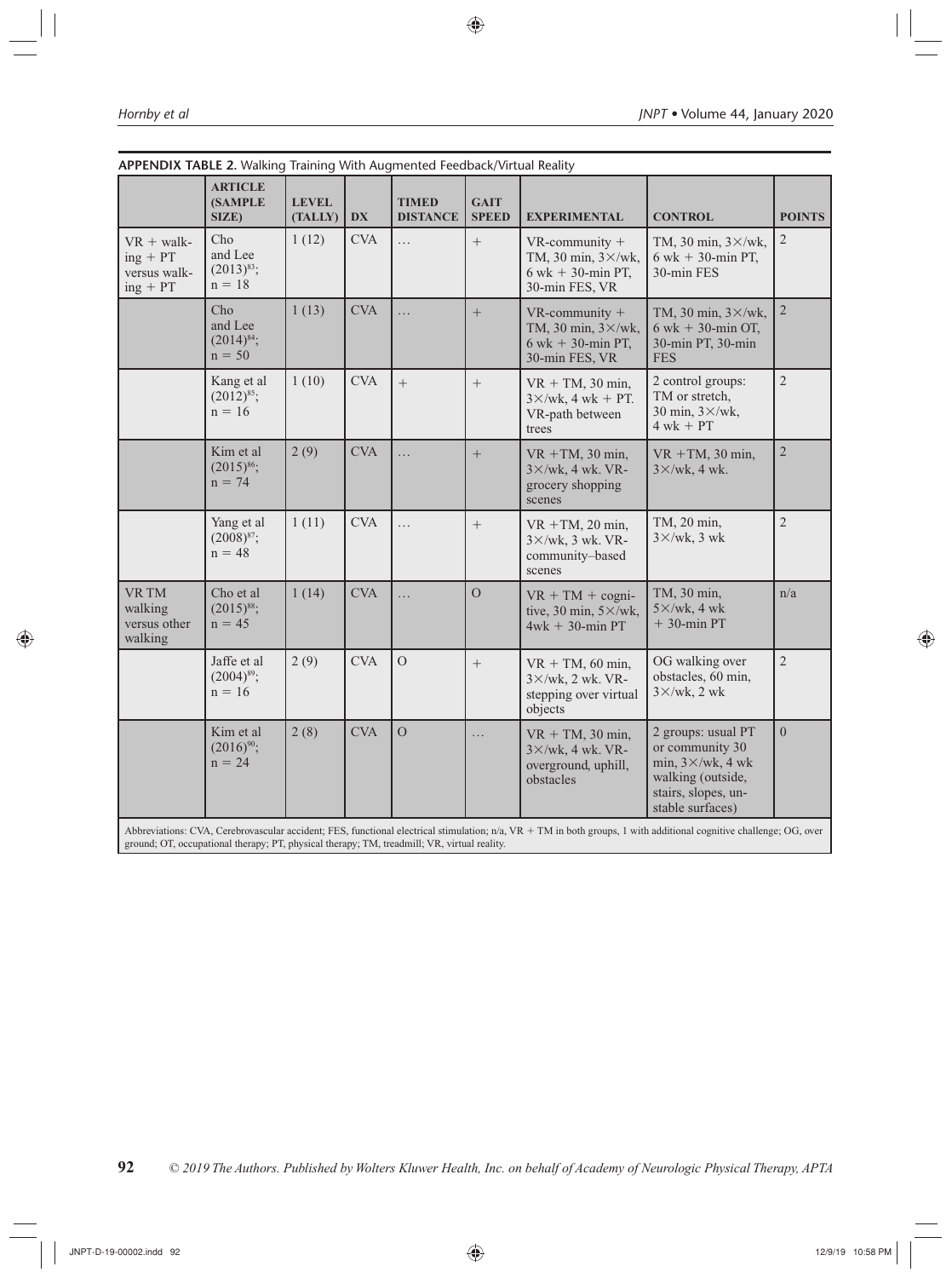**APPENDIX TABLE 2.** Walking Training With Augmented Feedback/Virtual Reality

| | ARTICLE (SAMPLE SIZE) | LEVEL (TALLY) | DX | TIMED DISTANCE | GAIT SPEED | EXPERIMENTAL | CONTROL | POINTS |
|---|---|---|---|---|---|---|---|---|
| VR + walking + PT versus walking + PT | Cho and Lee (2013)[83]; n = 18 | 1 (12) | CVA | … | + | VR-community + TM, 30 min, 3×/wk, 6 wk + 30-min PT, 30-min FES, VR | TM, 30 min, 3×/wk, 6 wk + 30-min PT, 30-min FES | 2 |
| | Cho and Lee (2014)[84]; n = 50 | 1 (13) | CVA | … | + | VR-community + TM, 30 min, 3×/wk, 6 wk + 30-min PT, 30-min FES, VR | TM, 30 min, 3×/wk, 6 wk + 30-min OT, 30-min PT, 30-min FES | 2 |
| | Kang et al (2012)[85]; n = 16 | 1 (10) | CVA | + | + | VR + TM, 30 min, 3×/wk, 4 wk + PT. VR-path between trees | 2 control groups: TM or stretch, 30 min, 3×/wk, 4 wk + PT | 2 |
| | Kim et al (2015)[86]; n = 74 | 2 (9) | CVA | … | + | VR +TM, 30 min, 3×/wk, 4 wk. VR-grocery shopping scenes | VR +TM, 30 min, 3×/wk, 4 wk. | 2 |
| | Yang et al (2008)[87]; n = 48 | 1 (11) | CVA | … | + | VR +TM, 20 min, 3×/wk, 3 wk. VR-community–based scenes | TM, 20 min, 3×/wk, 3 wk | 2 |
| VR TM walking versus other walking | Cho et al (2015)[88]; n = 45 | 1 (14) | CVA | … | O | VR + TM + cognitive, 30 min, 5×/wk, 4wk + 30-min PT | TM, 30 min, 5×/wk, 4 wk + 30-min PT | n/a |
| | Jaffe et al (2004)[89]; n = 16 | 2 (9) | CVA | O | + | VR + TM, 60 min, 3×/wk, 2 wk. VR-stepping over virtual objects | OG walking over obstacles, 60 min, 3×/wk, 2 wk | 2 |
| | Kim et al (2016)[90]; n = 24 | 2 (8) | CVA | O | … | VR + TM, 30 min, 3×/wk, 4 wk. VR-overground, uphill, obstacles | 2 groups: usual PT or community 30 min, 3×/wk, 4 wk walking (outside, stairs, slopes, unstable surfaces) | 0 |

Abbreviations: CVA, Cerebrovascular accident; FES, functional electrical stimulation; n/a, VR + TM in both groups, 1 with additional cognitive challenge; OG, over ground; OT, occupational therapy; PT, physical therapy; TM, treadmill; VR, virtual reality.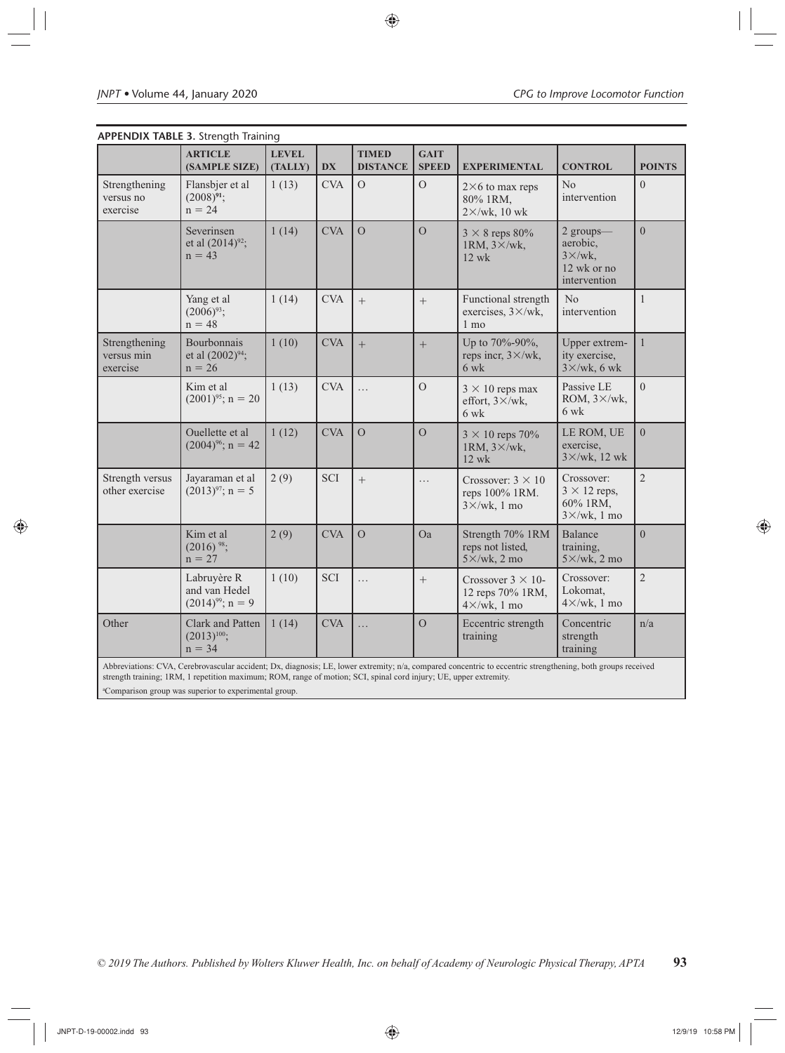**APPENDIX TABLE 3.** Strength Training

| | ARTICLE (SAMPLE SIZE) | LEVEL (TALLY) | DX | TIMED DISTANCE | GAIT SPEED | EXPERIMENTAL | CONTROL | POINTS |
|---|---|---|---|---|---|---|---|---|
| Strengthening versus no exercise | Flansbjer et al (2008)[91]; n = 24 | 1 (13) | CVA | O | O | 2×6 to max reps 80% 1RM, 2×/wk, 10 wk | No intervention | 0 |
| | Severinsen et al (2014)[92]; n = 43 | 1 (14) | CVA | O | O | 3 × 8 reps 80% 1RM, 3×/wk, 12 wk | 2 groups—aerobic, 3×/wk, 12 wk or no intervention | 0 |
| | Yang et al (2006)[93]; n = 48 | 1 (14) | CVA | + | + | Functional strength exercises, 3×/wk, 1 mo | No intervention | 1 |
| Strengthening versus min exercise | Bourbonnais et al (2002)[94]; n = 26 | 1 (10) | CVA | + | + | Up to 70%-90%, reps incr, 3×/wk, 6 wk | Upper extremity exercise, 3×/wk, 6 wk | 1 |
| | Kim et al (2001)[95]; n = 20 | 1 (13) | CVA | … | O | 3 × 10 reps max effort, 3×/wk, 6 wk | Passive LE ROM, 3×/wk, 6 wk | 0 |
| | Ouellette et al (2004)[96]; n = 42 | 1 (12) | CVA | O | O | 3 × 10 reps 70% 1RM, 3×/wk, 12 wk | LE ROM, UE exercise, 3×/wk, 12 wk | 0 |
| Strength versus other exercise | Jayaraman et al (2013)[97]; n = 5 | 2 (9) | SCI | + | … | Crossover: 3 × 10 reps 100% 1RM. 3×/wk, 1 mo | Crossover: 3 × 12 reps, 60% 1RM, 3×/wk, 1 mo | 2 |
| | Kim et al (2016)[98]; n = 27 | 2 (9) | CVA | O | O[a] | Strength 70% 1RM reps not listed, 5×/wk, 2 mo | Balance training, 5×/wk, 2 mo | 0 |
| | Labruyère R and van Hedel (2014)[99]; n = 9 | 1 (10) | SCI | … | + | Crossover 3 × 10-12 reps 70% 1RM, 4×/wk, 1 mo | Crossover: Lokomat, 4×/wk, 1 mo | 2 |
| Other | Clark and Patten (2013)[100]; n = 34 | 1 (14) | CVA | … | O | Eccentric strength training | Concentric strength training | n/a |

Abbreviations: CVA, Cerebrovascular accident; Dx, diagnosis; LE, lower extremity; n/a, compared concentric to eccentric strengthening, both groups received strength training; 1RM, 1 repetition maximum; ROM, range of motion; SCI, spinal cord injury; UE, upper extremity.

[a]Comparison group was superior to experimental group.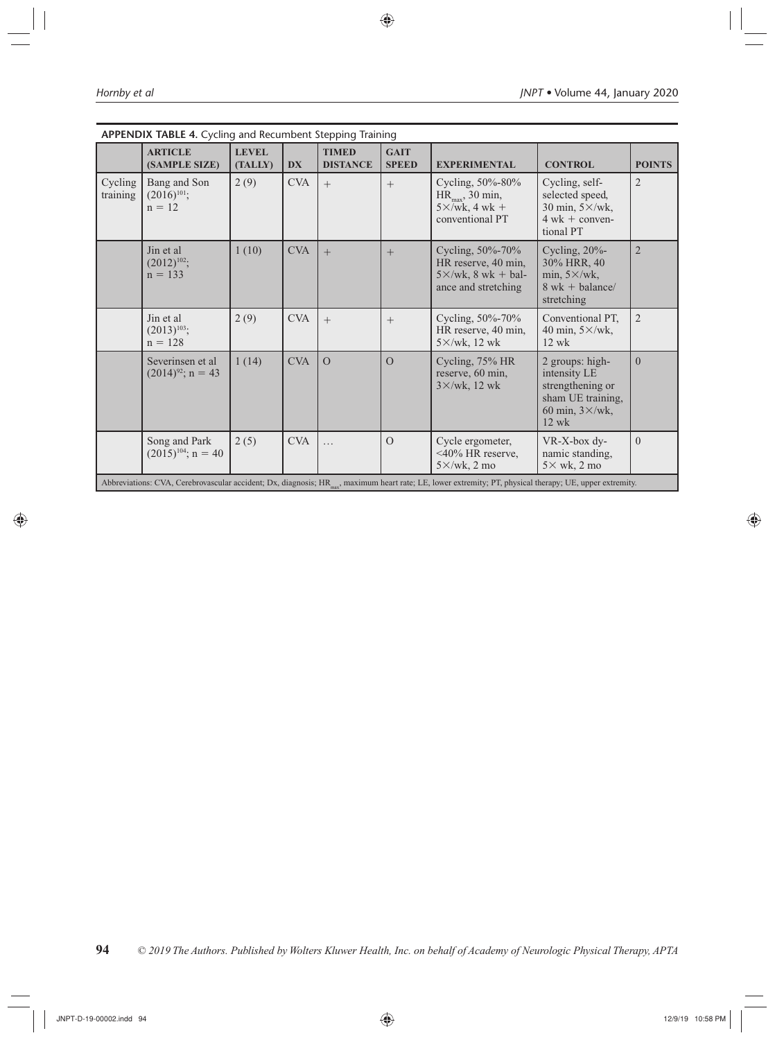**APPENDIX TABLE 4.** Cycling and Recumbent Stepping Training

| | ARTICLE (SAMPLE SIZE) | LEVEL (TALLY) | DX | TIMED DISTANCE | GAIT SPEED | EXPERIMENTAL | CONTROL | POINTS |
|---|---|---|---|---|---|---|---|---|
| Cycling training | Bang and Son (2016)[101]; n = 12 | 2 (9) | CVA | + | + | Cycling, 50%-80% $HR_{max}$, 30 min, 5×/wk, 4 wk + conventional PT | Cycling, self-selected speed, 30 min, 5×/wk, 4 wk + conventional PT | 2 |
| | Jin et al (2012)[102]; n = 133 | 1 (10) | CVA | + | + | Cycling, 50%-70% HR reserve, 40 min, 5×/wk, 8 wk + balance and stretching | Cycling, 20%-30% HRR, 40 min, 5×/wk, 8 wk + balance/stretching | 2 |
| | Jin et al (2013)[103]; n = 128 | 2 (9) | CVA | + | + | Cycling, 50%-70% HR reserve, 40 min, 5×/wk, 12 wk | Conventional PT, 40 min, 5×/wk, 12 wk | 2 |
| | Severinsen et al (2014)[92]; n = 43 | 1 (14) | CVA | O | O | Cycling, 75% HR reserve, 60 min, 3×/wk, 12 wk | 2 groups: high-intensity LE strengthening or sham UE training, 60 min, 3×/wk, 12 wk | 0 |
| | Song and Park (2015)[104]; n = 40 | 2 (5) | CVA | … | O | Cycle ergometer, <40% HR reserve, 5×/wk, 2 mo | VR-X-box dynamic standing, 5× wk, 2 mo | 0 |

Abbreviations: CVA, Cerebrovascular accident; Dx, diagnosis; $HR_{max}$, maximum heart rate; LE, lower extremity; PT, physical therapy; UE, upper extremity.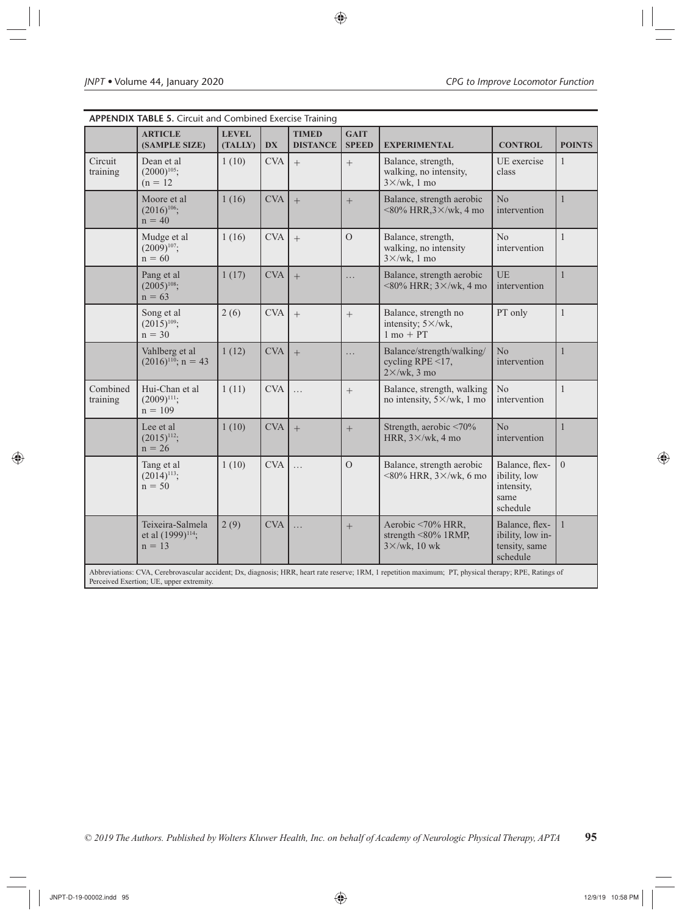**APPENDIX TABLE 5.** Circuit and Combined Exercise Training

| | ARTICLE (SAMPLE SIZE) | LEVEL (TALLY) | DX | TIMED DISTANCE | GAIT SPEED | EXPERIMENTAL | CONTROL | POINTS |
|---|---|---|---|---|---|---|---|---|
| Circuit training | Dean et al (2000)[105]; (n = 12 | 1 (10) | CVA | + | + | Balance, strength, walking, no intensity, 3×/wk, 1 mo | UE exercise class | 1 |
| | Moore et al (2016)[106]; n = 40 | 1 (16) | CVA | + | + | Balance, strength aerobic <80% HRR,3×/wk, 4 mo | No intervention | 1 |
| | Mudge et al (2009)[107]; n = 60 | 1 (16) | CVA | + | O | Balance, strength, walking, no intensity 3×/wk, 1 mo | No intervention | 1 |
| | Pang et al (2005)[108]; n = 63 | 1 (17) | CVA | + | … | Balance, strength aerobic <80% HRR; 3×/wk, 4 mo | UE intervention | 1 |
| | Song et al (2015)[109]; n = 30 | 2 (6) | CVA | + | + | Balance, strength no intensity; 5×/wk, 1 mo + PT | PT only | 1 |
| | Vahlberg et al (2016)[110]; n = 43 | 1 (12) | CVA | + | … | Balance/strength/walking/ cycling RPE <17, 2×/wk, 3 mo | No intervention | 1 |
| Combined training | Hui-Chan et al (2009)[111]; n = 109 | 1 (11) | CVA | … | + | Balance, strength, walking no intensity, 5×/wk, 1 mo | No intervention | 1 |
| | Lee et al (2015)[112]; n = 26 | 1 (10) | CVA | + | + | Strength, aerobic <70% HRR, 3×/wk, 4 mo | No intervention | 1 |
| | Tang et al (2014)[113]; n = 50 | 1 (10) | CVA | … | O | Balance, strength aerobic <80% HRR, 3×/wk, 6 mo | Balance, flexibility, low intensity, same schedule | 0 |
| | Teixeira-Salmela et al (1999)[114]; n = 13 | 2 (9) | CVA | … | + | Aerobic <70% HRR, strength <80% 1RMP, 3×/wk, 10 wk | Balance, flexibility, low intensity, same schedule | 1 |

Abbreviations: CVA, Cerebrovascular accident; Dx, diagnosis; HRR, heart rate reserve; 1RM, 1 repetition maximum; PT, physical therapy; RPE, Ratings of Perceived Exertion; UE, upper extremity.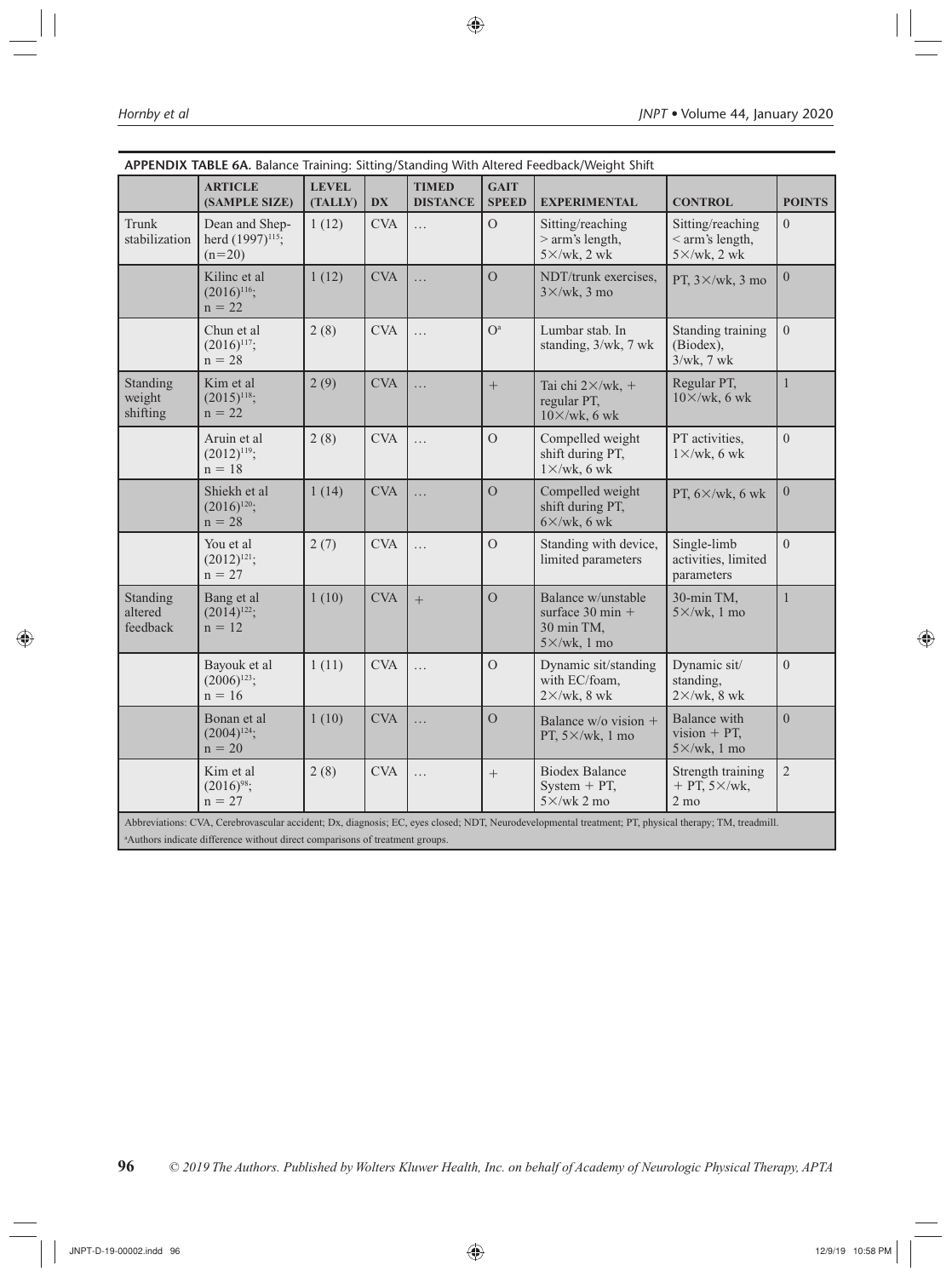**APPENDIX TABLE 6A.** Balance Training: Sitting/Standing With Altered Feedback/Weight Shift

| | ARTICLE (SAMPLE SIZE) | LEVEL (TALLY) | DX | TIMED DISTANCE | GAIT SPEED | EXPERIMENTAL | CONTROL | POINTS |
|---|---|---|---|---|---|---|---|---|
| Trunk stabilization | Dean and Shepherd (1997)[115]; (n=20) | 1 (12) | CVA | … | O | Sitting/reaching > arm's length, 5×/wk, 2 wk | Sitting/reaching < arm's length, 5×/wk, 2 wk | 0 |
| | Kilinc et al (2016)[116]; n = 22 | 1 (12) | CVA | … | O | NDT/trunk exercises, 3×/wk, 3 mo | PT, 3×/wk, 3 mo | 0 |
| | Chun et al (2016)[117]; n = 28 | 2 (8) | CVA | … | O[a] | Lumbar stab. In standing, 3/wk, 7 wk | Standing training (Biodex), 3/wk, 7 wk | 0 |
| Standing weight shifting | Kim et al (2015)[118]; n = 22 | 2 (9) | CVA | … | + | Tai chi 2×/wk, + regular PT, 10×/wk, 6 wk | Regular PT, 10×/wk, 6 wk | 1 |
| | Aruin et al (2012)[119]; n = 18 | 2 (8) | CVA | … | O | Compelled weight shift during PT, 1×/wk, 6 wk | PT activities, 1×/wk, 6 wk | 0 |
| | Shiekh et al (2016)[120]; n = 28 | 1 (14) | CVA | … | O | Compelled weight shift during PT, 6×/wk, 6 wk | PT, 6×/wk, 6 wk | 0 |
| | You et al (2012)[121]; n = 27 | 2 (7) | CVA | … | O | Standing with device, limited parameters | Single-limb activities, limited parameters | 0 |
| Standing altered feedback | Bang et al (2014)[122]; n = 12 | 1 (10) | CVA | + | O | Balance w/unstable surface 30 min + 30 min TM, 5×/wk, 1 mo | 30-min TM, 5×/wk, 1 mo | 1 |
| | Bayouk et al (2006)[123]; n = 16 | 1 (11) | CVA | … | O | Dynamic sit/standing with EC/foam, 2×/wk, 8 wk | Dynamic sit/standing, 2×/wk, 8 wk | 0 |
| | Bonan et al (2004)[124]; n = 20 | 1 (10) | CVA | … | O | Balance w/o vision + PT, 5×/wk, 1 mo | Balance with vision + PT, 5×/wk, 1 mo | 0 |
| | Kim et al (2016)[98]; n = 27 | 2 (8) | CVA | … | + | Biodex Balance System + PT, 5×/wk 2 mo | Strength training + PT, 5×/wk, 2 mo | 2 |

Abbreviations: CVA, Cerebrovascular accident; Dx, diagnosis; EC, eyes closed; NDT, Neurodevelopmental treatment; PT, physical therapy; TM, treadmill.

[a]Authors indicate difference without direct comparisons of treatment groups.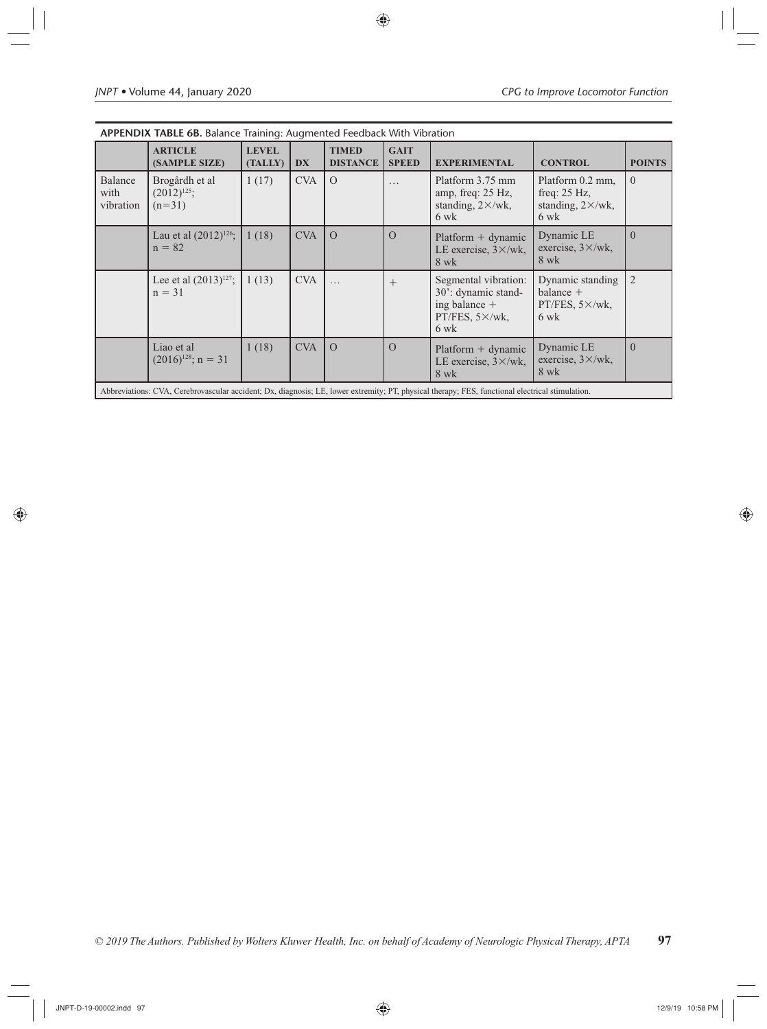**APPENDIX TABLE 6B.** Balance Training: Augmented Feedback With Vibration

| | ARTICLE (SAMPLE SIZE) | LEVEL (TALLY) | DX | TIMED DISTANCE | GAIT SPEED | EXPERIMENTAL | CONTROL | POINTS |
|---|---|---|---|---|---|---|---|---|
| Balance with vibration | Brogårdh et al (2012)[125]; (n=31) | 1 (17) | CVA | O | … | Platform 3.75 mm amp, freq: 25 Hz, standing, 2×/wk, 6 wk | Platform 0.2 mm, freq: 25 Hz, standing, 2×/wk, 6 wk | 0 |
| | Lau et al (2012)[126]; n = 82 | 1 (18) | CVA | O | O | Platform + dynamic LE exercise, 3×/wk, 8 wk | Dynamic LE exercise, 3×/wk, 8 wk | 0 |
| | Lee et al (2013)[127]; n = 31 | 1 (13) | CVA | … | + | Segmental vibration: 30': dynamic standing balance + PT/FES, 5×/wk, 6 wk | Dynamic standing balance + PT/FES, 5×/wk, 6 wk | 2 |
| | Liao et al (2016)[128]; n = 31 | 1 (18) | CVA | O | O | Platform + dynamic LE exercise, 3×/wk, 8 wk | Dynamic LE exercise, 3×/wk, 8 wk | 0 |

Abbreviations: CVA, Cerebrovascular accident; Dx, diagnosis; LE, lower extremity; PT, physical therapy; FES, functional electrical stimulation.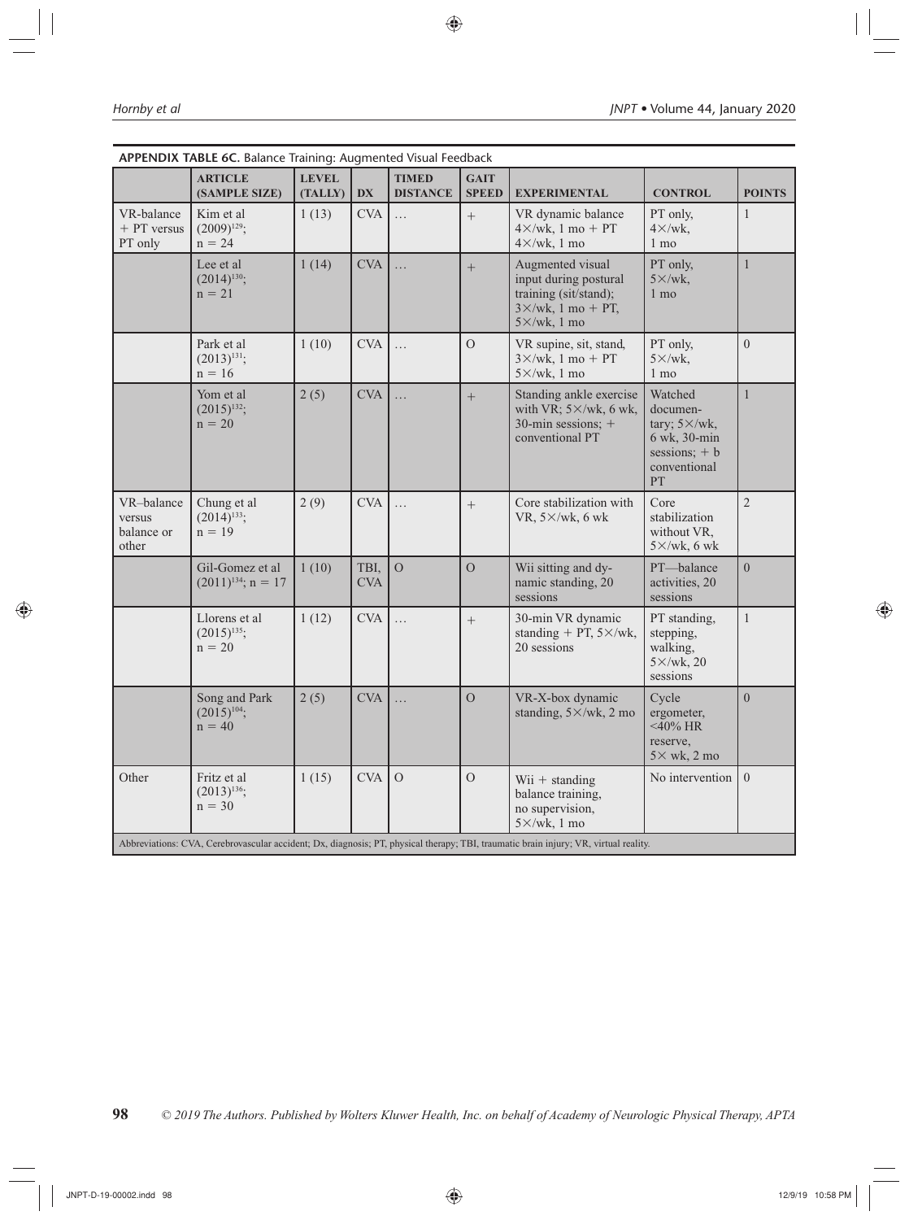**APPENDIX TABLE 6C.** Balance Training: Augmented Visual Feedback

| | ARTICLE (SAMPLE SIZE) | LEVEL (TALLY) | DX | TIMED DISTANCE | GAIT SPEED | EXPERIMENTAL | CONTROL | POINTS |
|---|---|---|---|---|---|---|---|---|
| VR-balance + PT versus PT only | Kim et al (2009)[129]; n = 24 | 1 (13) | CVA | ... | + | VR dynamic balance 4×/wk, 1 mo + PT 4×/wk, 1 mo | PT only, 4×/wk, 1 mo | 1 |
| | Lee et al (2014)[130]; n = 21 | 1 (14) | CVA | ... | + | Augmented visual input during postural training (sit/stand); 3×/wk, 1 mo + PT, 5×/wk, 1 mo | PT only, 5×/wk, 1 mo | 1 |
| | Park et al (2013)[131]; n = 16 | 1 (10) | CVA | ... | O | VR supine, sit, stand, 3×/wk, 1 mo + PT 5×/wk, 1 mo | PT only, 5×/wk, 1 mo | 0 |
| | Yom et al (2015)[132]; n = 20 | 2 (5) | CVA | ... | + | Standing ankle exercise with VR; 5×/wk, 6 wk, 30-min sessions; + conventional PT | Watched documentary; 5×/wk, 6 wk, 30-min sessions; + b conventional PT | 1 |
| VR–balance versus balance or other | Chung et al (2014)[133]; n = 19 | 2 (9) | CVA | ... | + | Core stabilization with VR, 5×/wk, 6 wk | Core stabilization without VR, 5×/wk, 6 wk | 2 |
| | Gil-Gomez et al (2011)[134]; n = 17 | 1 (10) | TBI, CVA | O | O | Wii sitting and dynamic standing, 20 sessions | PT—balance activities, 20 sessions | 0 |
| | Llorens et al (2015)[135]; n = 20 | 1 (12) | CVA | ... | + | 30-min VR dynamic standing + PT, 5×/wk, 20 sessions | PT standing, stepping, walking, 5×/wk, 20 sessions | 1 |
| | Song and Park (2015)[104]; n = 40 | 2 (5) | CVA | ... | O | VR-X-box dynamic standing, 5×/wk, 2 mo | Cycle ergometer, <40% HR reserve, 5× wk, 2 mo | 0 |
| Other | Fritz et al (2013)[136]; n = 30 | 1 (15) | CVA | O | O | Wii + standing balance training, no supervision, 5×/wk, 1 mo | No intervention | 0 |

Abbreviations: CVA, Cerebrovascular accident; Dx, diagnosis; PT, physical therapy; TBI, traumatic brain injury; VR, virtual reality.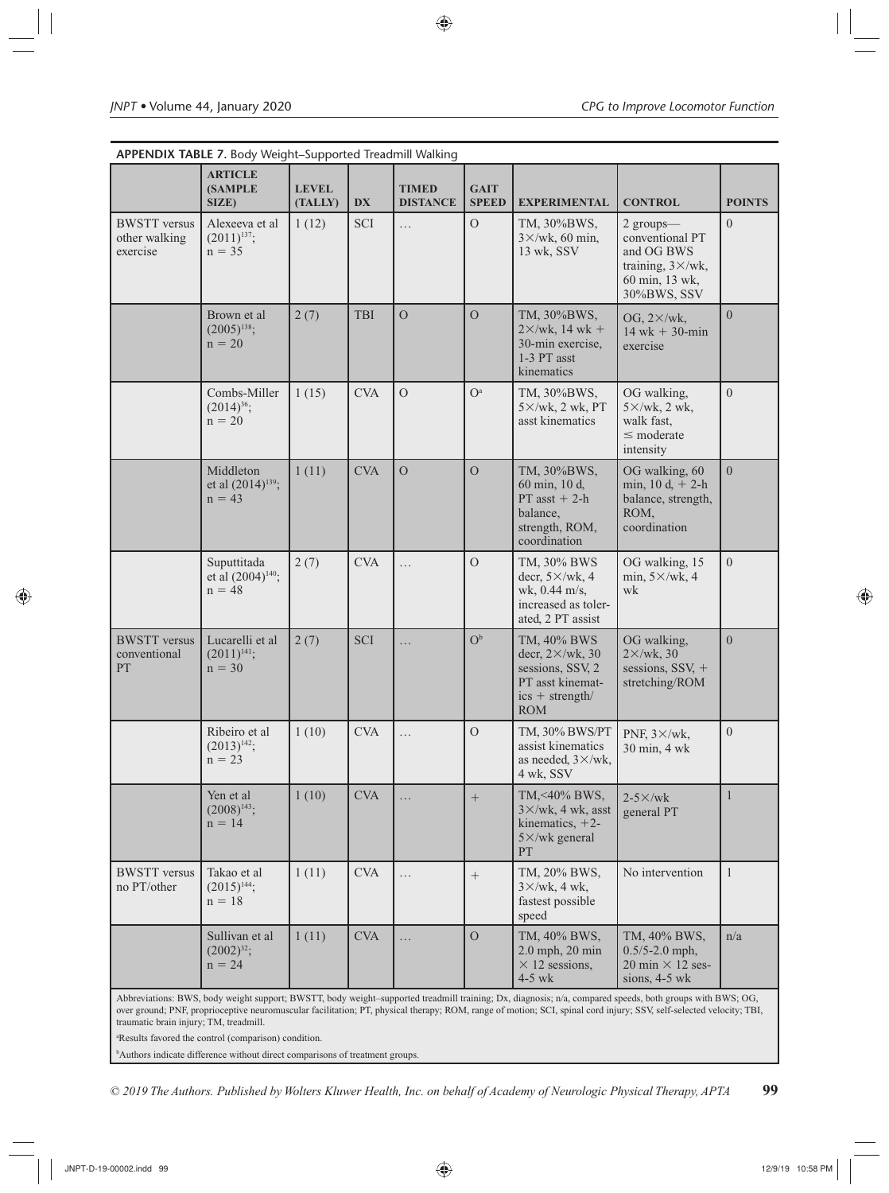**APPENDIX TABLE 7.** Body Weight–Supported Treadmill Walking

| | ARTICLE (SAMPLE SIZE) | LEVEL (TALLY) | DX | TIMED DISTANCE | GAIT SPEED | EXPERIMENTAL | CONTROL | POINTS |
|---|---|---|---|---|---|---|---|---|
| BWSTT versus other walking exercise | Alexeeva et al (2011)[137]; n = 35 | 1 (12) | SCI | … | O | TM, 30%BWS, 3×/wk, 60 min, 13 wk, SSV | 2 groups—conventional PT and OG BWS training, 3×/wk, 60 min, 13 wk, 30%BWS, SSV | 0 |
| | Brown et al (2005)[138]; n = 20 | 2 (7) | TBI | O | O | TM, 30%BWS, 2×/wk, 14 wk + 30-min exercise, 1-3 PT asst kinematics | OG, 2×/wk, 14 wk + 30-min exercise | 0 |
| | Combs-Miller (2014)[36]; n = 20 | 1 (15) | CVA | O | O[a] | TM, 30%BWS, 5×/wk, 2 wk, PT asst kinematics | OG walking, 5×/wk, 2 wk, walk fast, ≤ moderate intensity | 0 |
| | Middleton et al (2014)[139]; n = 43 | 1 (11) | CVA | O | O | TM, 30%BWS, 60 min, 10 d, PT asst + 2-h balance, strength, ROM, coordination | OG walking, 60 min, 10 d, + 2-h balance, strength, ROM, coordination | 0 |
| | Suputtitada et al (2004)[140]; n = 48 | 2 (7) | CVA | … | O | TM, 30% BWS decr, 5×/wk, 4 wk, 0.44 m/s, increased as tolerated, 2 PT assist | OG walking, 15 min, 5×/wk, 4 wk | 0 |
| BWSTT versus conventional PT | Lucarelli et al (2011)[141]; n = 30 | 2 (7) | SCI | … | O[b] | TM, 40% BWS decr, 2×/wk, 30 sessions, SSV, 2 PT asst kinematics + strength/ROM | OG walking, 2×/wk, 30 sessions, SSV, + stretching/ROM | 0 |
| | Ribeiro et al (2013)[142]; n = 23 | 1 (10) | CVA | … | O | TM, 30% BWS/PT assist kinematics as needed, 3×/wk, 4 wk, SSV | PNF, 3×/wk, 30 min, 4 wk | 0 |
| | Yen et al (2008)[143]; n = 14 | 1 (10) | CVA | … | + | TM,<40% BWS, 3×/wk, 4 wk, asst kinematics, +2-5×/wk general PT | 2-5×/wk general PT | 1 |
| BWSTT versus no PT/other | Takao et al (2015)[144]; n = 18 | 1 (11) | CVA | … | + | TM, 20% BWS, 3×/wk, 4 wk, fastest possible speed | No intervention | 1 |
| | Sullivan et al (2002)[32]; n = 24 | 1 (11) | CVA | … | O | TM, 40% BWS, 2.0 mph, 20 min × 12 sessions, 4-5 wk | TM, 40% BWS, 0.5/5-2.0 mph, 20 min × 12 sessions, 4-5 wk | n/a |

Abbreviations: BWS, body weight support; BWSTT, body weight–supported treadmill training; Dx, diagnosis; n/a, compared speeds, both groups with BWS; OG, over ground; PNF, proprioceptive neuromuscular facilitation; PT, physical therapy; ROM, range of motion; SCI, spinal cord injury; SSV, self-selected velocity; TBI, traumatic brain injury; TM, treadmill.

[a]Results favored the control (comparison) condition.

[b]Authors indicate difference without direct comparisons of treatment groups.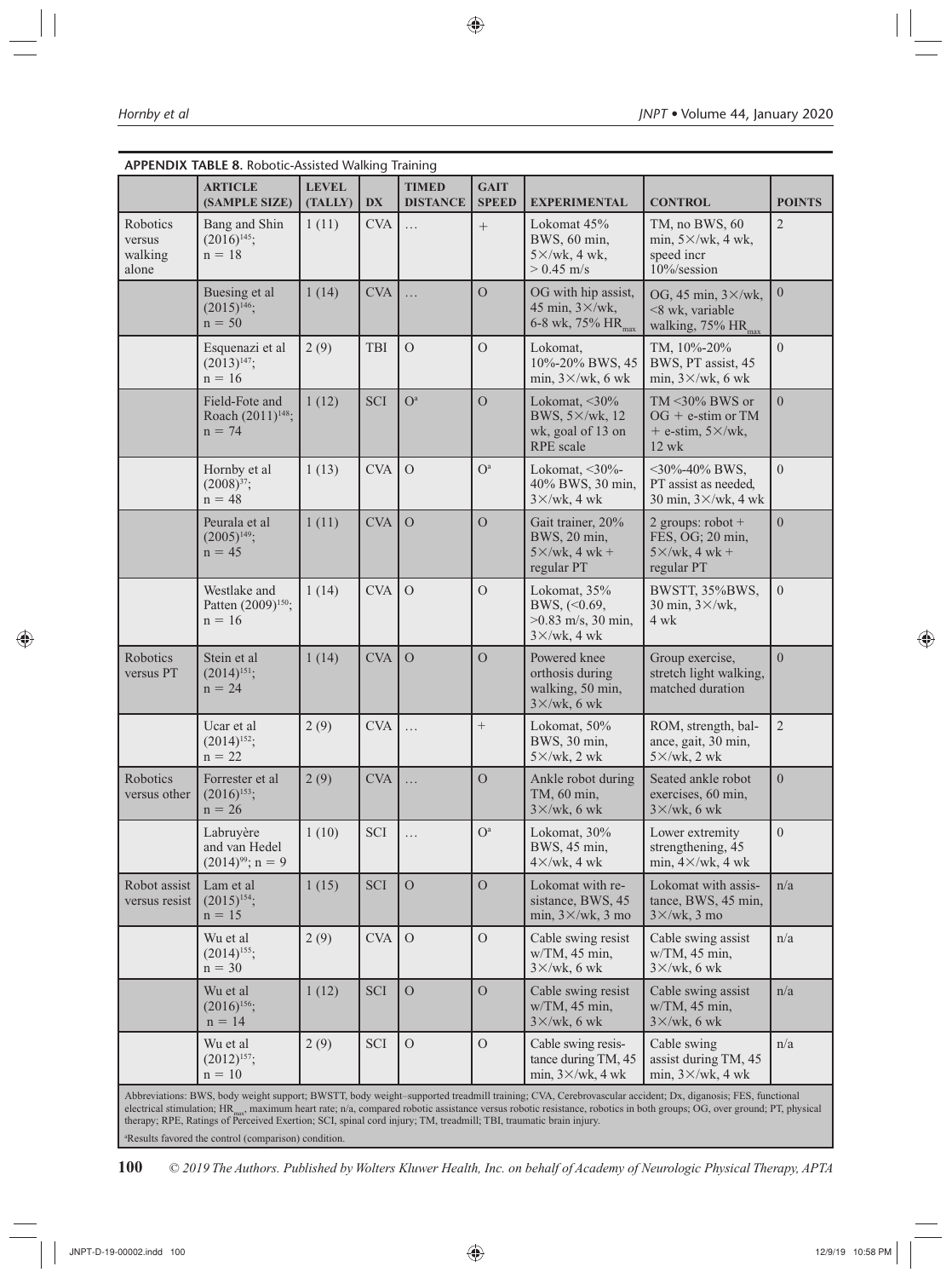**APPENDIX TABLE 8.** Robotic-Assisted Walking Training

| | ARTICLE (SAMPLE SIZE) | LEVEL (TALLY) | DX | TIMED DISTANCE | GAIT SPEED | EXPERIMENTAL | CONTROL | POINTS |
|---|---|---|---|---|---|---|---|---|
| Robotics versus walking alone | Bang and Shin (2016)[145]; n = 18 | 1 (11) | CVA | … | + | Lokomat 45% BWS, 60 min, 5×/wk, 4 wk, > 0.45 m/s | TM, no BWS, 60 min, 5×/wk, 4 wk, speed incr 10%/session | 2 |
| | Buesing et al (2015)[146]; n = 50 | 1 (14) | CVA | … | O | OG with hip assist, 45 min, 3×/wk, 6-8 wk, 75% $HR_{max}$ | OG, 45 min, 3×/wk, <8 wk, variable walking, 75% $HR_{max}$ | 0 |
| | Esquenazi et al (2013)[147]; n = 16 | 2 (9) | TBI | O | O | Lokomat, 10%-20% BWS, 45 min, 3×/wk, 6 wk | TM, 10%-20% BWS, PT assist, 45 min, 3×/wk, 6 wk | 0 |
| | Field-Fote and Roach (2011)[148]; n = 74 | 1 (12) | SCI | O[a] | O | Lokomat, <30% BWS, 5×/wk, 12 wk, goal of 13 on RPE scale | TM <30% BWS or OG + e-stim or TM + e-stim, 5×/wk, 12 wk | 0 |
| | Hornby et al (2008)[37]; n = 48 | 1 (13) | CVA | O | O[a] | Lokomat, <30%-40% BWS, 30 min, 3×/wk, 4 wk | <30%-40% BWS, PT assist as needed, 30 min, 3×/wk, 4 wk | 0 |
| | Peurala et al (2005)[149]; n = 45 | 1 (11) | CVA | O | O | Gait trainer, 20% BWS, 20 min, 5×/wk, 4 wk + regular PT | 2 groups: robot + FES, OG; 20 min, 5×/wk, 4 wk + regular PT | 0 |
| | Westlake and Patten (2009)[150]; n = 16 | 1 (14) | CVA | O | O | Lokomat, 35% BWS, (<0.69, >0.83 m/s, 30 min, 3×/wk, 4 wk | BWSTT, 35%BWS, 30 min, 3×/wk, 4 wk | 0 |
| Robotics versus PT | Stein et al (2014)[151]; n = 24 | 1 (14) | CVA | O | O | Powered knee orthosis during walking, 50 min, 3×/wk, 6 wk | Group exercise, stretch light walking, matched duration | 0 |
| | Ucar et al (2014)[152]; n = 22 | 2 (9) | CVA | … | + | Lokomat, 50% BWS, 30 min, 5×/wk, 2 wk | ROM, strength, balance, gait, 30 min, 5×/wk, 2 wk | 2 |
| Robotics versus other | Forrester et al (2016)[153]; n = 26 | 2 (9) | CVA | … | O | Ankle robot during TM, 60 min, 3×/wk, 6 wk | Seated ankle robot exercises, 60 min, 3×/wk, 6 wk | 0 |
| | Labruyère and van Hedel (2014)[99]; n = 9 | 1 (10) | SCI | … | O[a] | Lokomat, 30% BWS, 45 min, 4×/wk, 4 wk | Lower extremity strengthening, 45 min, 4×/wk, 4 wk | 0 |
| Robot assist versus resist | Lam et al (2015)[154]; n = 15 | 1 (15) | SCI | O | O | Lokomat with resistance, BWS, 45 min, 3×/wk, 3 mo | Lokomat with assistance, BWS, 45 min, 3×/wk, 3 mo | n/a |
| | Wu et al (2014)[155]; n = 30 | 2 (9) | CVA | O | O | Cable swing resist w/TM, 45 min, 3×/wk, 6 wk | Cable swing assist w/TM, 45 min, 3×/wk, 6 wk | n/a |
| | Wu et al (2016)[156]; n = 14 | 1 (12) | SCI | O | O | Cable swing resist w/TM, 45 min, 3×/wk, 6 wk | Cable swing assist w/TM, 45 min, 3×/wk, 6 wk | n/a |
| | Wu et al (2012)[157]; n = 10 | 2 (9) | SCI | O | O | Cable swing resistance during TM, 45 min, 3×/wk, 4 wk | Cable swing assist during TM, 45 min, 3×/wk, 4 wk | n/a |

Abbreviations: BWS, body weight support; BWSTT, body weight–supported treadmill training; CVA, Cerebrovascular accident; Dx, diganosis; FES, functional electrical stimulation; $HR_{max}$, maximum heart rate; n/a, compared robotic assistance versus robotic resistance, robotics in both groups; OG, over ground; PT, physical therapy; RPE, Ratings of Perceived Exertion; SCI, spinal cord injury; TM, treadmill; TBI, traumatic brain injury.

[a]Results favored the control (comparison) condition.